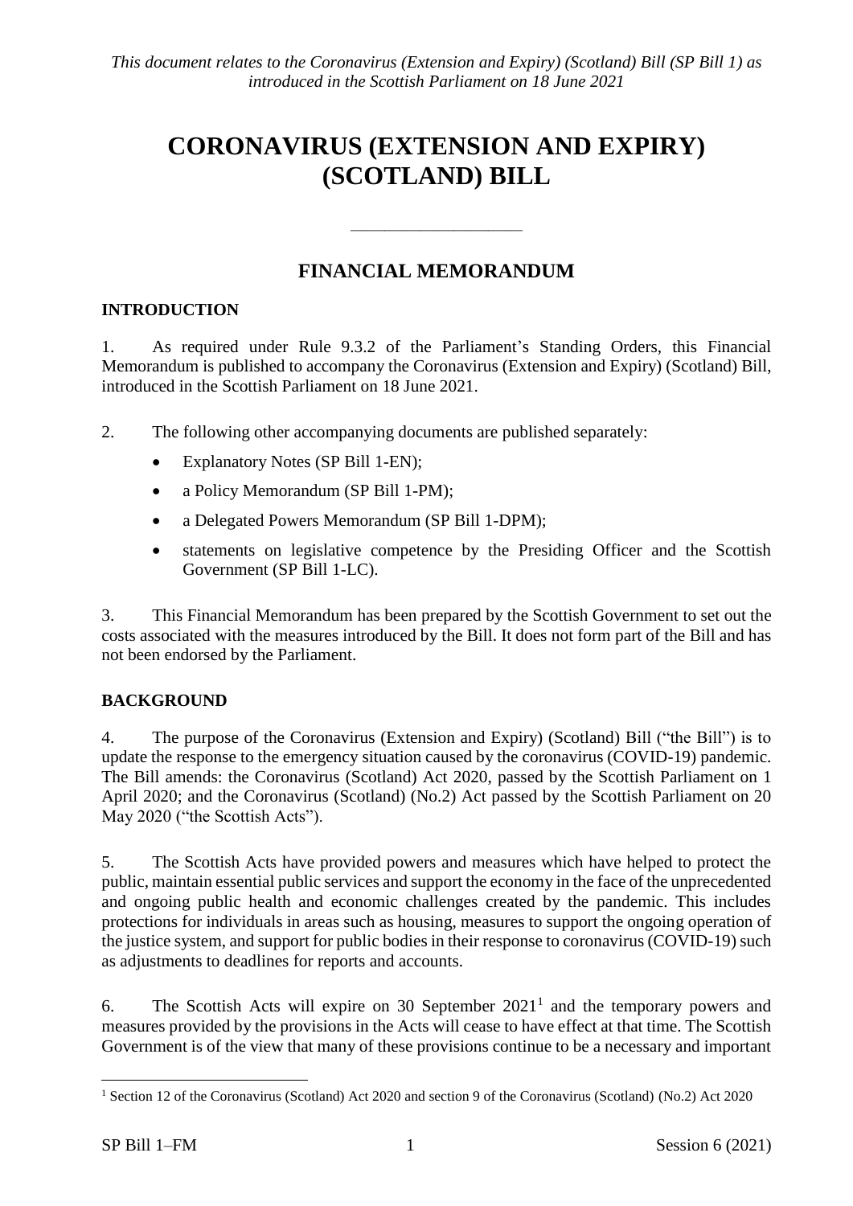*This document relates to the Coronavirus (Extension and Expiry) (Scotland) Bill (SP Bill 1) as introduced in the Scottish Parliament on 18 June 2021*

# CORONAVIRUS (EXTENSION AND EXPIRY) (SCOTLAND) BILL

---

## FINANCIAL MEMORANDUM

### INTRODUCTION

1. As required under Rule 9.3.2 of the Parliament's Standing Orders, this Financial Memorandum is published to accompany the Coronavirus (Extension and Expiry) (Scotland) Bill, introduced in the Scottish Parliament on 18 June 2021.

2. The following other accompanying documents are published separately:

- Explanatory Notes (SP Bill 1-EN);
- a Policy Memorandum (SP Bill 1-PM);
- a Delegated Powers Memorandum (SP Bill 1-DPM);
- statements on legislative competence by the Presiding Officer and the Scottish Government (SP Bill 1-LC).

3. This Financial Memorandum has been prepared by the Scottish Government to set out the costs associated with the measures introduced by the Bill. It does not form part of the Bill and has not been endorsed by the Parliament.

### BACKGROUND

4. The purpose of the Coronavirus (Extension and Expiry) (Scotland) Bill ("the Bill") is to update the response to the emergency situation caused by the coronavirus (COVID-19) pandemic. The Bill amends: the Coronavirus (Scotland) Act 2020, passed by the Scottish Parliament on 1 April 2020; and the Coronavirus (Scotland) (No.2) Act passed by the Scottish Parliament on 20 May 2020 ("the Scottish Acts").

5. The Scottish Acts have provided powers and measures which have helped to protect the public, maintain essential public services and support the economy in the face of the unprecedented and ongoing public health and economic challenges created by the pandemic. This includes protections for individuals in areas such as housing, measures to support the ongoing operation of the justice system, and support for public bodies in their response to coronavirus (COVID-19) such as adjustments to deadlines for reports and accounts.

6. The Scottish Acts will expire on 30 September 2021[1] and the temporary powers and measures provided by the provisions in the Acts will cease to have effect at that time. The Scottish Government is of the view that many of these provisions continue to be a necessary and important

[1] Section 12 of the Coronavirus (Scotland) Act 2020 and section 9 of the Coronavirus (Scotland) (No.2) Act 2020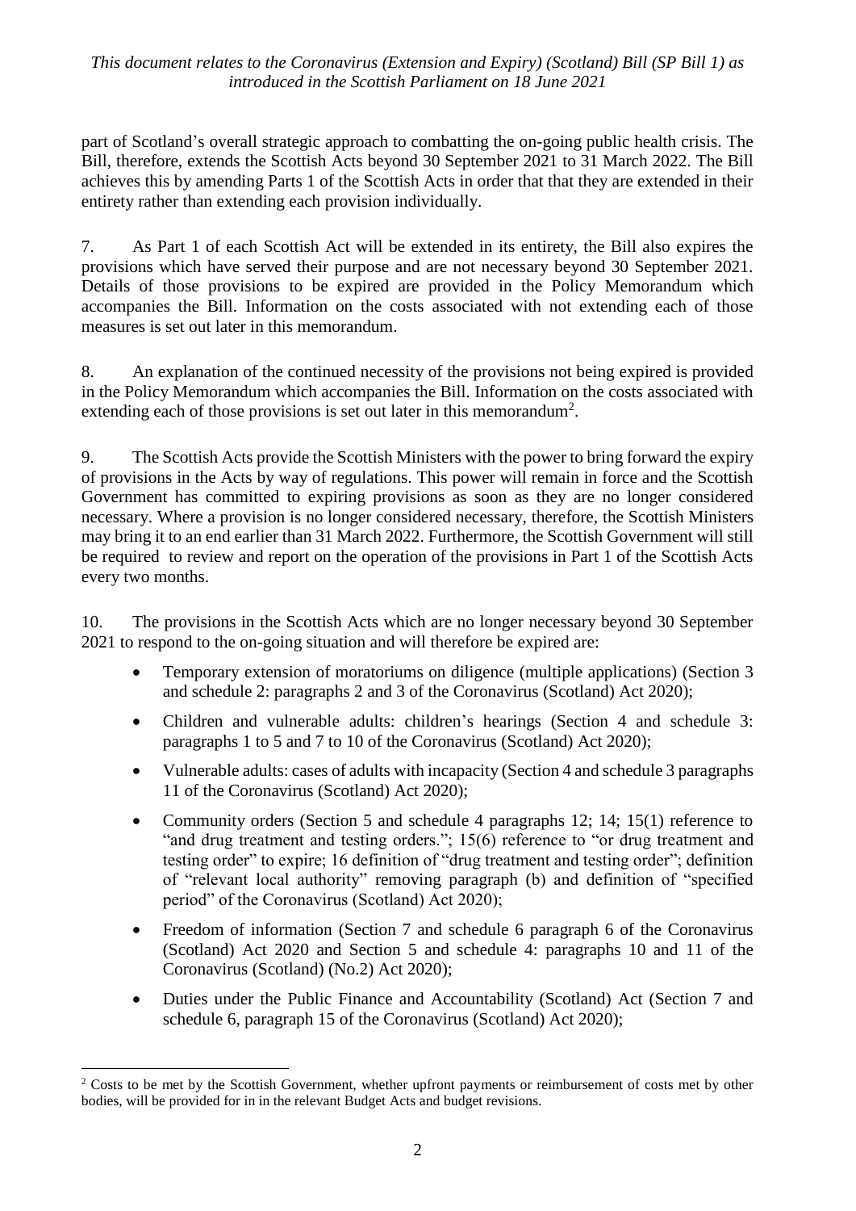part of Scotland's overall strategic approach to combatting the on-going public health crisis. The Bill, therefore, extends the Scottish Acts beyond 30 September 2021 to 31 March 2022. The Bill achieves this by amending Parts 1 of the Scottish Acts in order that that they are extended in their entirety rather than extending each provision individually.

7. As Part 1 of each Scottish Act will be extended in its entirety, the Bill also expires the provisions which have served their purpose and are not necessary beyond 30 September 2021. Details of those provisions to be expired are provided in the Policy Memorandum which accompanies the Bill. Information on the costs associated with not extending each of those measures is set out later in this memorandum.

8. An explanation of the continued necessity of the provisions not being expired is provided in the Policy Memorandum which accompanies the Bill. Information on the costs associated with extending each of those provisions is set out later in this memorandum[2].

9. The Scottish Acts provide the Scottish Ministers with the power to bring forward the expiry of provisions in the Acts by way of regulations. This power will remain in force and the Scottish Government has committed to expiring provisions as soon as they are no longer considered necessary. Where a provision is no longer considered necessary, therefore, the Scottish Ministers may bring it to an end earlier than 31 March 2022. Furthermore, the Scottish Government will still be required to review and report on the operation of the provisions in Part 1 of the Scottish Acts every two months.

10. The provisions in the Scottish Acts which are no longer necessary beyond 30 September 2021 to respond to the on-going situation and will therefore be expired are:

- Temporary extension of moratoriums on diligence (multiple applications) (Section 3 and schedule 2: paragraphs 2 and 3 of the Coronavirus (Scotland) Act 2020);
- Children and vulnerable adults: children's hearings (Section 4 and schedule 3: paragraphs 1 to 5 and 7 to 10 of the Coronavirus (Scotland) Act 2020);
- Vulnerable adults: cases of adults with incapacity (Section 4 and schedule 3 paragraphs 11 of the Coronavirus (Scotland) Act 2020);
- Community orders (Section 5 and schedule 4 paragraphs 12; 14; 15(1) reference to "and drug treatment and testing orders."; 15(6) reference to "or drug treatment and testing order" to expire; 16 definition of "drug treatment and testing order"; definition of "relevant local authority" removing paragraph (b) and definition of "specified period" of the Coronavirus (Scotland) Act 2020);
- Freedom of information (Section 7 and schedule 6 paragraph 6 of the Coronavirus (Scotland) Act 2020 and Section 5 and schedule 4: paragraphs 10 and 11 of the Coronavirus (Scotland) (No.2) Act 2020);
- Duties under the Public Finance and Accountability (Scotland) Act (Section 7 and schedule 6, paragraph 15 of the Coronavirus (Scotland) Act 2020);

[2] Costs to be met by the Scottish Government, whether upfront payments or reimbursement of costs met by other bodies, will be provided for in in the relevant Budget Acts and budget revisions.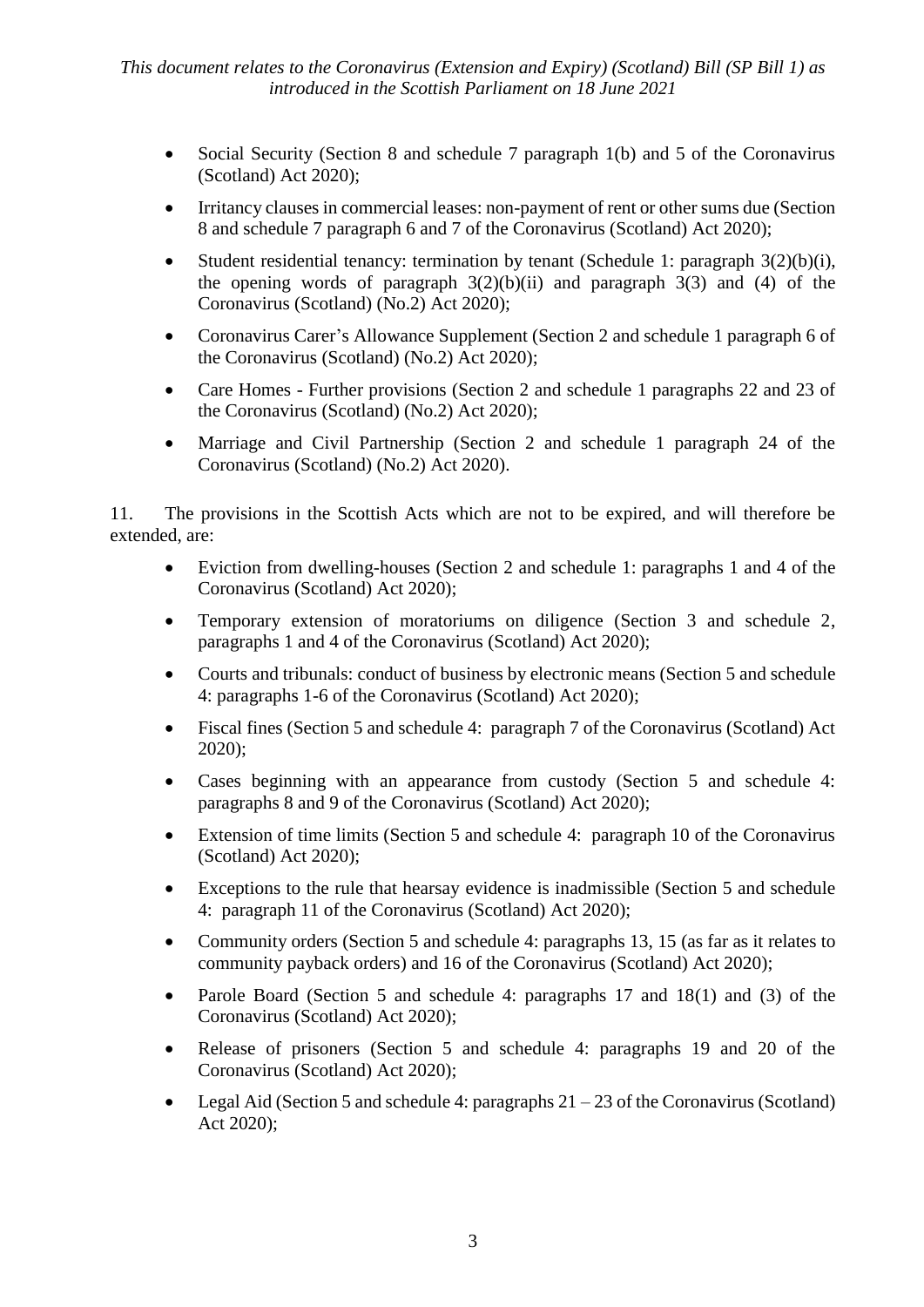- Social Security (Section 8 and schedule 7 paragraph 1(b) and 5 of the Coronavirus (Scotland) Act 2020);
- Irritancy clauses in commercial leases: non-payment of rent or other sums due (Section 8 and schedule 7 paragraph 6 and 7 of the Coronavirus (Scotland) Act 2020);
- Student residential tenancy: termination by tenant (Schedule 1: paragraph 3(2)(b)(i), the opening words of paragraph 3(2)(b)(ii) and paragraph 3(3) and (4) of the Coronavirus (Scotland) (No.2) Act 2020);
- Coronavirus Carer's Allowance Supplement (Section 2 and schedule 1 paragraph 6 of the Coronavirus (Scotland) (No.2) Act 2020);
- Care Homes - Further provisions (Section 2 and schedule 1 paragraphs 22 and 23 of the Coronavirus (Scotland) (No.2) Act 2020);
- Marriage and Civil Partnership (Section 2 and schedule 1 paragraph 24 of the Coronavirus (Scotland) (No.2) Act 2020).

11. The provisions in the Scottish Acts which are not to be expired, and will therefore be extended, are:

- Eviction from dwelling-houses (Section 2 and schedule 1: paragraphs 1 and 4 of the Coronavirus (Scotland) Act 2020);
- Temporary extension of moratoriums on diligence (Section 3 and schedule 2, paragraphs 1 and 4 of the Coronavirus (Scotland) Act 2020);
- Courts and tribunals: conduct of business by electronic means (Section 5 and schedule 4: paragraphs 1-6 of the Coronavirus (Scotland) Act 2020);
- Fiscal fines (Section 5 and schedule 4: paragraph 7 of the Coronavirus (Scotland) Act 2020);
- Cases beginning with an appearance from custody (Section 5 and schedule 4: paragraphs 8 and 9 of the Coronavirus (Scotland) Act 2020);
- Extension of time limits (Section 5 and schedule 4: paragraph 10 of the Coronavirus (Scotland) Act 2020);
- Exceptions to the rule that hearsay evidence is inadmissible (Section 5 and schedule 4: paragraph 11 of the Coronavirus (Scotland) Act 2020);
- Community orders (Section 5 and schedule 4: paragraphs 13, 15 (as far as it relates to community payback orders) and 16 of the Coronavirus (Scotland) Act 2020);
- Parole Board (Section 5 and schedule 4: paragraphs 17 and 18(1) and (3) of the Coronavirus (Scotland) Act 2020);
- Release of prisoners (Section 5 and schedule 4: paragraphs 19 and 20 of the Coronavirus (Scotland) Act 2020);
- Legal Aid (Section 5 and schedule 4: paragraphs 21 – 23 of the Coronavirus (Scotland) Act 2020);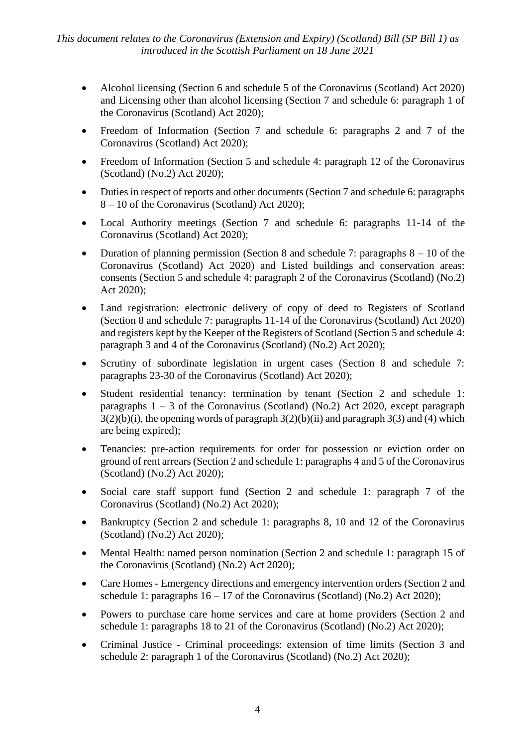- Alcohol licensing (Section 6 and schedule 5 of the Coronavirus (Scotland) Act 2020) and Licensing other than alcohol licensing (Section 7 and schedule 6: paragraph 1 of the Coronavirus (Scotland) Act 2020);
- Freedom of Information (Section 7 and schedule 6: paragraphs 2 and 7 of the Coronavirus (Scotland) Act 2020);
- Freedom of Information (Section 5 and schedule 4: paragraph 12 of the Coronavirus (Scotland) (No.2) Act 2020);
- Duties in respect of reports and other documents (Section 7 and schedule 6: paragraphs 8 – 10 of the Coronavirus (Scotland) Act 2020);
- Local Authority meetings (Section 7 and schedule 6: paragraphs 11-14 of the Coronavirus (Scotland) Act 2020);
- Duration of planning permission (Section 8 and schedule 7: paragraphs 8 – 10 of the Coronavirus (Scotland) Act 2020) and Listed buildings and conservation areas: consents (Section 5 and schedule 4: paragraph 2 of the Coronavirus (Scotland) (No.2) Act 2020);
- Land registration: electronic delivery of copy of deed to Registers of Scotland (Section 8 and schedule 7: paragraphs 11-14 of the Coronavirus (Scotland) Act 2020) and registers kept by the Keeper of the Registers of Scotland (Section 5 and schedule 4: paragraph 3 and 4 of the Coronavirus (Scotland) (No.2) Act 2020);
- Scrutiny of subordinate legislation in urgent cases (Section 8 and schedule 7: paragraphs 23-30 of the Coronavirus (Scotland) Act 2020);
- Student residential tenancy: termination by tenant (Section 2 and schedule 1: paragraphs 1 – 3 of the Coronavirus (Scotland) (No.2) Act 2020, except paragraph 3(2)(b)(i), the opening words of paragraph 3(2)(b)(ii) and paragraph 3(3) and (4) which are being expired);
- Tenancies: pre-action requirements for order for possession or eviction order on ground of rent arrears (Section 2 and schedule 1: paragraphs 4 and 5 of the Coronavirus (Scotland) (No.2) Act 2020);
- Social care staff support fund (Section 2 and schedule 1: paragraph 7 of the Coronavirus (Scotland) (No.2) Act 2020);
- Bankruptcy (Section 2 and schedule 1: paragraphs 8, 10 and 12 of the Coronavirus (Scotland) (No.2) Act 2020);
- Mental Health: named person nomination (Section 2 and schedule 1: paragraph 15 of the Coronavirus (Scotland) (No.2) Act 2020);
- Care Homes - Emergency directions and emergency intervention orders (Section 2 and schedule 1: paragraphs 16 – 17 of the Coronavirus (Scotland) (No.2) Act 2020);
- Powers to purchase care home services and care at home providers (Section 2 and schedule 1: paragraphs 18 to 21 of the Coronavirus (Scotland) (No.2) Act 2020);
- Criminal Justice - Criminal proceedings: extension of time limits (Section 3 and schedule 2: paragraph 1 of the Coronavirus (Scotland) (No.2) Act 2020);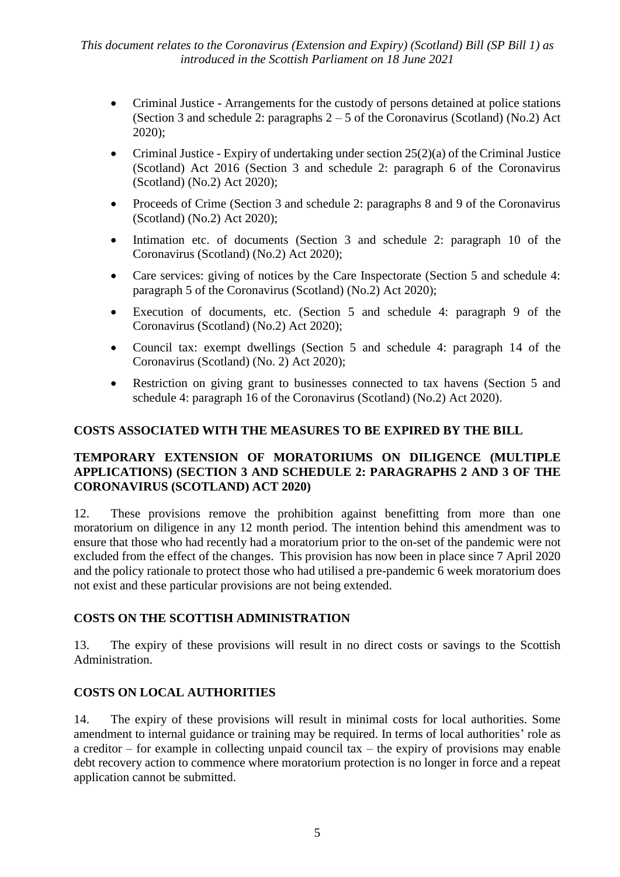- Criminal Justice - Arrangements for the custody of persons detained at police stations (Section 3 and schedule 2: paragraphs 2 – 5 of the Coronavirus (Scotland) (No.2) Act 2020);
- Criminal Justice - Expiry of undertaking under section 25(2)(a) of the Criminal Justice (Scotland) Act 2016 (Section 3 and schedule 2: paragraph 6 of the Coronavirus (Scotland) (No.2) Act 2020);
- Proceeds of Crime (Section 3 and schedule 2: paragraphs 8 and 9 of the Coronavirus (Scotland) (No.2) Act 2020);
- Intimation etc. of documents (Section 3 and schedule 2: paragraph 10 of the Coronavirus (Scotland) (No.2) Act 2020);
- Care services: giving of notices by the Care Inspectorate (Section 5 and schedule 4: paragraph 5 of the Coronavirus (Scotland) (No.2) Act 2020);
- Execution of documents, etc. (Section 5 and schedule 4: paragraph 9 of the Coronavirus (Scotland) (No.2) Act 2020);
- Council tax: exempt dwellings (Section 5 and schedule 4: paragraph 14 of the Coronavirus (Scotland) (No. 2) Act 2020);
- Restriction on giving grant to businesses connected to tax havens (Section 5 and schedule 4: paragraph 16 of the Coronavirus (Scotland) (No.2) Act 2020).

## COSTS ASSOCIATED WITH THE MEASURES TO BE EXPIRED BY THE BILL

### TEMPORARY EXTENSION OF MORATORIUMS ON DILIGENCE (MULTIPLE APPLICATIONS) (SECTION 3 AND SCHEDULE 2: PARAGRAPHS 2 AND 3 OF THE CORONAVIRUS (SCOTLAND) ACT 2020)

12. These provisions remove the prohibition against benefitting from more than one moratorium on diligence in any 12 month period. The intention behind this amendment was to ensure that those who had recently had a moratorium prior to the on-set of the pandemic were not excluded from the effect of the changes. This provision has now been in place since 7 April 2020 and the policy rationale to protect those who had utilised a pre-pandemic 6 week moratorium does not exist and these particular provisions are not being extended.

### COSTS ON THE SCOTTISH ADMINISTRATION

13. The expiry of these provisions will result in no direct costs or savings to the Scottish Administration.

### COSTS ON LOCAL AUTHORITIES

14. The expiry of these provisions will result in minimal costs for local authorities. Some amendment to internal guidance or training may be required. In terms of local authorities' role as a creditor – for example in collecting unpaid council tax – the expiry of provisions may enable debt recovery action to commence where moratorium protection is no longer in force and a repeat application cannot be submitted.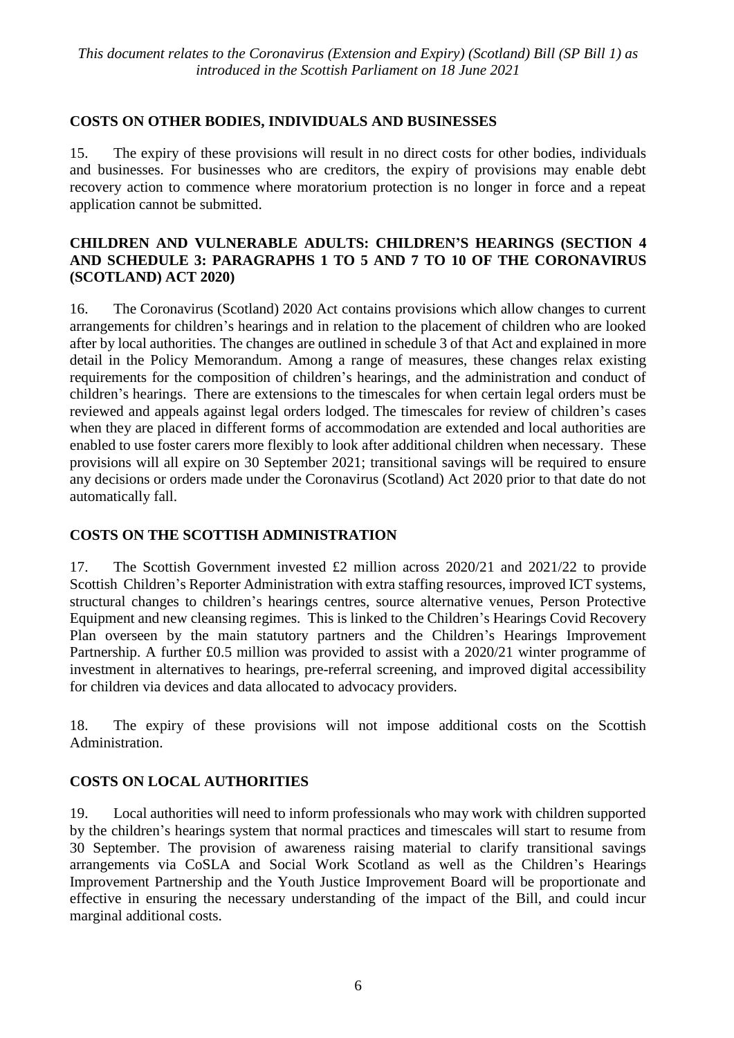## COSTS ON OTHER BODIES, INDIVIDUALS AND BUSINESSES

15. The expiry of these provisions will result in no direct costs for other bodies, individuals and businesses. For businesses who are creditors, the expiry of provisions may enable debt recovery action to commence where moratorium protection is no longer in force and a repeat application cannot be submitted.

## CHILDREN AND VULNERABLE ADULTS: CHILDREN'S HEARINGS (SECTION 4 AND SCHEDULE 3: PARAGRAPHS 1 TO 5 AND 7 TO 10 OF THE CORONAVIRUS (SCOTLAND) ACT 2020)

16. The Coronavirus (Scotland) 2020 Act contains provisions which allow changes to current arrangements for children's hearings and in relation to the placement of children who are looked after by local authorities. The changes are outlined in schedule 3 of that Act and explained in more detail in the Policy Memorandum. Among a range of measures, these changes relax existing requirements for the composition of children's hearings, and the administration and conduct of children's hearings. There are extensions to the timescales for when certain legal orders must be reviewed and appeals against legal orders lodged. The timescales for review of children's cases when they are placed in different forms of accommodation are extended and local authorities are enabled to use foster carers more flexibly to look after additional children when necessary. These provisions will all expire on 30 September 2021; transitional savings will be required to ensure any decisions or orders made under the Coronavirus (Scotland) Act 2020 prior to that date do not automatically fall.

## COSTS ON THE SCOTTISH ADMINISTRATION

17. The Scottish Government invested £2 million across 2020/21 and 2021/22 to provide Scottish Children's Reporter Administration with extra staffing resources, improved ICT systems, structural changes to children's hearings centres, source alternative venues, Person Protective Equipment and new cleansing regimes. This is linked to the Children's Hearings Covid Recovery Plan overseen by the main statutory partners and the Children's Hearings Improvement Partnership. A further £0.5 million was provided to assist with a 2020/21 winter programme of investment in alternatives to hearings, pre-referral screening, and improved digital accessibility for children via devices and data allocated to advocacy providers.

18. The expiry of these provisions will not impose additional costs on the Scottish Administration.

## COSTS ON LOCAL AUTHORITIES

19. Local authorities will need to inform professionals who may work with children supported by the children's hearings system that normal practices and timescales will start to resume from 30 September. The provision of awareness raising material to clarify transitional savings arrangements via CoSLA and Social Work Scotland as well as the Children's Hearings Improvement Partnership and the Youth Justice Improvement Board will be proportionate and effective in ensuring the necessary understanding of the impact of the Bill, and could incur marginal additional costs.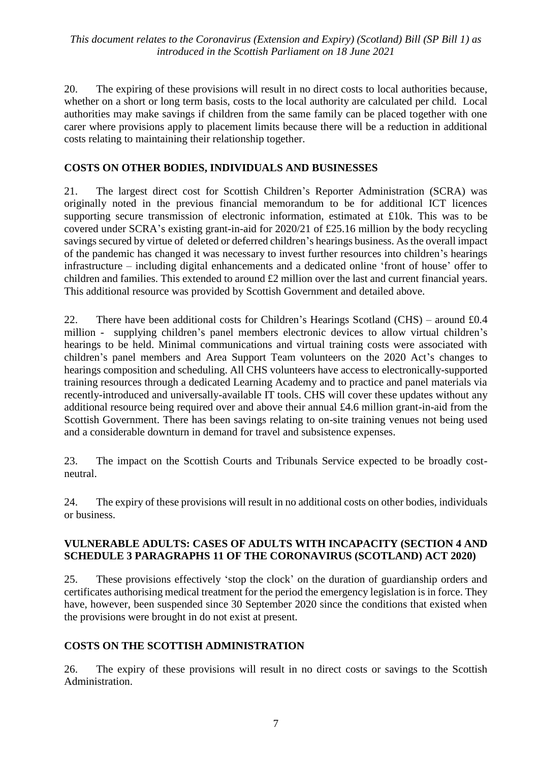20. The expiring of these provisions will result in no direct costs to local authorities because, whether on a short or long term basis, costs to the local authority are calculated per child. Local authorities may make savings if children from the same family can be placed together with one carer where provisions apply to placement limits because there will be a reduction in additional costs relating to maintaining their relationship together.

## COSTS ON OTHER BODIES, INDIVIDUALS AND BUSINESSES

21. The largest direct cost for Scottish Children's Reporter Administration (SCRA) was originally noted in the previous financial memorandum to be for additional ICT licences supporting secure transmission of electronic information, estimated at £10k. This was to be covered under SCRA's existing grant-in-aid for 2020/21 of £25.16 million by the body recycling savings secured by virtue of deleted or deferred children's hearings business. As the overall impact of the pandemic has changed it was necessary to invest further resources into children's hearings infrastructure – including digital enhancements and a dedicated online 'front of house' offer to children and families. This extended to around £2 million over the last and current financial years. This additional resource was provided by Scottish Government and detailed above.

22. There have been additional costs for Children's Hearings Scotland (CHS) – around £0.4 million - supplying children's panel members electronic devices to allow virtual children's hearings to be held. Minimal communications and virtual training costs were associated with children's panel members and Area Support Team volunteers on the 2020 Act's changes to hearings composition and scheduling. All CHS volunteers have access to electronically-supported training resources through a dedicated Learning Academy and to practice and panel materials via recently-introduced and universally-available IT tools. CHS will cover these updates without any additional resource being required over and above their annual £4.6 million grant-in-aid from the Scottish Government. There has been savings relating to on-site training venues not being used and a considerable downturn in demand for travel and subsistence expenses.

23. The impact on the Scottish Courts and Tribunals Service expected to be broadly cost-neutral.

24. The expiry of these provisions will result in no additional costs on other bodies, individuals or business.

## VULNERABLE ADULTS: CASES OF ADULTS WITH INCAPACITY (SECTION 4 AND SCHEDULE 3 PARAGRAPHS 11 OF THE CORONAVIRUS (SCOTLAND) ACT 2020)

25. These provisions effectively 'stop the clock' on the duration of guardianship orders and certificates authorising medical treatment for the period the emergency legislation is in force. They have, however, been suspended since 30 September 2020 since the conditions that existed when the provisions were brought in do not exist at present.

## COSTS ON THE SCOTTISH ADMINISTRATION

26. The expiry of these provisions will result in no direct costs or savings to the Scottish Administration.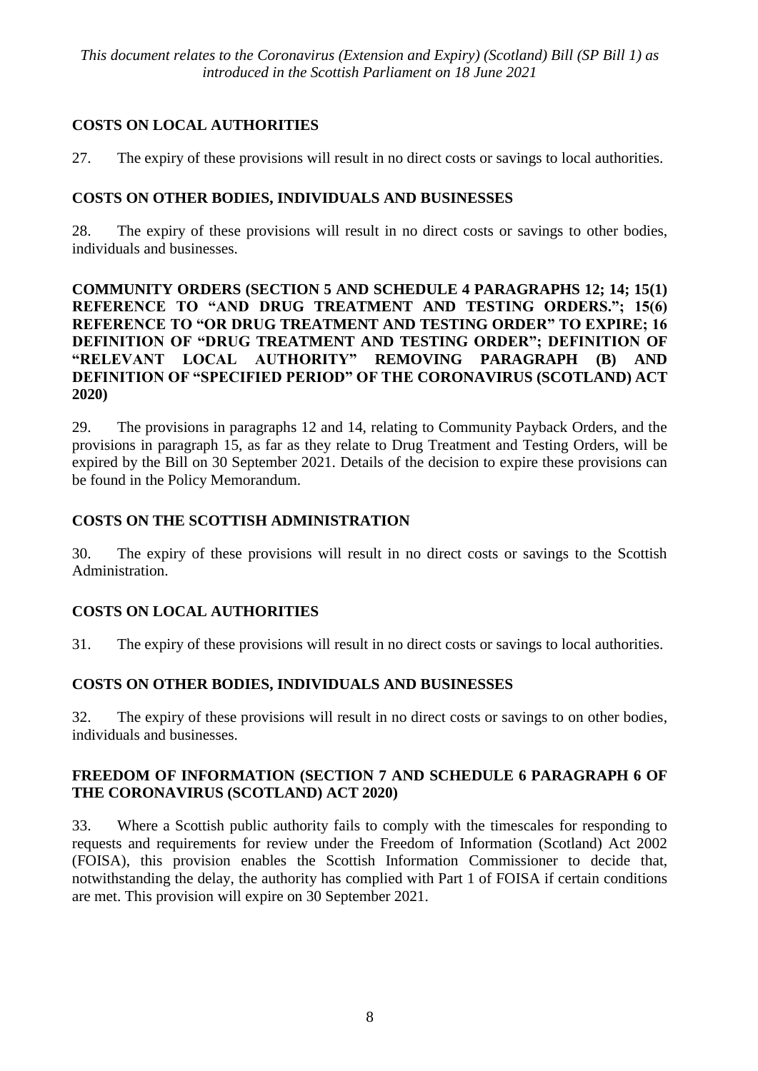## COSTS ON LOCAL AUTHORITIES

27. The expiry of these provisions will result in no direct costs or savings to local authorities.

## COSTS ON OTHER BODIES, INDIVIDUALS AND BUSINESSES

28. The expiry of these provisions will result in no direct costs or savings to other bodies, individuals and businesses.

## COMMUNITY ORDERS (SECTION 5 AND SCHEDULE 4 PARAGRAPHS 12; 14; 15(1) REFERENCE TO "AND DRUG TREATMENT AND TESTING ORDERS."; 15(6) REFERENCE TO "OR DRUG TREATMENT AND TESTING ORDER" TO EXPIRE; 16 DEFINITION OF "DRUG TREATMENT AND TESTING ORDER"; DEFINITION OF "RELEVANT LOCAL AUTHORITY" REMOVING PARAGRAPH (B) AND DEFINITION OF "SPECIFIED PERIOD" OF THE CORONAVIRUS (SCOTLAND) ACT 2020)

29. The provisions in paragraphs 12 and 14, relating to Community Payback Orders, and the provisions in paragraph 15, as far as they relate to Drug Treatment and Testing Orders, will be expired by the Bill on 30 September 2021. Details of the decision to expire these provisions can be found in the Policy Memorandum.

## COSTS ON THE SCOTTISH ADMINISTRATION

30. The expiry of these provisions will result in no direct costs or savings to the Scottish Administration.

## COSTS ON LOCAL AUTHORITIES

31. The expiry of these provisions will result in no direct costs or savings to local authorities.

## COSTS ON OTHER BODIES, INDIVIDUALS AND BUSINESSES

32. The expiry of these provisions will result in no direct costs or savings to on other bodies, individuals and businesses.

## FREEDOM OF INFORMATION (SECTION 7 AND SCHEDULE 6 PARAGRAPH 6 OF THE CORONAVIRUS (SCOTLAND) ACT 2020)

33. Where a Scottish public authority fails to comply with the timescales for responding to requests and requirements for review under the Freedom of Information (Scotland) Act 2002 (FOISA), this provision enables the Scottish Information Commissioner to decide that, notwithstanding the delay, the authority has complied with Part 1 of FOISA if certain conditions are met. This provision will expire on 30 September 2021.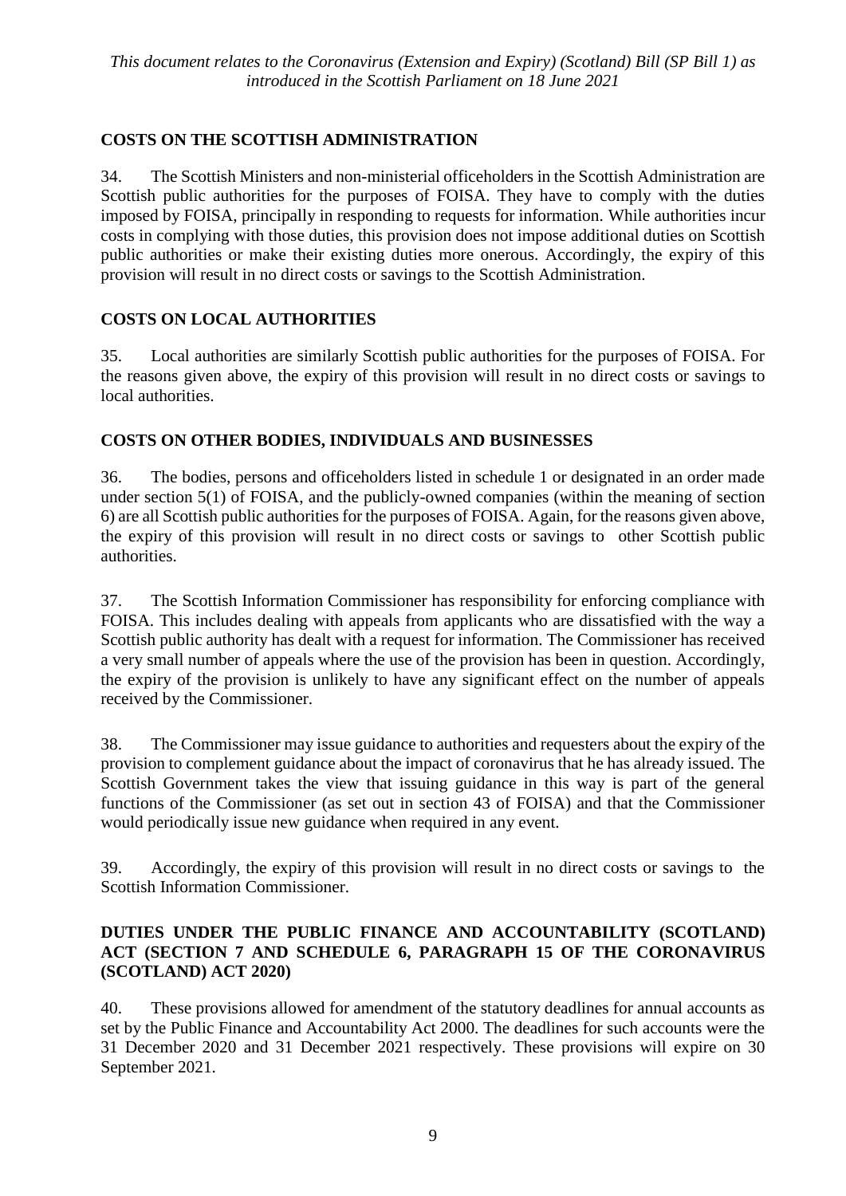## COSTS ON THE SCOTTISH ADMINISTRATION

34. The Scottish Ministers and non-ministerial officeholders in the Scottish Administration are Scottish public authorities for the purposes of FOISA. They have to comply with the duties imposed by FOISA, principally in responding to requests for information. While authorities incur costs in complying with those duties, this provision does not impose additional duties on Scottish public authorities or make their existing duties more onerous. Accordingly, the expiry of this provision will result in no direct costs or savings to the Scottish Administration.

## COSTS ON LOCAL AUTHORITIES

35. Local authorities are similarly Scottish public authorities for the purposes of FOISA. For the reasons given above, the expiry of this provision will result in no direct costs or savings to local authorities.

## COSTS ON OTHER BODIES, INDIVIDUALS AND BUSINESSES

36. The bodies, persons and officeholders listed in schedule 1 or designated in an order made under section 5(1) of FOISA, and the publicly-owned companies (within the meaning of section 6) are all Scottish public authorities for the purposes of FOISA. Again, for the reasons given above, the expiry of this provision will result in no direct costs or savings to other Scottish public authorities.

37. The Scottish Information Commissioner has responsibility for enforcing compliance with FOISA. This includes dealing with appeals from applicants who are dissatisfied with the way a Scottish public authority has dealt with a request for information. The Commissioner has received a very small number of appeals where the use of the provision has been in question. Accordingly, the expiry of the provision is unlikely to have any significant effect on the number of appeals received by the Commissioner.

38. The Commissioner may issue guidance to authorities and requesters about the expiry of the provision to complement guidance about the impact of coronavirus that he has already issued. The Scottish Government takes the view that issuing guidance in this way is part of the general functions of the Commissioner (as set out in section 43 of FOISA) and that the Commissioner would periodically issue new guidance when required in any event.

39. Accordingly, the expiry of this provision will result in no direct costs or savings to the Scottish Information Commissioner.

## DUTIES UNDER THE PUBLIC FINANCE AND ACCOUNTABILITY (SCOTLAND) ACT (SECTION 7 AND SCHEDULE 6, PARAGRAPH 15 OF THE CORONAVIRUS (SCOTLAND) ACT 2020)

40. These provisions allowed for amendment of the statutory deadlines for annual accounts as set by the Public Finance and Accountability Act 2000. The deadlines for such accounts were the 31 December 2020 and 31 December 2021 respectively. These provisions will expire on 30 September 2021.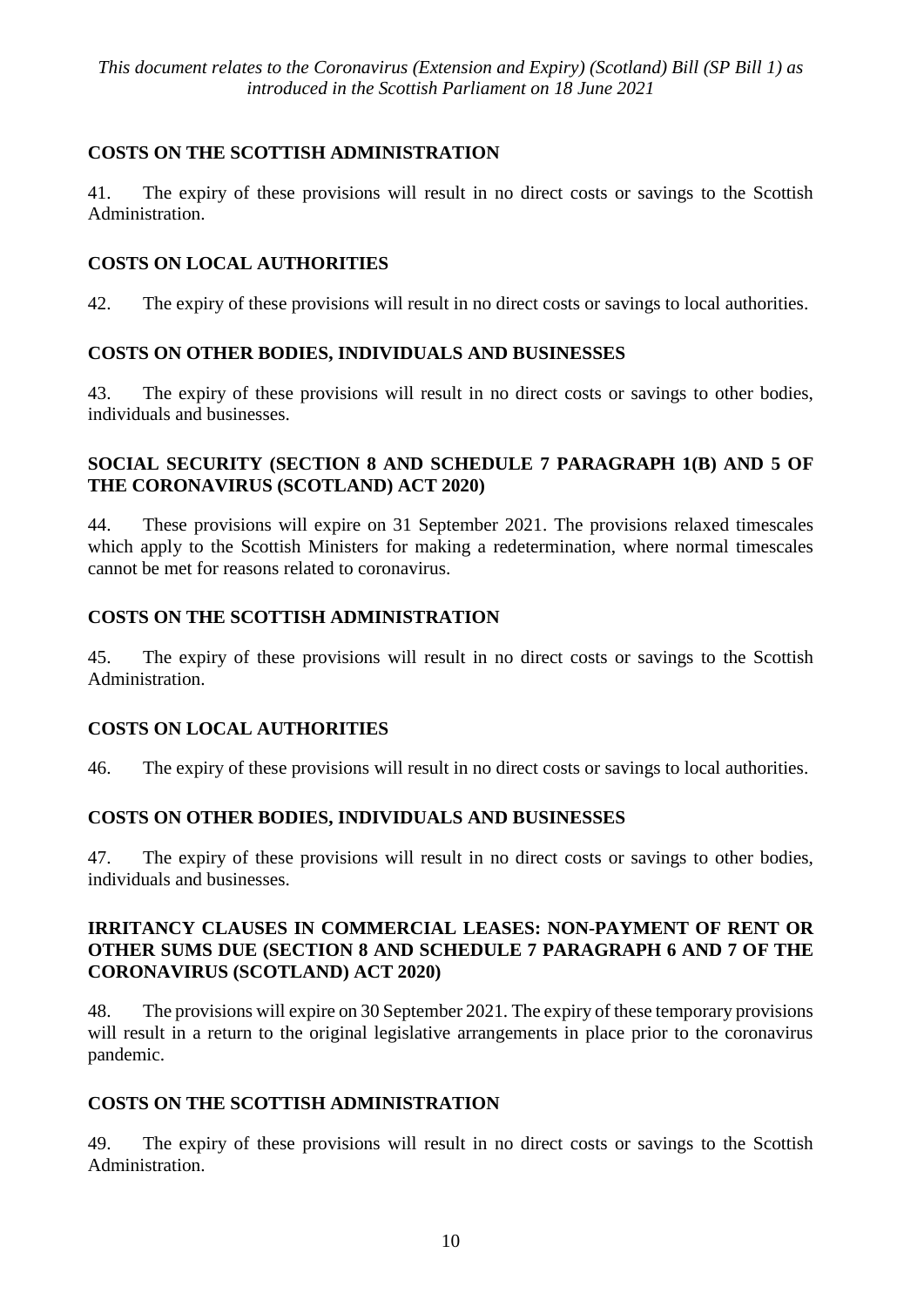### COSTS ON THE SCOTTISH ADMINISTRATION

41. The expiry of these provisions will result in no direct costs or savings to the Scottish Administration.

### COSTS ON LOCAL AUTHORITIES

42. The expiry of these provisions will result in no direct costs or savings to local authorities.

### COSTS ON OTHER BODIES, INDIVIDUALS AND BUSINESSES

43. The expiry of these provisions will result in no direct costs or savings to other bodies, individuals and businesses.

### SOCIAL SECURITY (SECTION 8 AND SCHEDULE 7 PARAGRAPH 1(B) AND 5 OF THE CORONAVIRUS (SCOTLAND) ACT 2020)

44. These provisions will expire on 31 September 2021. The provisions relaxed timescales which apply to the Scottish Ministers for making a redetermination, where normal timescales cannot be met for reasons related to coronavirus.

### COSTS ON THE SCOTTISH ADMINISTRATION

45. The expiry of these provisions will result in no direct costs or savings to the Scottish Administration.

### COSTS ON LOCAL AUTHORITIES

46. The expiry of these provisions will result in no direct costs or savings to local authorities.

### COSTS ON OTHER BODIES, INDIVIDUALS AND BUSINESSES

47. The expiry of these provisions will result in no direct costs or savings to other bodies, individuals and businesses.

### IRRITANCY CLAUSES IN COMMERCIAL LEASES: NON-PAYMENT OF RENT OR OTHER SUMS DUE (SECTION 8 AND SCHEDULE 7 PARAGRAPH 6 AND 7 OF THE CORONAVIRUS (SCOTLAND) ACT 2020)

48. The provisions will expire on 30 September 2021. The expiry of these temporary provisions will result in a return to the original legislative arrangements in place prior to the coronavirus pandemic.

### COSTS ON THE SCOTTISH ADMINISTRATION

49. The expiry of these provisions will result in no direct costs or savings to the Scottish Administration.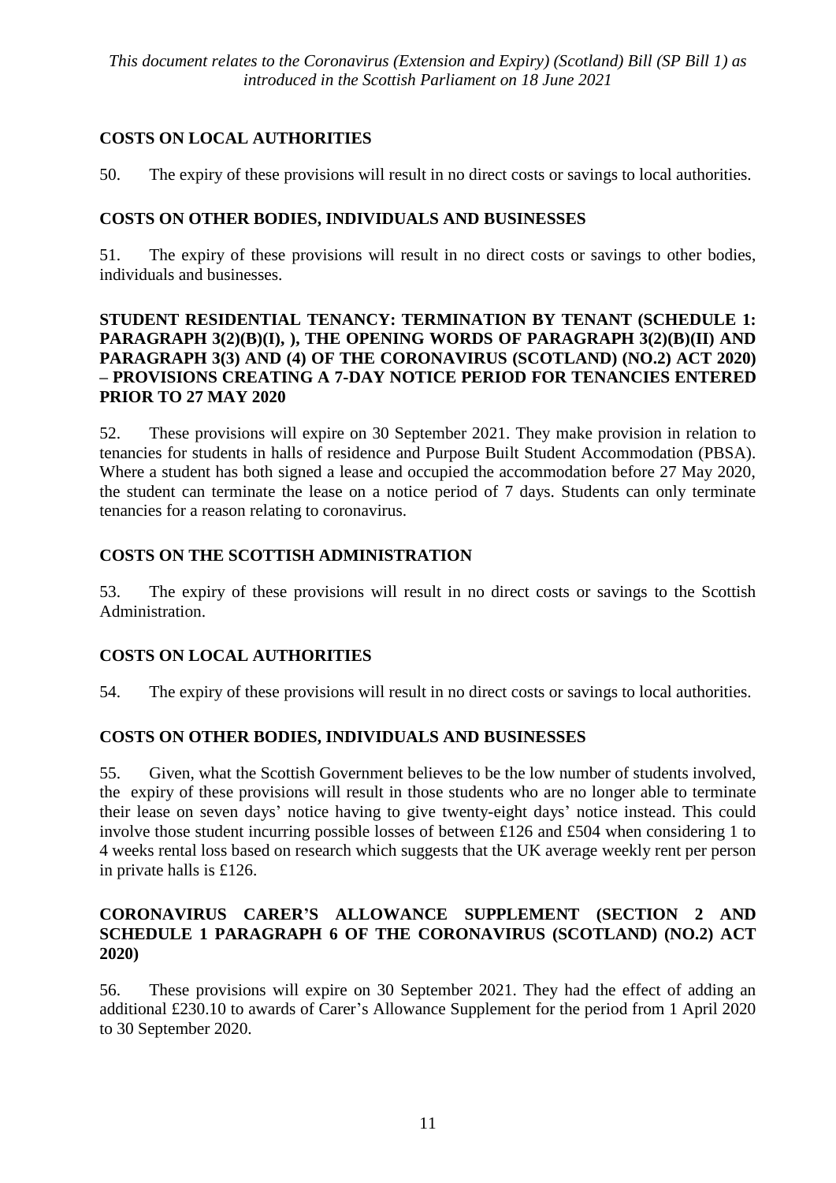**COSTS ON LOCAL AUTHORITIES**

50. The expiry of these provisions will result in no direct costs or savings to local authorities.

**COSTS ON OTHER BODIES, INDIVIDUALS AND BUSINESSES**

51. The expiry of these provisions will result in no direct costs or savings to other bodies, individuals and businesses.

**STUDENT RESIDENTIAL TENANCY: TERMINATION BY TENANT (SCHEDULE 1: PARAGRAPH 3(2)(B)(I), ), THE OPENING WORDS OF PARAGRAPH 3(2)(B)(II) AND PARAGRAPH 3(3) AND (4) OF THE CORONAVIRUS (SCOTLAND) (NO.2) ACT 2020) – PROVISIONS CREATING A 7-DAY NOTICE PERIOD FOR TENANCIES ENTERED PRIOR TO 27 MAY 2020**

52. These provisions will expire on 30 September 2021. They make provision in relation to tenancies for students in halls of residence and Purpose Built Student Accommodation (PBSA). Where a student has both signed a lease and occupied the accommodation before 27 May 2020, the student can terminate the lease on a notice period of 7 days. Students can only terminate tenancies for a reason relating to coronavirus.

**COSTS ON THE SCOTTISH ADMINISTRATION**

53. The expiry of these provisions will result in no direct costs or savings to the Scottish Administration.

**COSTS ON LOCAL AUTHORITIES**

54. The expiry of these provisions will result in no direct costs or savings to local authorities.

**COSTS ON OTHER BODIES, INDIVIDUALS AND BUSINESSES**

55. Given, what the Scottish Government believes to be the low number of students involved, the expiry of these provisions will result in those students who are no longer able to terminate their lease on seven days' notice having to give twenty-eight days' notice instead. This could involve those student incurring possible losses of between £126 and £504 when considering 1 to 4 weeks rental loss based on research which suggests that the UK average weekly rent per person in private halls is £126.

**CORONAVIRUS CARER'S ALLOWANCE SUPPLEMENT (SECTION 2 AND SCHEDULE 1 PARAGRAPH 6 OF THE CORONAVIRUS (SCOTLAND) (NO.2) ACT 2020)**

56. These provisions will expire on 30 September 2021. They had the effect of adding an additional £230.10 to awards of Carer's Allowance Supplement for the period from 1 April 2020 to 30 September 2020.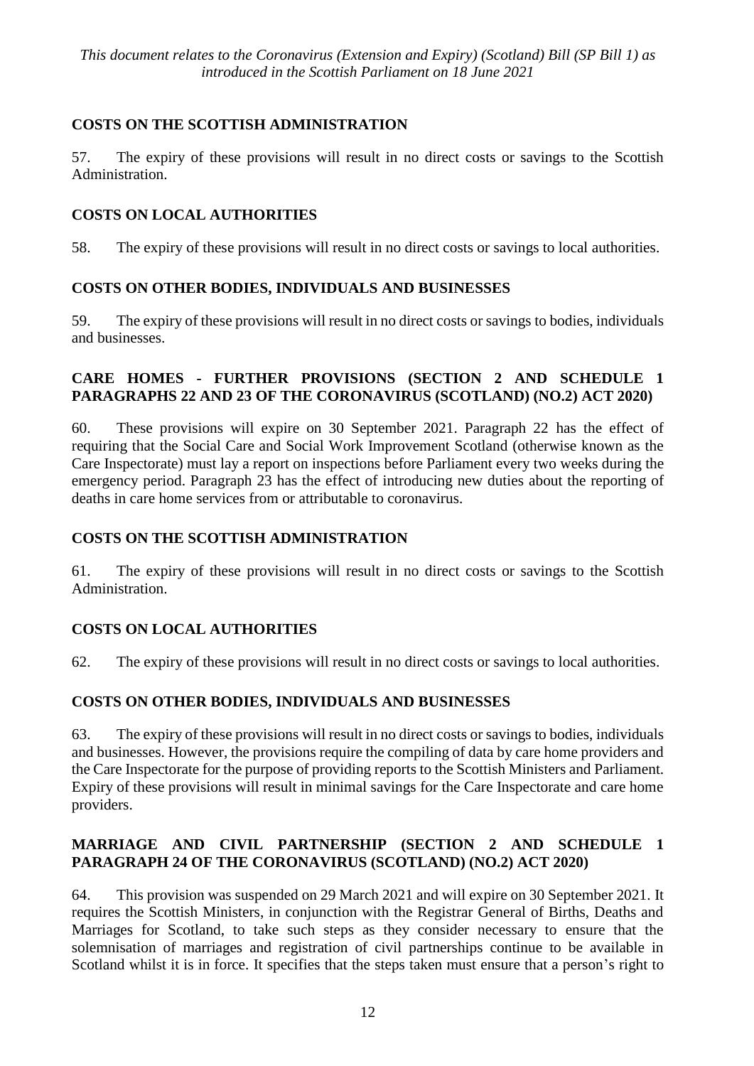### COSTS ON THE SCOTTISH ADMINISTRATION

57. The expiry of these provisions will result in no direct costs or savings to the Scottish Administration.

### COSTS ON LOCAL AUTHORITIES

58. The expiry of these provisions will result in no direct costs or savings to local authorities.

### COSTS ON OTHER BODIES, INDIVIDUALS AND BUSINESSES

59. The expiry of these provisions will result in no direct costs or savings to bodies, individuals and businesses.

### CARE HOMES - FURTHER PROVISIONS (SECTION 2 AND SCHEDULE 1 PARAGRAPHS 22 AND 23 OF THE CORONAVIRUS (SCOTLAND) (NO.2) ACT 2020)

60. These provisions will expire on 30 September 2021. Paragraph 22 has the effect of requiring that the Social Care and Social Work Improvement Scotland (otherwise known as the Care Inspectorate) must lay a report on inspections before Parliament every two weeks during the emergency period. Paragraph 23 has the effect of introducing new duties about the reporting of deaths in care home services from or attributable to coronavirus.

### COSTS ON THE SCOTTISH ADMINISTRATION

61. The expiry of these provisions will result in no direct costs or savings to the Scottish Administration.

### COSTS ON LOCAL AUTHORITIES

62. The expiry of these provisions will result in no direct costs or savings to local authorities.

### COSTS ON OTHER BODIES, INDIVIDUALS AND BUSINESSES

63. The expiry of these provisions will result in no direct costs or savings to bodies, individuals and businesses. However, the provisions require the compiling of data by care home providers and the Care Inspectorate for the purpose of providing reports to the Scottish Ministers and Parliament. Expiry of these provisions will result in minimal savings for the Care Inspectorate and care home providers.

### MARRIAGE AND CIVIL PARTNERSHIP (SECTION 2 AND SCHEDULE 1 PARAGRAPH 24 OF THE CORONAVIRUS (SCOTLAND) (NO.2) ACT 2020)

64. This provision was suspended on 29 March 2021 and will expire on 30 September 2021. It requires the Scottish Ministers, in conjunction with the Registrar General of Births, Deaths and Marriages for Scotland, to take such steps as they consider necessary to ensure that the solemnisation of marriages and registration of civil partnerships continue to be available in Scotland whilst it is in force. It specifies that the steps taken must ensure that a person's right to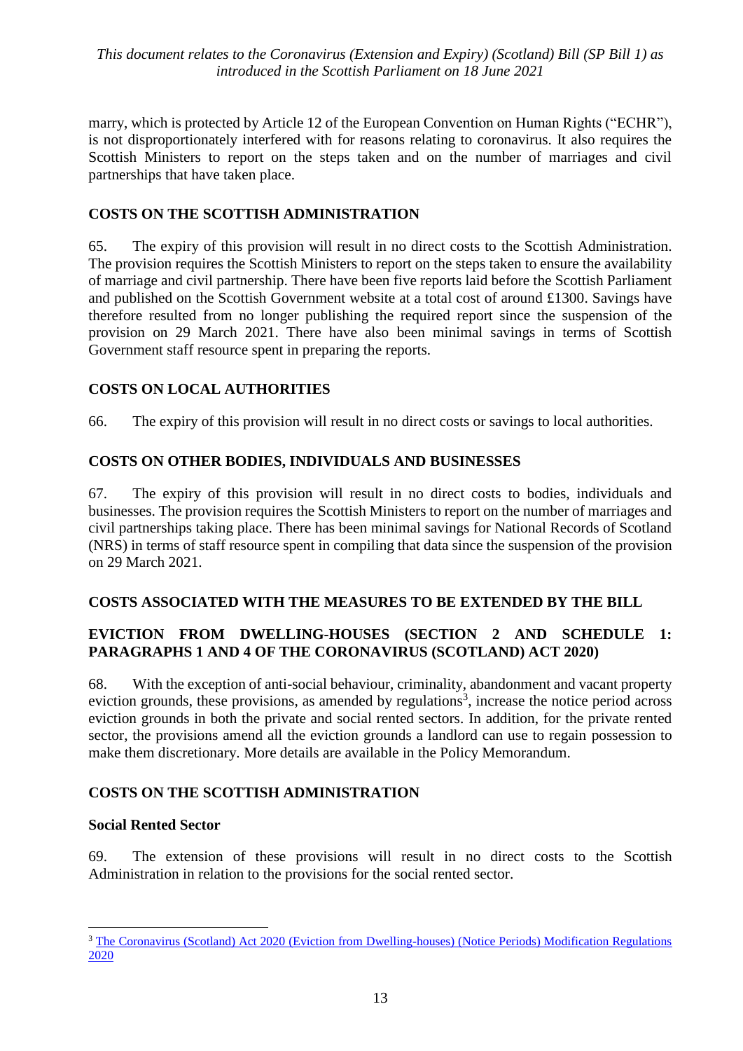marry, which is protected by Article 12 of the European Convention on Human Rights ("ECHR"), is not disproportionately interfered with for reasons relating to coronavirus. It also requires the Scottish Ministers to report on the steps taken and on the number of marriages and civil partnerships that have taken place.

## COSTS ON THE SCOTTISH ADMINISTRATION

65. The expiry of this provision will result in no direct costs to the Scottish Administration. The provision requires the Scottish Ministers to report on the steps taken to ensure the availability of marriage and civil partnership. There have been five reports laid before the Scottish Parliament and published on the Scottish Government website at a total cost of around £1300. Savings have therefore resulted from no longer publishing the required report since the suspension of the provision on 29 March 2021. There have also been minimal savings in terms of Scottish Government staff resource spent in preparing the reports.

## COSTS ON LOCAL AUTHORITIES

66. The expiry of this provision will result in no direct costs or savings to local authorities.

## COSTS ON OTHER BODIES, INDIVIDUALS AND BUSINESSES

67. The expiry of this provision will result in no direct costs to bodies, individuals and businesses. The provision requires the Scottish Ministers to report on the number of marriages and civil partnerships taking place. There has been minimal savings for National Records of Scotland (NRS) in terms of staff resource spent in compiling that data since the suspension of the provision on 29 March 2021.

## COSTS ASSOCIATED WITH THE MEASURES TO BE EXTENDED BY THE BILL

## EVICTION FROM DWELLING-HOUSES (SECTION 2 AND SCHEDULE 1: PARAGRAPHS 1 AND 4 OF THE CORONAVIRUS (SCOTLAND) ACT 2020)

68. With the exception of anti-social behaviour, criminality, abandonment and vacant property eviction grounds, these provisions, as amended by regulations[3], increase the notice period across eviction grounds in both the private and social rented sectors. In addition, for the private rented sector, the provisions amend all the eviction grounds a landlord can use to regain possession to make them discretionary. More details are available in the Policy Memorandum.

## COSTS ON THE SCOTTISH ADMINISTRATION

### Social Rented Sector

69. The extension of these provisions will result in no direct costs to the Scottish Administration in relation to the provisions for the social rented sector.

---

[3] The Coronavirus (Scotland) Act 2020 (Eviction from Dwelling-houses) (Notice Periods) Modification Regulations 2020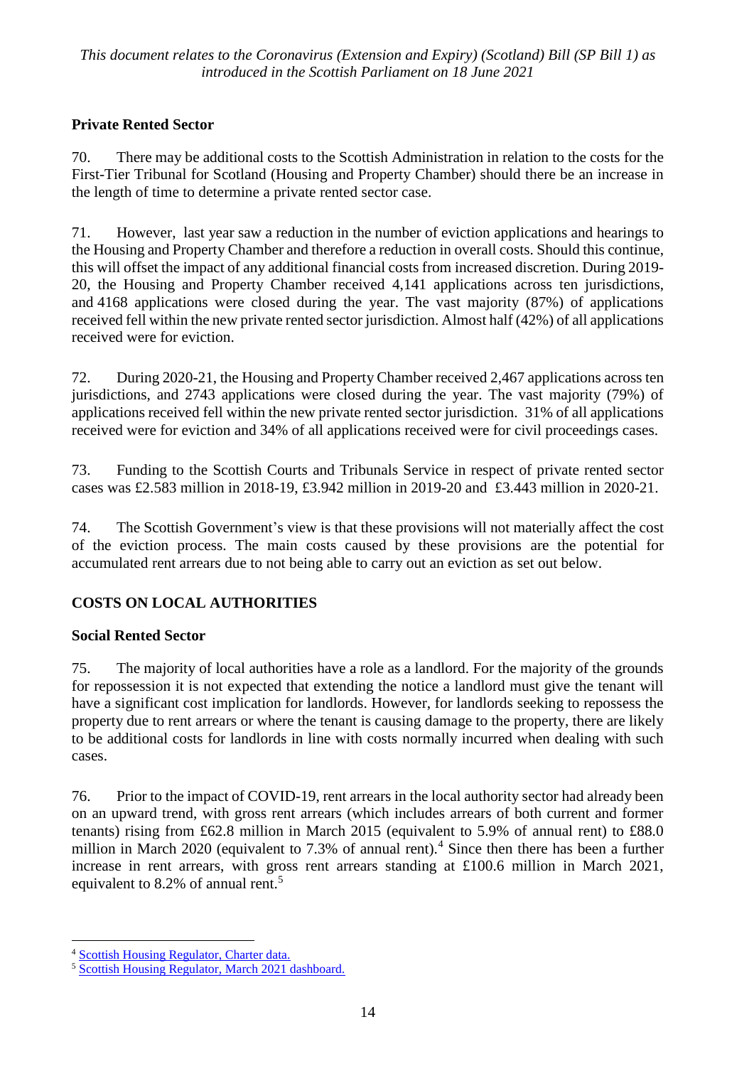### Private Rented Sector

70. There may be additional costs to the Scottish Administration in relation to the costs for the First-Tier Tribunal for Scotland (Housing and Property Chamber) should there be an increase in the length of time to determine a private rented sector case.

71. However, last year saw a reduction in the number of eviction applications and hearings to the Housing and Property Chamber and therefore a reduction in overall costs. Should this continue, this will offset the impact of any additional financial costs from increased discretion. During 2019-20, the Housing and Property Chamber received 4,141 applications across ten jurisdictions, and 4168 applications were closed during the year. The vast majority (87%) of applications received fell within the new private rented sector jurisdiction. Almost half (42%) of all applications received were for eviction.

72. During 2020-21, the Housing and Property Chamber received 2,467 applications across ten jurisdictions, and 2743 applications were closed during the year. The vast majority (79%) of applications received fell within the new private rented sector jurisdiction. 31% of all applications received were for eviction and 34% of all applications received were for civil proceedings cases.

73. Funding to the Scottish Courts and Tribunals Service in respect of private rented sector cases was £2.583 million in 2018-19, £3.942 million in 2019-20 and £3.443 million in 2020-21.

74. The Scottish Government's view is that these provisions will not materially affect the cost of the eviction process. The main costs caused by these provisions are the potential for accumulated rent arrears due to not being able to carry out an eviction as set out below.

## COSTS ON LOCAL AUTHORITIES

### Social Rented Sector

75. The majority of local authorities have a role as a landlord. For the majority of the grounds for repossession it is not expected that extending the notice a landlord must give the tenant will have a significant cost implication for landlords. However, for landlords seeking to repossess the property due to rent arrears or where the tenant is causing damage to the property, there are likely to be additional costs for landlords in line with costs normally incurred when dealing with such cases.

76. Prior to the impact of COVID-19, rent arrears in the local authority sector had already been on an upward trend, with gross rent arrears (which includes arrears of both current and former tenants) rising from £62.8 million in March 2015 (equivalent to 5.9% of annual rent) to £88.0 million in March 2020 (equivalent to 7.3% of annual rent).[4] Since then there has been a further increase in rent arrears, with gross rent arrears standing at £100.6 million in March 2021, equivalent to 8.2% of annual rent.[5]

---

[4] Scottish Housing Regulator, Charter data.

[5] Scottish Housing Regulator, March 2021 dashboard.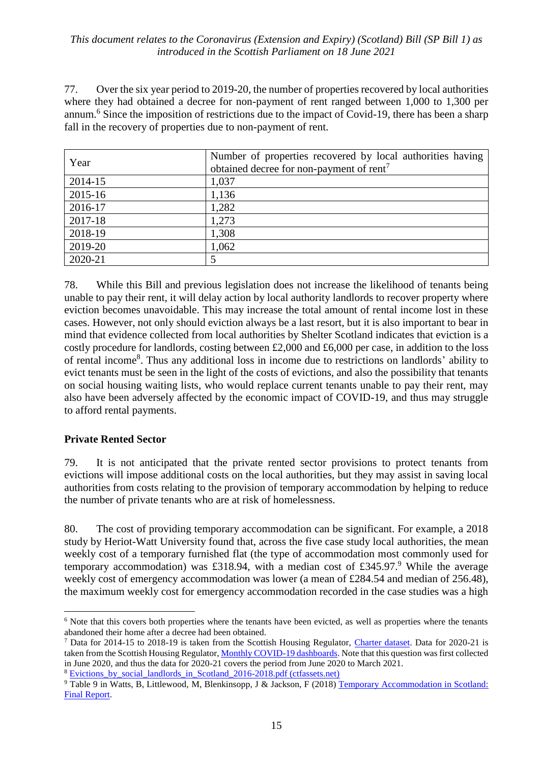77. Over the six year period to 2019-20, the number of properties recovered by local authorities where they had obtained a decree for non-payment of rent ranged between 1,000 to 1,300 per annum.[6] Since the imposition of restrictions due to the impact of Covid-19, there has been a sharp fall in the recovery of properties due to non-payment of rent.

| Year | Number of properties recovered by local authorities having obtained decree for non-payment of rent[7] |
|---|---|
| 2014-15 | 1,037 |
| 2015-16 | 1,136 |
| 2016-17 | 1,282 |
| 2017-18 | 1,273 |
| 2018-19 | 1,308 |
| 2019-20 | 1,062 |
| 2020-21 | 5 |

78. While this Bill and previous legislation does not increase the likelihood of tenants being unable to pay their rent, it will delay action by local authority landlords to recover property where eviction becomes unavoidable. This may increase the total amount of rental income lost in these cases. However, not only should eviction always be a last resort, but it is also important to bear in mind that evidence collected from local authorities by Shelter Scotland indicates that eviction is a costly procedure for landlords, costing between £2,000 and £6,000 per case, in addition to the loss of rental income[8]. Thus any additional loss in income due to restrictions on landlords' ability to evict tenants must be seen in the light of the costs of evictions, and also the possibility that tenants on social housing waiting lists, who would replace current tenants unable to pay their rent, may also have been adversely affected by the economic impact of COVID-19, and thus may struggle to afford rental payments.

**Private Rented Sector**

79. It is not anticipated that the private rented sector provisions to protect tenants from evictions will impose additional costs on the local authorities, but they may assist in saving local authorities from costs relating to the provision of temporary accommodation by helping to reduce the number of private tenants who are at risk of homelessness.

80. The cost of providing temporary accommodation can be significant. For example, a 2018 study by Heriot-Watt University found that, across the five case study local authorities, the mean weekly cost of a temporary furnished flat (the type of accommodation most commonly used for temporary accommodation) was £318.94, with a median cost of £345.97.[9] While the average weekly cost of emergency accommodation was lower (a mean of £284.54 and median of 256.48), the maximum weekly cost for emergency accommodation recorded in the case studies was a high

[6] Note that this covers both properties where the tenants have been evicted, as well as properties where the tenants abandoned their home after a decree had been obtained.

[7] Data for 2014-15 to 2018-19 is taken from the Scottish Housing Regulator, Charter dataset. Data for 2020-21 is taken from the Scottish Housing Regulator, Monthly COVID-19 dashboards. Note that this question was first collected in June 2020, and thus the data for 2020-21 covers the period from June 2020 to March 2021.

[8] Evictions_by_social_landlords_in_Scotland_2016-2018.pdf (ctfassets.net)

[9] Table 9 in Watts, B, Littlewood, M, Blenkinsopp, J & Jackson, F (2018) Temporary Accommodation in Scotland: Final Report.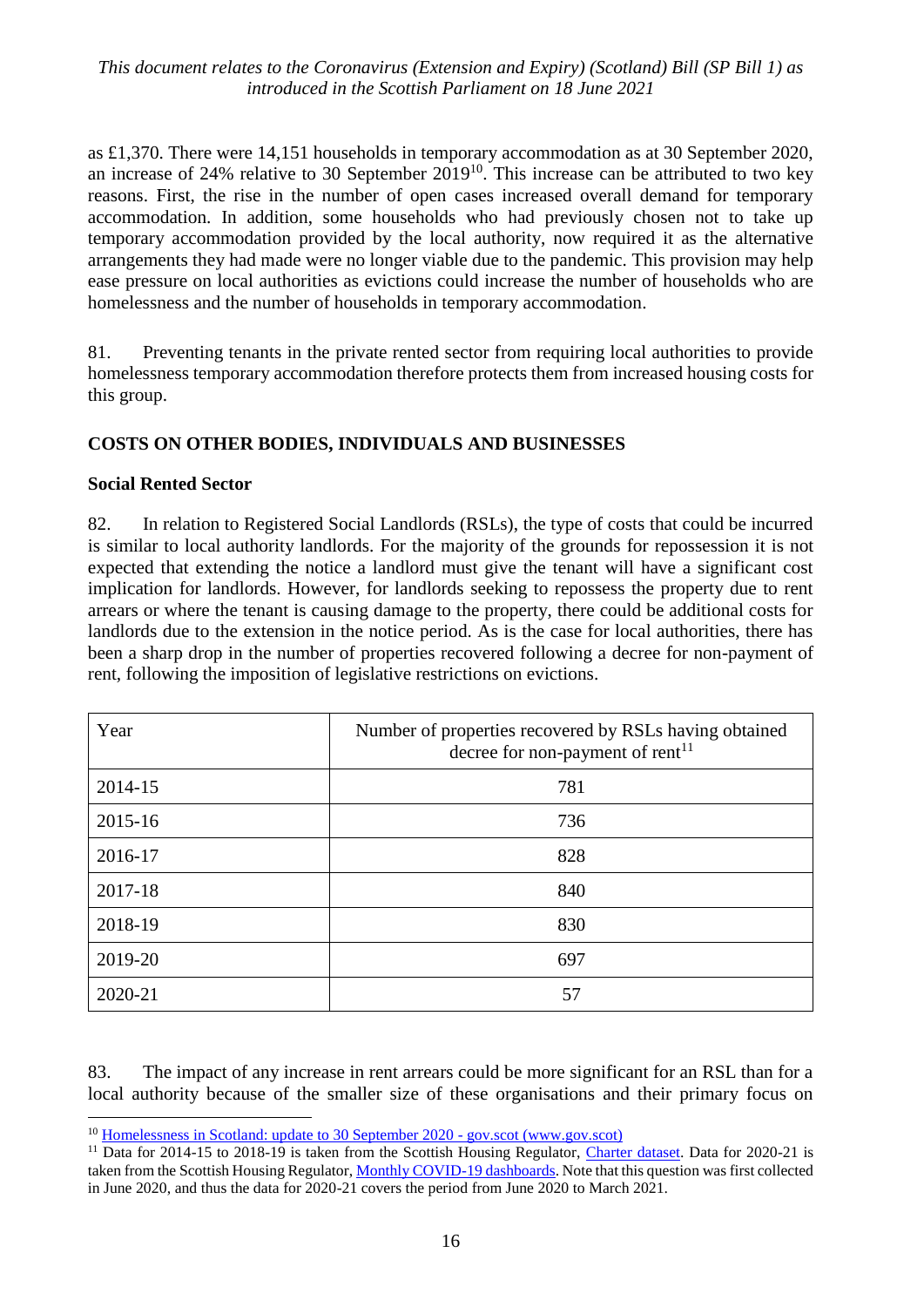as £1,370. There were 14,151 households in temporary accommodation as at 30 September 2020, an increase of 24% relative to 30 September 2019[10]. This increase can be attributed to two key reasons. First, the rise in the number of open cases increased overall demand for temporary accommodation. In addition, some households who had previously chosen not to take up temporary accommodation provided by the local authority, now required it as the alternative arrangements they had made were no longer viable due to the pandemic. This provision may help ease pressure on local authorities as evictions could increase the number of households who are homelessness and the number of households in temporary accommodation.

81. Preventing tenants in the private rented sector from requiring local authorities to provide homelessness temporary accommodation therefore protects them from increased housing costs for this group.

## COSTS ON OTHER BODIES, INDIVIDUALS AND BUSINESSES

### Social Rented Sector

82. In relation to Registered Social Landlords (RSLs), the type of costs that could be incurred is similar to local authority landlords. For the majority of the grounds for repossession it is not expected that extending the notice a landlord must give the tenant will have a significant cost implication for landlords. However, for landlords seeking to repossess the property due to rent arrears or where the tenant is causing damage to the property, there could be additional costs for landlords due to the extension in the notice period. As is the case for local authorities, there has been a sharp drop in the number of properties recovered following a decree for non-payment of rent, following the imposition of legislative restrictions on evictions.

| Year | Number of properties recovered by RSLs having obtained decree for non-payment of rent[11] |
|---|---|
| 2014-15 | 781 |
| 2015-16 | 736 |
| 2016-17 | 828 |
| 2017-18 | 840 |
| 2018-19 | 830 |
| 2019-20 | 697 |
| 2020-21 | 57 |

83. The impact of any increase in rent arrears could be more significant for an RSL than for a local authority because of the smaller size of these organisations and their primary focus on

[10] Homelessness in Scotland: update to 30 September 2020 - gov.scot (www.gov.scot)

[11] Data for 2014-15 to 2018-19 is taken from the Scottish Housing Regulator, Charter dataset. Data for 2020-21 is taken from the Scottish Housing Regulator, Monthly COVID-19 dashboards. Note that this question was first collected in June 2020, and thus the data for 2020-21 covers the period from June 2020 to March 2021.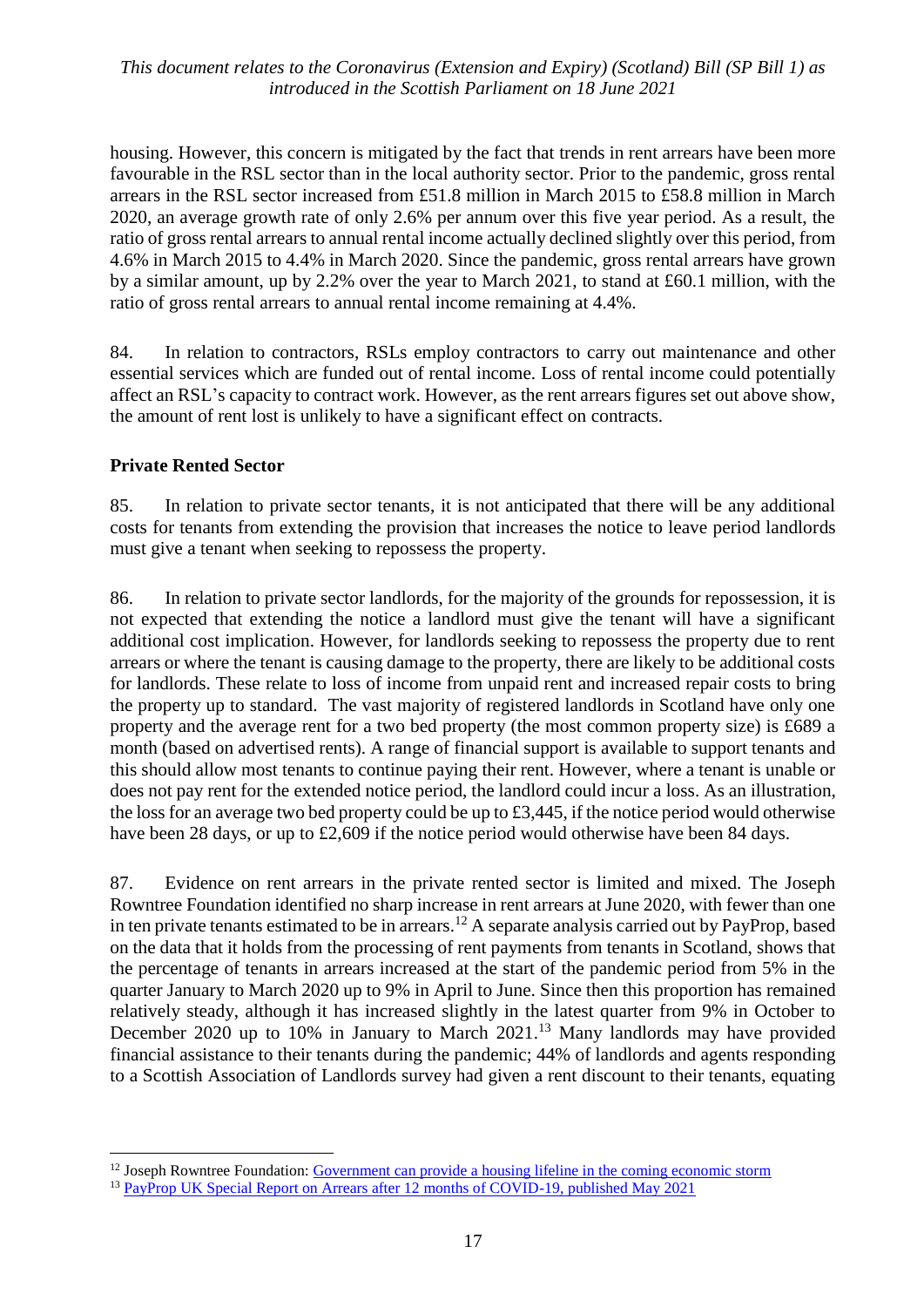housing. However, this concern is mitigated by the fact that trends in rent arrears have been more favourable in the RSL sector than in the local authority sector. Prior to the pandemic, gross rental arrears in the RSL sector increased from £51.8 million in March 2015 to £58.8 million in March 2020, an average growth rate of only 2.6% per annum over this five year period. As a result, the ratio of gross rental arrears to annual rental income actually declined slightly over this period, from 4.6% in March 2015 to 4.4% in March 2020. Since the pandemic, gross rental arrears have grown by a similar amount, up by 2.2% over the year to March 2021, to stand at £60.1 million, with the ratio of gross rental arrears to annual rental income remaining at 4.4%.

84. In relation to contractors, RSLs employ contractors to carry out maintenance and other essential services which are funded out of rental income. Loss of rental income could potentially affect an RSL's capacity to contract work. However, as the rent arrears figures set out above show, the amount of rent lost is unlikely to have a significant effect on contracts.

**Private Rented Sector**

85. In relation to private sector tenants, it is not anticipated that there will be any additional costs for tenants from extending the provision that increases the notice to leave period landlords must give a tenant when seeking to repossess the property.

86. In relation to private sector landlords, for the majority of the grounds for repossession, it is not expected that extending the notice a landlord must give the tenant will have a significant additional cost implication. However, for landlords seeking to repossess the property due to rent arrears or where the tenant is causing damage to the property, there are likely to be additional costs for landlords. These relate to loss of income from unpaid rent and increased repair costs to bring the property up to standard. The vast majority of registered landlords in Scotland have only one property and the average rent for a two bed property (the most common property size) is £689 a month (based on advertised rents). A range of financial support is available to support tenants and this should allow most tenants to continue paying their rent. However, where a tenant is unable or does not pay rent for the extended notice period, the landlord could incur a loss. As an illustration, the loss for an average two bed property could be up to £3,445, if the notice period would otherwise have been 28 days, or up to £2,609 if the notice period would otherwise have been 84 days.

87. Evidence on rent arrears in the private rented sector is limited and mixed. The Joseph Rowntree Foundation identified no sharp increase in rent arrears at June 2020, with fewer than one in ten private tenants estimated to be in arrears.[12] A separate analysis carried out by PayProp, based on the data that it holds from the processing of rent payments from tenants in Scotland, shows that the percentage of tenants in arrears increased at the start of the pandemic period from 5% in the quarter January to March 2020 up to 9% in April to June. Since then this proportion has remained relatively steady, although it has increased slightly in the latest quarter from 9% in October to December 2020 up to 10% in January to March 2021.[13] Many landlords may have provided financial assistance to their tenants during the pandemic; 44% of landlords and agents responding to a Scottish Association of Landlords survey had given a rent discount to their tenants, equating

[12] Joseph Rowntree Foundation: Government can provide a housing lifeline in the coming economic storm

[13] PayProp UK Special Report on Arrears after 12 months of COVID-19, published May 2021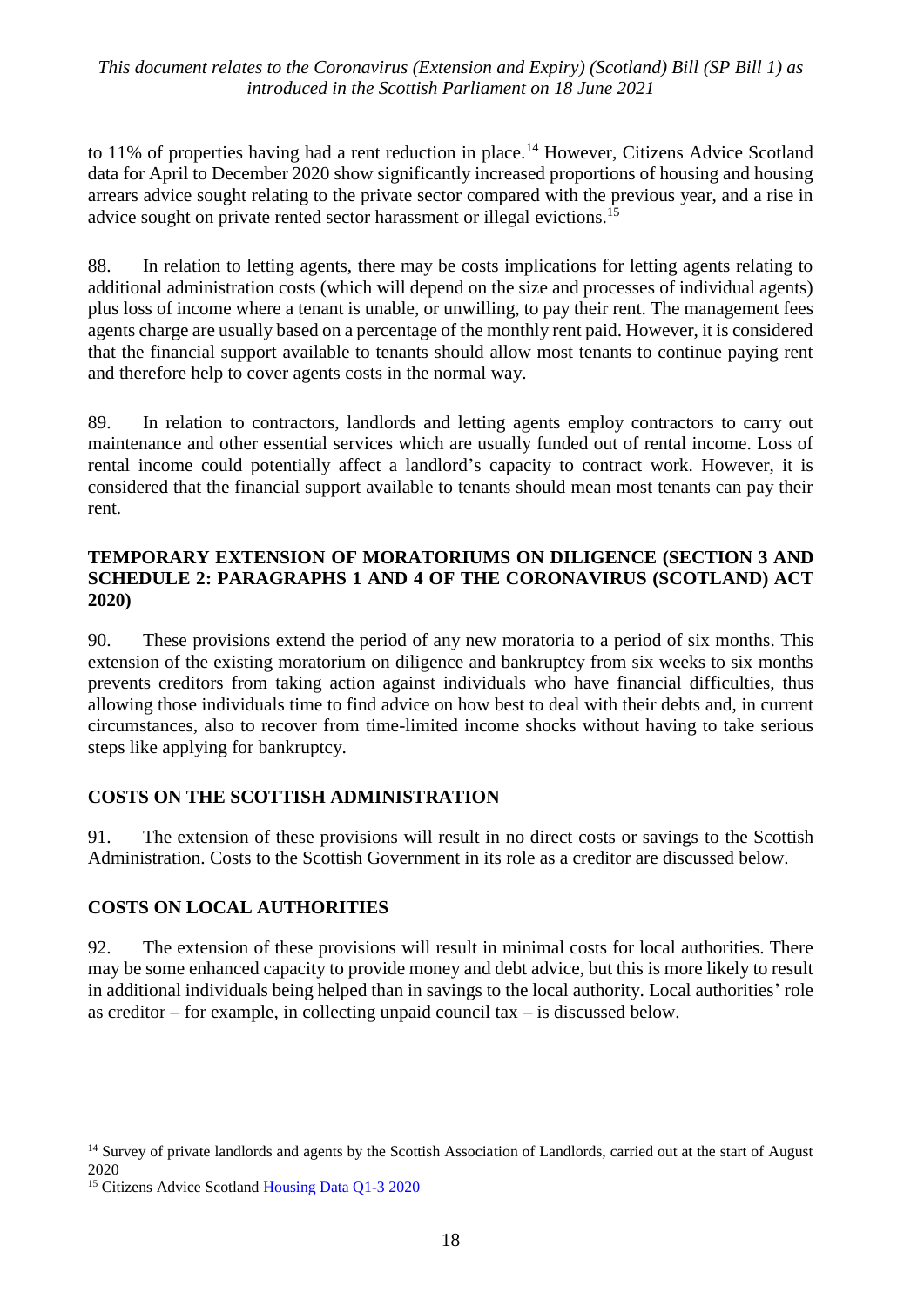to 11% of properties having had a rent reduction in place.[14] However, Citizens Advice Scotland data for April to December 2020 show significantly increased proportions of housing and housing arrears advice sought relating to the private sector compared with the previous year, and a rise in advice sought on private rented sector harassment or illegal evictions.[15]

88. In relation to letting agents, there may be costs implications for letting agents relating to additional administration costs (which will depend on the size and processes of individual agents) plus loss of income where a tenant is unable, or unwilling, to pay their rent. The management fees agents charge are usually based on a percentage of the monthly rent paid. However, it is considered that the financial support available to tenants should allow most tenants to continue paying rent and therefore help to cover agents costs in the normal way.

89. In relation to contractors, landlords and letting agents employ contractors to carry out maintenance and other essential services which are usually funded out of rental income. Loss of rental income could potentially affect a landlord's capacity to contract work. However, it is considered that the financial support available to tenants should mean most tenants can pay their rent.

## TEMPORARY EXTENSION OF MORATORIUMS ON DILIGENCE (SECTION 3 AND SCHEDULE 2: PARAGRAPHS 1 AND 4 OF THE CORONAVIRUS (SCOTLAND) ACT 2020)

90. These provisions extend the period of any new moratoria to a period of six months. This extension of the existing moratorium on diligence and bankruptcy from six weeks to six months prevents creditors from taking action against individuals who have financial difficulties, thus allowing those individuals time to find advice on how best to deal with their debts and, in current circumstances, also to recover from time-limited income shocks without having to take serious steps like applying for bankruptcy.

## COSTS ON THE SCOTTISH ADMINISTRATION

91. The extension of these provisions will result in no direct costs or savings to the Scottish Administration. Costs to the Scottish Government in its role as a creditor are discussed below.

## COSTS ON LOCAL AUTHORITIES

92. The extension of these provisions will result in minimal costs for local authorities. There may be some enhanced capacity to provide money and debt advice, but this is more likely to result in additional individuals being helped than in savings to the local authority. Local authorities' role as creditor – for example, in collecting unpaid council tax – is discussed below.

---

[14] Survey of private landlords and agents by the Scottish Association of Landlords, carried out at the start of August 2020

[15] Citizens Advice Scotland Housing Data Q1-3 2020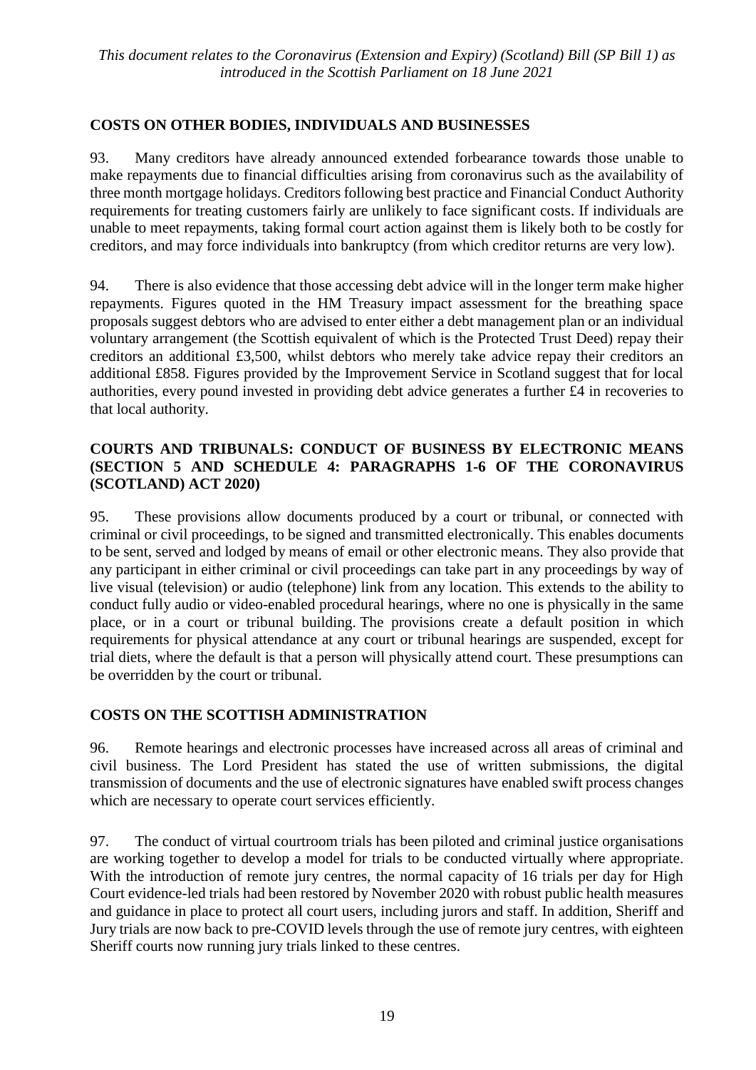## COSTS ON OTHER BODIES, INDIVIDUALS AND BUSINESSES

93. Many creditors have already announced extended forbearance towards those unable to make repayments due to financial difficulties arising from coronavirus such as the availability of three month mortgage holidays. Creditors following best practice and Financial Conduct Authority requirements for treating customers fairly are unlikely to face significant costs. If individuals are unable to meet repayments, taking formal court action against them is likely both to be costly for creditors, and may force individuals into bankruptcy (from which creditor returns are very low).

94. There is also evidence that those accessing debt advice will in the longer term make higher repayments. Figures quoted in the HM Treasury impact assessment for the breathing space proposals suggest debtors who are advised to enter either a debt management plan or an individual voluntary arrangement (the Scottish equivalent of which is the Protected Trust Deed) repay their creditors an additional £3,500, whilst debtors who merely take advice repay their creditors an additional £858. Figures provided by the Improvement Service in Scotland suggest that for local authorities, every pound invested in providing debt advice generates a further £4 in recoveries to that local authority.

## COURTS AND TRIBUNALS: CONDUCT OF BUSINESS BY ELECTRONIC MEANS (SECTION 5 AND SCHEDULE 4: PARAGRAPHS 1-6 OF THE CORONAVIRUS (SCOTLAND) ACT 2020)

95. These provisions allow documents produced by a court or tribunal, or connected with criminal or civil proceedings, to be signed and transmitted electronically. This enables documents to be sent, served and lodged by means of email or other electronic means. They also provide that any participant in either criminal or civil proceedings can take part in any proceedings by way of live visual (television) or audio (telephone) link from any location. This extends to the ability to conduct fully audio or video-enabled procedural hearings, where no one is physically in the same place, or in a court or tribunal building. The provisions create a default position in which requirements for physical attendance at any court or tribunal hearings are suspended, except for trial diets, where the default is that a person will physically attend court. These presumptions can be overridden by the court or tribunal.

## COSTS ON THE SCOTTISH ADMINISTRATION

96. Remote hearings and electronic processes have increased across all areas of criminal and civil business. The Lord President has stated the use of written submissions, the digital transmission of documents and the use of electronic signatures have enabled swift process changes which are necessary to operate court services efficiently.

97. The conduct of virtual courtroom trials has been piloted and criminal justice organisations are working together to develop a model for trials to be conducted virtually where appropriate. With the introduction of remote jury centres, the normal capacity of 16 trials per day for High Court evidence-led trials had been restored by November 2020 with robust public health measures and guidance in place to protect all court users, including jurors and staff. In addition, Sheriff and Jury trials are now back to pre-COVID levels through the use of remote jury centres, with eighteen Sheriff courts now running jury trials linked to these centres.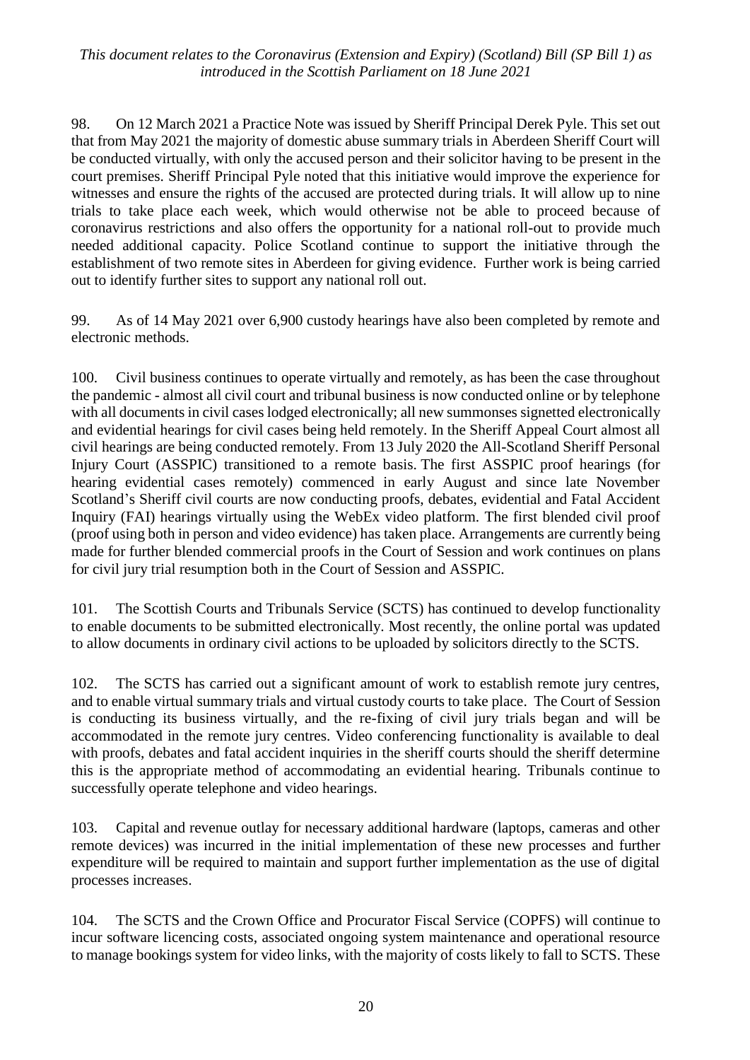98. On 12 March 2021 a Practice Note was issued by Sheriff Principal Derek Pyle. This set out that from May 2021 the majority of domestic abuse summary trials in Aberdeen Sheriff Court will be conducted virtually, with only the accused person and their solicitor having to be present in the court premises. Sheriff Principal Pyle noted that this initiative would improve the experience for witnesses and ensure the rights of the accused are protected during trials. It will allow up to nine trials to take place each week, which would otherwise not be able to proceed because of coronavirus restrictions and also offers the opportunity for a national roll-out to provide much needed additional capacity. Police Scotland continue to support the initiative through the establishment of two remote sites in Aberdeen for giving evidence. Further work is being carried out to identify further sites to support any national roll out.

99. As of 14 May 2021 over 6,900 custody hearings have also been completed by remote and electronic methods.

100. Civil business continues to operate virtually and remotely, as has been the case throughout the pandemic - almost all civil court and tribunal business is now conducted online or by telephone with all documents in civil cases lodged electronically; all new summonses signetted electronically and evidential hearings for civil cases being held remotely. In the Sheriff Appeal Court almost all civil hearings are being conducted remotely. From 13 July 2020 the All-Scotland Sheriff Personal Injury Court (ASSPIC) transitioned to a remote basis. The first ASSPIC proof hearings (for hearing evidential cases remotely) commenced in early August and since late November Scotland's Sheriff civil courts are now conducting proofs, debates, evidential and Fatal Accident Inquiry (FAI) hearings virtually using the WebEx video platform. The first blended civil proof (proof using both in person and video evidence) has taken place. Arrangements are currently being made for further blended commercial proofs in the Court of Session and work continues on plans for civil jury trial resumption both in the Court of Session and ASSPIC.

101. The Scottish Courts and Tribunals Service (SCTS) has continued to develop functionality to enable documents to be submitted electronically. Most recently, the online portal was updated to allow documents in ordinary civil actions to be uploaded by solicitors directly to the SCTS.

102. The SCTS has carried out a significant amount of work to establish remote jury centres, and to enable virtual summary trials and virtual custody courts to take place. The Court of Session is conducting its business virtually, and the re-fixing of civil jury trials began and will be accommodated in the remote jury centres. Video conferencing functionality is available to deal with proofs, debates and fatal accident inquiries in the sheriff courts should the sheriff determine this is the appropriate method of accommodating an evidential hearing. Tribunals continue to successfully operate telephone and video hearings.

103. Capital and revenue outlay for necessary additional hardware (laptops, cameras and other remote devices) was incurred in the initial implementation of these new processes and further expenditure will be required to maintain and support further implementation as the use of digital processes increases.

104. The SCTS and the Crown Office and Procurator Fiscal Service (COPFS) will continue to incur software licencing costs, associated ongoing system maintenance and operational resource to manage bookings system for video links, with the majority of costs likely to fall to SCTS. These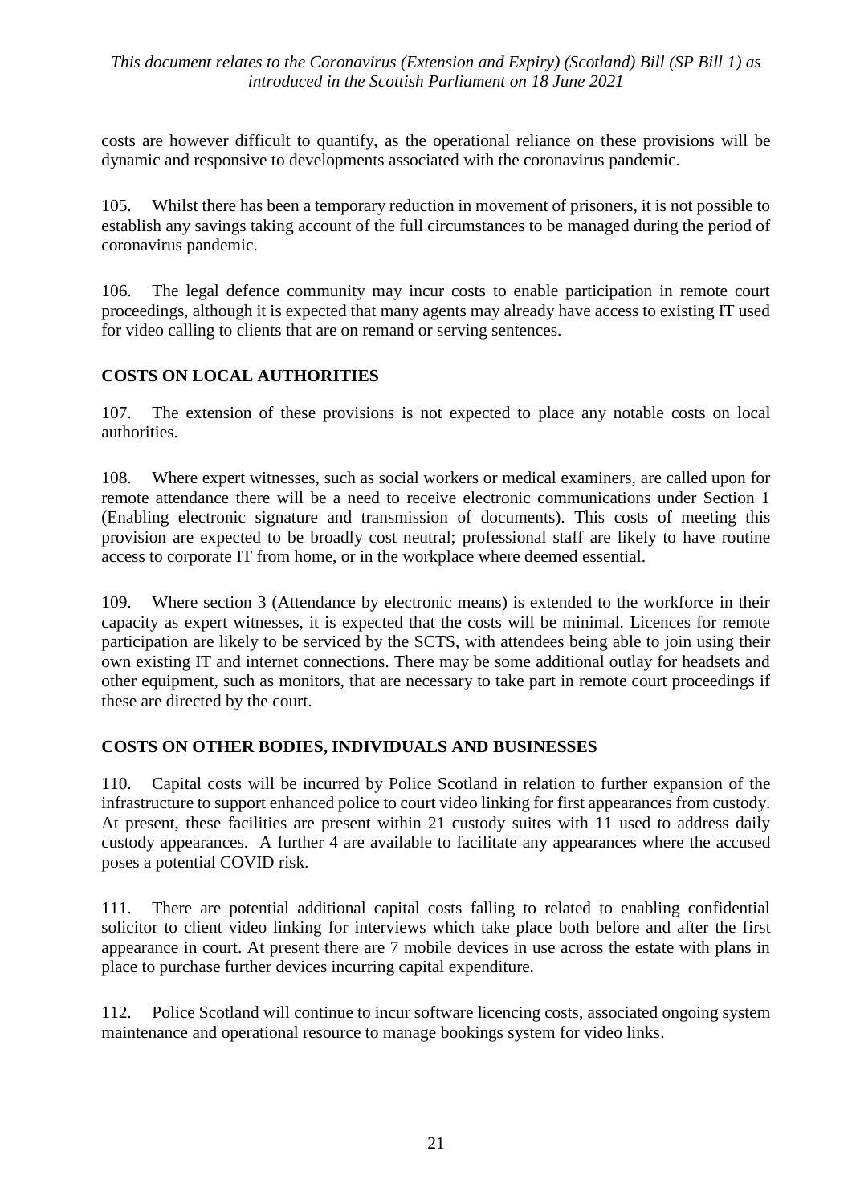costs are however difficult to quantify, as the operational reliance on these provisions will be dynamic and responsive to developments associated with the coronavirus pandemic.

105. Whilst there has been a temporary reduction in movement of prisoners, it is not possible to establish any savings taking account of the full circumstances to be managed during the period of coronavirus pandemic.

106. The legal defence community may incur costs to enable participation in remote court proceedings, although it is expected that many agents may already have access to existing IT used for video calling to clients that are on remand or serving sentences.

## COSTS ON LOCAL AUTHORITIES

107. The extension of these provisions is not expected to place any notable costs on local authorities.

108. Where expert witnesses, such as social workers or medical examiners, are called upon for remote attendance there will be a need to receive electronic communications under Section 1 (Enabling electronic signature and transmission of documents). This costs of meeting this provision are expected to be broadly cost neutral; professional staff are likely to have routine access to corporate IT from home, or in the workplace where deemed essential.

109. Where section 3 (Attendance by electronic means) is extended to the workforce in their capacity as expert witnesses, it is expected that the costs will be minimal. Licences for remote participation are likely to be serviced by the SCTS, with attendees being able to join using their own existing IT and internet connections. There may be some additional outlay for headsets and other equipment, such as monitors, that are necessary to take part in remote court proceedings if these are directed by the court.

## COSTS ON OTHER BODIES, INDIVIDUALS AND BUSINESSES

110. Capital costs will be incurred by Police Scotland in relation to further expansion of the infrastructure to support enhanced police to court video linking for first appearances from custody. At present, these facilities are present within 21 custody suites with 11 used to address daily custody appearances. A further 4 are available to facilitate any appearances where the accused poses a potential COVID risk.

111. There are potential additional capital costs falling to related to enabling confidential solicitor to client video linking for interviews which take place both before and after the first appearance in court. At present there are 7 mobile devices in use across the estate with plans in place to purchase further devices incurring capital expenditure.

112. Police Scotland will continue to incur software licencing costs, associated ongoing system maintenance and operational resource to manage bookings system for video links.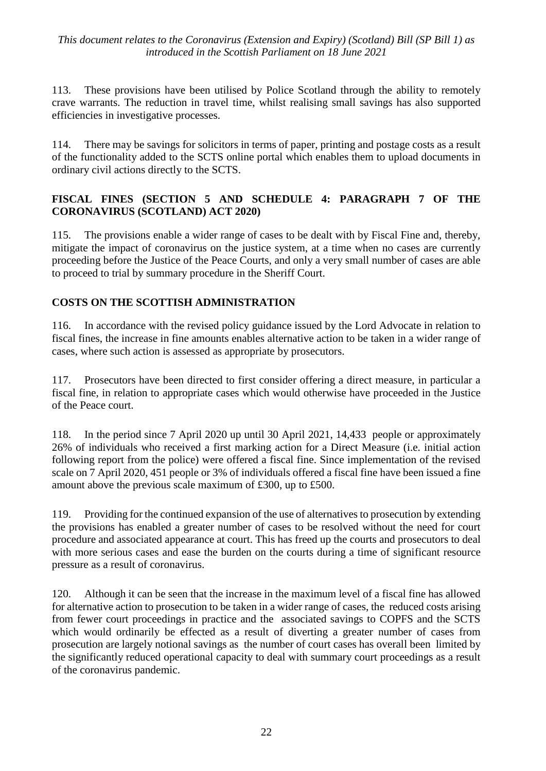113. These provisions have been utilised by Police Scotland through the ability to remotely crave warrants. The reduction in travel time, whilst realising small savings has also supported efficiencies in investigative processes.

114. There may be savings for solicitors in terms of paper, printing and postage costs as a result of the functionality added to the SCTS online portal which enables them to upload documents in ordinary civil actions directly to the SCTS.

## FISCAL FINES (SECTION 5 AND SCHEDULE 4: PARAGRAPH 7 OF THE CORONAVIRUS (SCOTLAND) ACT 2020)

115. The provisions enable a wider range of cases to be dealt with by Fiscal Fine and, thereby, mitigate the impact of coronavirus on the justice system, at a time when no cases are currently proceeding before the Justice of the Peace Courts, and only a very small number of cases are able to proceed to trial by summary procedure in the Sheriff Court.

## COSTS ON THE SCOTTISH ADMINISTRATION

116. In accordance with the revised policy guidance issued by the Lord Advocate in relation to fiscal fines, the increase in fine amounts enables alternative action to be taken in a wider range of cases, where such action is assessed as appropriate by prosecutors.

117. Prosecutors have been directed to first consider offering a direct measure, in particular a fiscal fine, in relation to appropriate cases which would otherwise have proceeded in the Justice of the Peace court.

118. In the period since 7 April 2020 up until 30 April 2021, 14,433 people or approximately 26% of individuals who received a first marking action for a Direct Measure (i.e. initial action following report from the police) were offered a fiscal fine. Since implementation of the revised scale on 7 April 2020, 451 people or 3% of individuals offered a fiscal fine have been issued a fine amount above the previous scale maximum of £300, up to £500.

119. Providing for the continued expansion of the use of alternatives to prosecution by extending the provisions has enabled a greater number of cases to be resolved without the need for court procedure and associated appearance at court. This has freed up the courts and prosecutors to deal with more serious cases and ease the burden on the courts during a time of significant resource pressure as a result of coronavirus.

120. Although it can be seen that the increase in the maximum level of a fiscal fine has allowed for alternative action to prosecution to be taken in a wider range of cases, the reduced costs arising from fewer court proceedings in practice and the associated savings to COPFS and the SCTS which would ordinarily be effected as a result of diverting a greater number of cases from prosecution are largely notional savings as the number of court cases has overall been limited by the significantly reduced operational capacity to deal with summary court proceedings as a result of the coronavirus pandemic.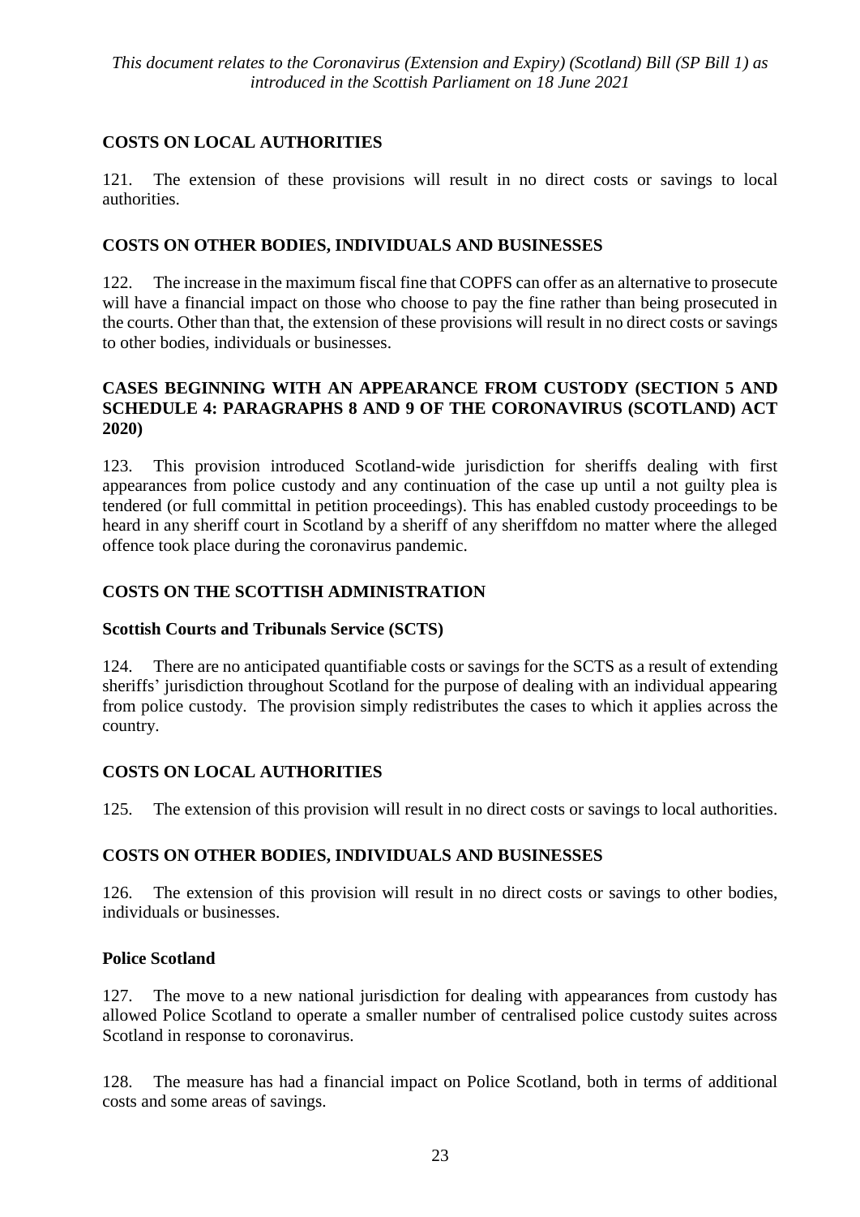## COSTS ON LOCAL AUTHORITIES

121. The extension of these provisions will result in no direct costs or savings to local authorities.

## COSTS ON OTHER BODIES, INDIVIDUALS AND BUSINESSES

122. The increase in the maximum fiscal fine that COPFS can offer as an alternative to prosecute will have a financial impact on those who choose to pay the fine rather than being prosecuted in the courts. Other than that, the extension of these provisions will result in no direct costs or savings to other bodies, individuals or businesses.

## CASES BEGINNING WITH AN APPEARANCE FROM CUSTODY (SECTION 5 AND SCHEDULE 4: PARAGRAPHS 8 AND 9 OF THE CORONAVIRUS (SCOTLAND) ACT 2020)

123. This provision introduced Scotland-wide jurisdiction for sheriffs dealing with first appearances from police custody and any continuation of the case up until a not guilty plea is tendered (or full committal in petition proceedings). This has enabled custody proceedings to be heard in any sheriff court in Scotland by a sheriff of any sheriffdom no matter where the alleged offence took place during the coronavirus pandemic.

## COSTS ON THE SCOTTISH ADMINISTRATION

### Scottish Courts and Tribunals Service (SCTS)

124. There are no anticipated quantifiable costs or savings for the SCTS as a result of extending sheriffs' jurisdiction throughout Scotland for the purpose of dealing with an individual appearing from police custody. The provision simply redistributes the cases to which it applies across the country.

## COSTS ON LOCAL AUTHORITIES

125. The extension of this provision will result in no direct costs or savings to local authorities.

## COSTS ON OTHER BODIES, INDIVIDUALS AND BUSINESSES

126. The extension of this provision will result in no direct costs or savings to other bodies, individuals or businesses.

### Police Scotland

127. The move to a new national jurisdiction for dealing with appearances from custody has allowed Police Scotland to operate a smaller number of centralised police custody suites across Scotland in response to coronavirus.

128. The measure has had a financial impact on Police Scotland, both in terms of additional costs and some areas of savings.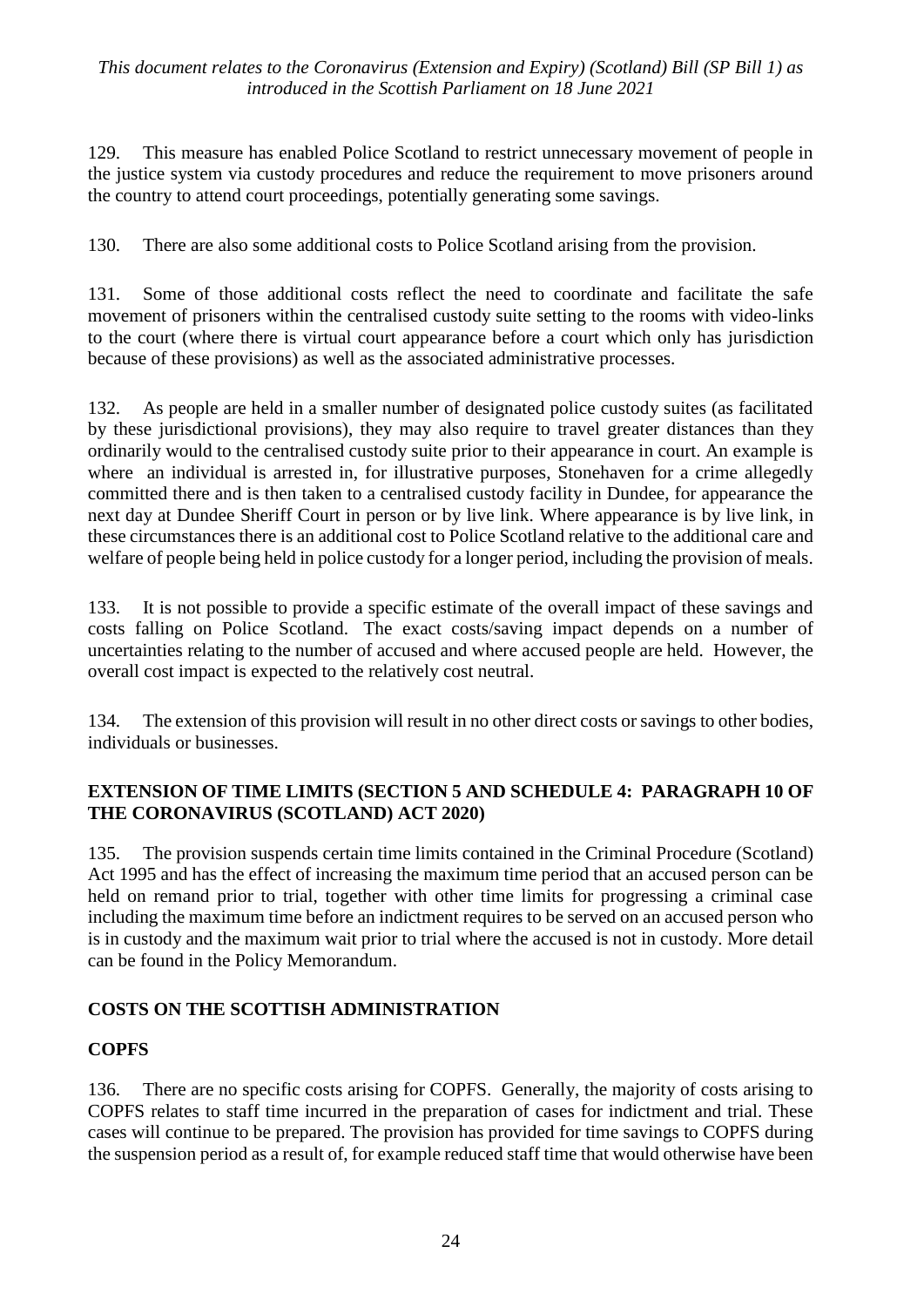129. This measure has enabled Police Scotland to restrict unnecessary movement of people in the justice system via custody procedures and reduce the requirement to move prisoners around the country to attend court proceedings, potentially generating some savings.

130. There are also some additional costs to Police Scotland arising from the provision.

131. Some of those additional costs reflect the need to coordinate and facilitate the safe movement of prisoners within the centralised custody suite setting to the rooms with video-links to the court (where there is virtual court appearance before a court which only has jurisdiction because of these provisions) as well as the associated administrative processes.

132. As people are held in a smaller number of designated police custody suites (as facilitated by these jurisdictional provisions), they may also require to travel greater distances than they ordinarily would to the centralised custody suite prior to their appearance in court. An example is where an individual is arrested in, for illustrative purposes, Stonehaven for a crime allegedly committed there and is then taken to a centralised custody facility in Dundee, for appearance the next day at Dundee Sheriff Court in person or by live link. Where appearance is by live link, in these circumstances there is an additional cost to Police Scotland relative to the additional care and welfare of people being held in police custody for a longer period, including the provision of meals.

133. It is not possible to provide a specific estimate of the overall impact of these savings and costs falling on Police Scotland. The exact costs/saving impact depends on a number of uncertainties relating to the number of accused and where accused people are held. However, the overall cost impact is expected to the relatively cost neutral.

134. The extension of this provision will result in no other direct costs or savings to other bodies, individuals or businesses.

## EXTENSION OF TIME LIMITS (SECTION 5 AND SCHEDULE 4: PARAGRAPH 10 OF THE CORONAVIRUS (SCOTLAND) ACT 2020)

135. The provision suspends certain time limits contained in the Criminal Procedure (Scotland) Act 1995 and has the effect of increasing the maximum time period that an accused person can be held on remand prior to trial, together with other time limits for progressing a criminal case including the maximum time before an indictment requires to be served on an accused person who is in custody and the maximum wait prior to trial where the accused is not in custody. More detail can be found in the Policy Memorandum.

## COSTS ON THE SCOTTISH ADMINISTRATION

### COPFS

136. There are no specific costs arising for COPFS. Generally, the majority of costs arising to COPFS relates to staff time incurred in the preparation of cases for indictment and trial. These cases will continue to be prepared. The provision has provided for time savings to COPFS during the suspension period as a result of, for example reduced staff time that would otherwise have been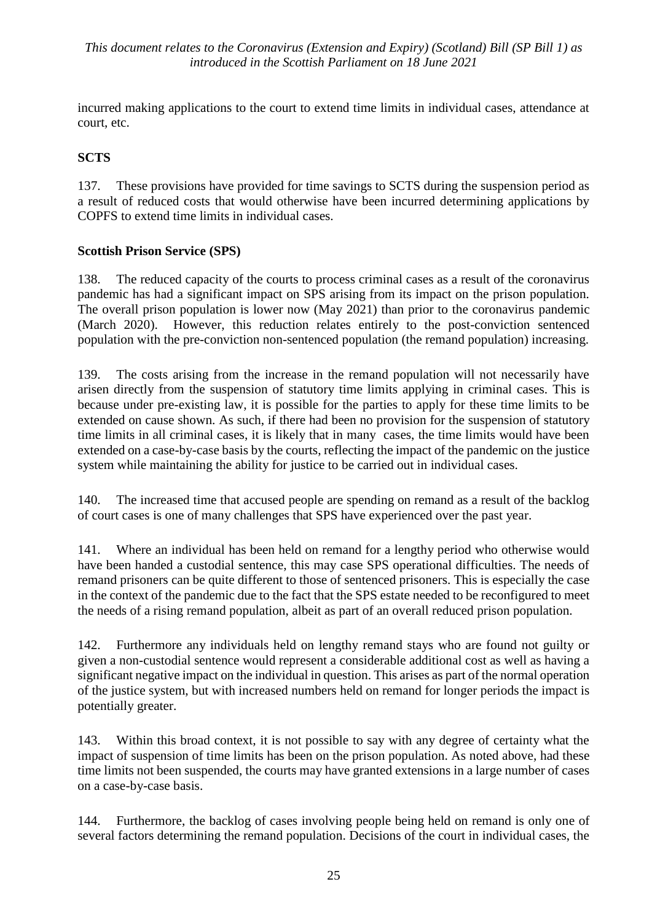incurred making applications to the court to extend time limits in individual cases, attendance at court, etc.

**SCTS**

137. These provisions have provided for time savings to SCTS during the suspension period as a result of reduced costs that would otherwise have been incurred determining applications by COPFS to extend time limits in individual cases.

**Scottish Prison Service (SPS)**

138. The reduced capacity of the courts to process criminal cases as a result of the coronavirus pandemic has had a significant impact on SPS arising from its impact on the prison population. The overall prison population is lower now (May 2021) than prior to the coronavirus pandemic (March 2020). However, this reduction relates entirely to the post-conviction sentenced population with the pre-conviction non-sentenced population (the remand population) increasing.

139. The costs arising from the increase in the remand population will not necessarily have arisen directly from the suspension of statutory time limits applying in criminal cases. This is because under pre-existing law, it is possible for the parties to apply for these time limits to be extended on cause shown. As such, if there had been no provision for the suspension of statutory time limits in all criminal cases, it is likely that in many cases, the time limits would have been extended on a case-by-case basis by the courts, reflecting the impact of the pandemic on the justice system while maintaining the ability for justice to be carried out in individual cases.

140. The increased time that accused people are spending on remand as a result of the backlog of court cases is one of many challenges that SPS have experienced over the past year.

141. Where an individual has been held on remand for a lengthy period who otherwise would have been handed a custodial sentence, this may case SPS operational difficulties. The needs of remand prisoners can be quite different to those of sentenced prisoners. This is especially the case in the context of the pandemic due to the fact that the SPS estate needed to be reconfigured to meet the needs of a rising remand population, albeit as part of an overall reduced prison population.

142. Furthermore any individuals held on lengthy remand stays who are found not guilty or given a non-custodial sentence would represent a considerable additional cost as well as having a significant negative impact on the individual in question. This arises as part of the normal operation of the justice system, but with increased numbers held on remand for longer periods the impact is potentially greater.

143. Within this broad context, it is not possible to say with any degree of certainty what the impact of suspension of time limits has been on the prison population. As noted above, had these time limits not been suspended, the courts may have granted extensions in a large number of cases on a case-by-case basis.

144. Furthermore, the backlog of cases involving people being held on remand is only one of several factors determining the remand population. Decisions of the court in individual cases, the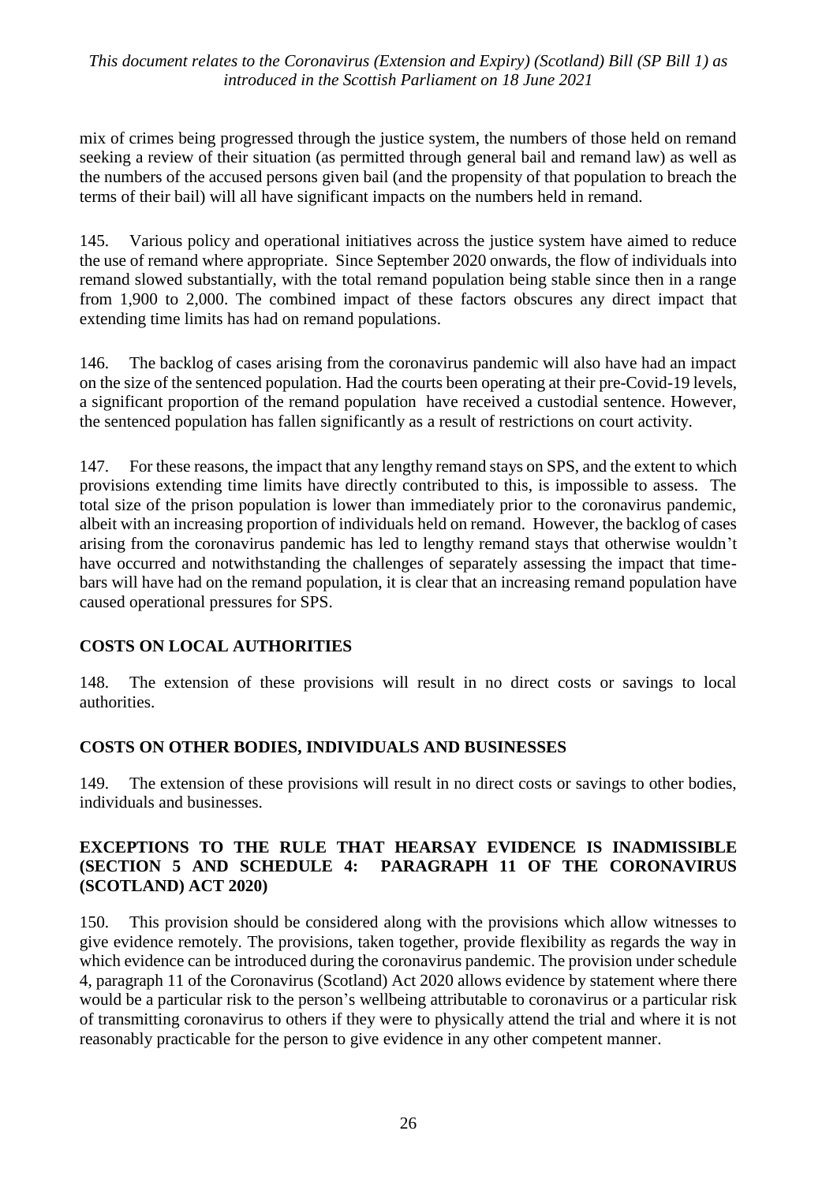mix of crimes being progressed through the justice system, the numbers of those held on remand seeking a review of their situation (as permitted through general bail and remand law) as well as the numbers of the accused persons given bail (and the propensity of that population to breach the terms of their bail) will all have significant impacts on the numbers held in remand.

145. Various policy and operational initiatives across the justice system have aimed to reduce the use of remand where appropriate. Since September 2020 onwards, the flow of individuals into remand slowed substantially, with the total remand population being stable since then in a range from 1,900 to 2,000. The combined impact of these factors obscures any direct impact that extending time limits has had on remand populations.

146. The backlog of cases arising from the coronavirus pandemic will also have had an impact on the size of the sentenced population. Had the courts been operating at their pre-Covid-19 levels, a significant proportion of the remand population have received a custodial sentence. However, the sentenced population has fallen significantly as a result of restrictions on court activity.

147. For these reasons, the impact that any lengthy remand stays on SPS, and the extent to which provisions extending time limits have directly contributed to this, is impossible to assess. The total size of the prison population is lower than immediately prior to the coronavirus pandemic, albeit with an increasing proportion of individuals held on remand. However, the backlog of cases arising from the coronavirus pandemic has led to lengthy remand stays that otherwise wouldn't have occurred and notwithstanding the challenges of separately assessing the impact that time-bars will have had on the remand population, it is clear that an increasing remand population have caused operational pressures for SPS.

## COSTS ON LOCAL AUTHORITIES

148. The extension of these provisions will result in no direct costs or savings to local authorities.

## COSTS ON OTHER BODIES, INDIVIDUALS AND BUSINESSES

149. The extension of these provisions will result in no direct costs or savings to other bodies, individuals and businesses.

## EXCEPTIONS TO THE RULE THAT HEARSAY EVIDENCE IS INADMISSIBLE (SECTION 5 AND SCHEDULE 4: PARAGRAPH 11 OF THE CORONAVIRUS (SCOTLAND) ACT 2020)

150. This provision should be considered along with the provisions which allow witnesses to give evidence remotely. The provisions, taken together, provide flexibility as regards the way in which evidence can be introduced during the coronavirus pandemic. The provision under schedule 4, paragraph 11 of the Coronavirus (Scotland) Act 2020 allows evidence by statement where there would be a particular risk to the person's wellbeing attributable to coronavirus or a particular risk of transmitting coronavirus to others if they were to physically attend the trial and where it is not reasonably practicable for the person to give evidence in any other competent manner.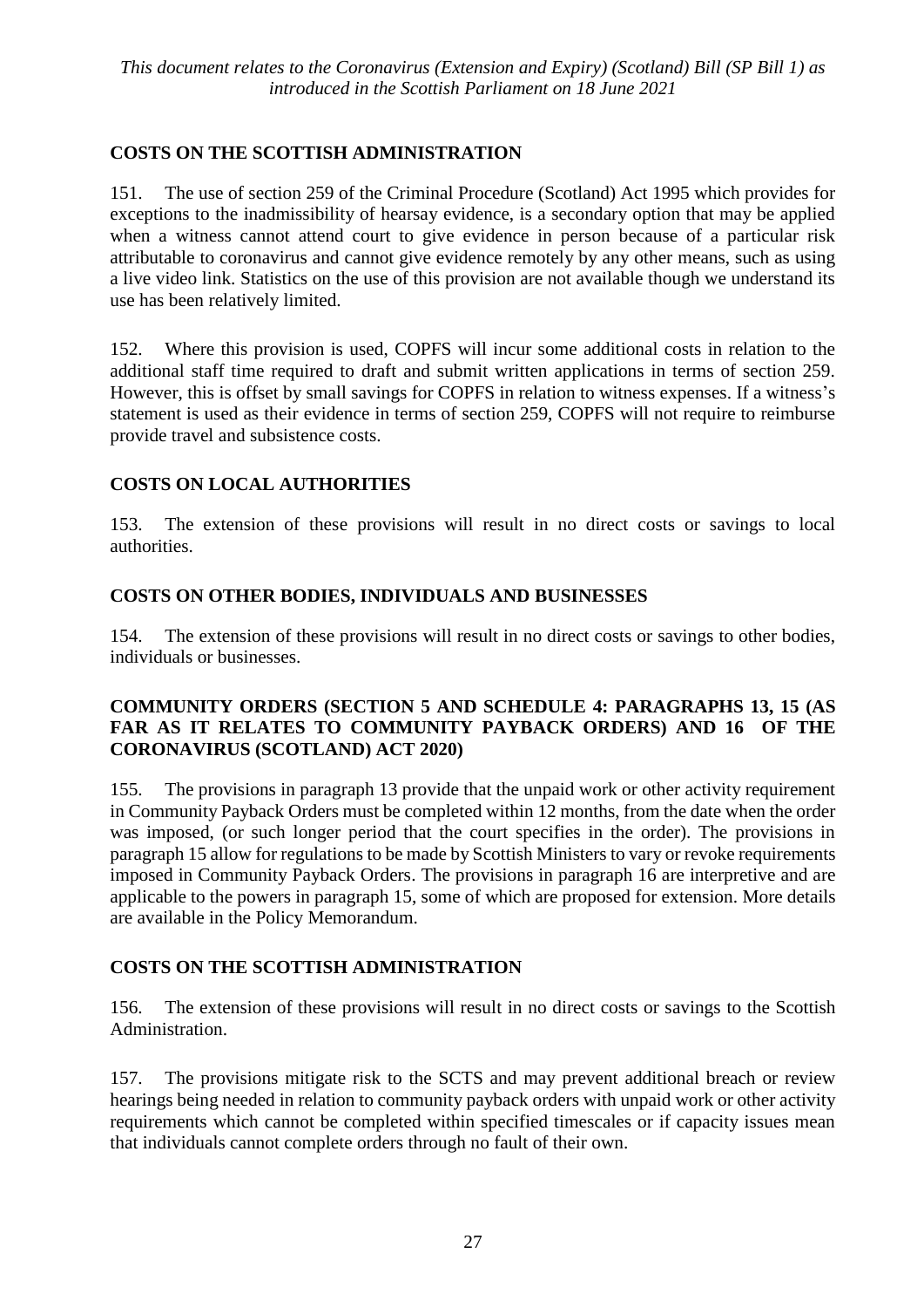## COSTS ON THE SCOTTISH ADMINISTRATION

151. The use of section 259 of the Criminal Procedure (Scotland) Act 1995 which provides for exceptions to the inadmissibility of hearsay evidence, is a secondary option that may be applied when a witness cannot attend court to give evidence in person because of a particular risk attributable to coronavirus and cannot give evidence remotely by any other means, such as using a live video link. Statistics on the use of this provision are not available though we understand its use has been relatively limited.

152. Where this provision is used, COPFS will incur some additional costs in relation to the additional staff time required to draft and submit written applications in terms of section 259. However, this is offset by small savings for COPFS in relation to witness expenses. If a witness's statement is used as their evidence in terms of section 259, COPFS will not require to reimburse provide travel and subsistence costs.

## COSTS ON LOCAL AUTHORITIES

153. The extension of these provisions will result in no direct costs or savings to local authorities.

## COSTS ON OTHER BODIES, INDIVIDUALS AND BUSINESSES

154. The extension of these provisions will result in no direct costs or savings to other bodies, individuals or businesses.

## COMMUNITY ORDERS (SECTION 5 AND SCHEDULE 4: PARAGRAPHS 13, 15 (AS FAR AS IT RELATES TO COMMUNITY PAYBACK ORDERS) AND 16 OF THE CORONAVIRUS (SCOTLAND) ACT 2020)

155. The provisions in paragraph 13 provide that the unpaid work or other activity requirement in Community Payback Orders must be completed within 12 months, from the date when the order was imposed, (or such longer period that the court specifies in the order). The provisions in paragraph 15 allow for regulations to be made by Scottish Ministers to vary or revoke requirements imposed in Community Payback Orders. The provisions in paragraph 16 are interpretive and are applicable to the powers in paragraph 15, some of which are proposed for extension. More details are available in the Policy Memorandum.

## COSTS ON THE SCOTTISH ADMINISTRATION

156. The extension of these provisions will result in no direct costs or savings to the Scottish Administration.

157. The provisions mitigate risk to the SCTS and may prevent additional breach or review hearings being needed in relation to community payback orders with unpaid work or other activity requirements which cannot be completed within specified timescales or if capacity issues mean that individuals cannot complete orders through no fault of their own.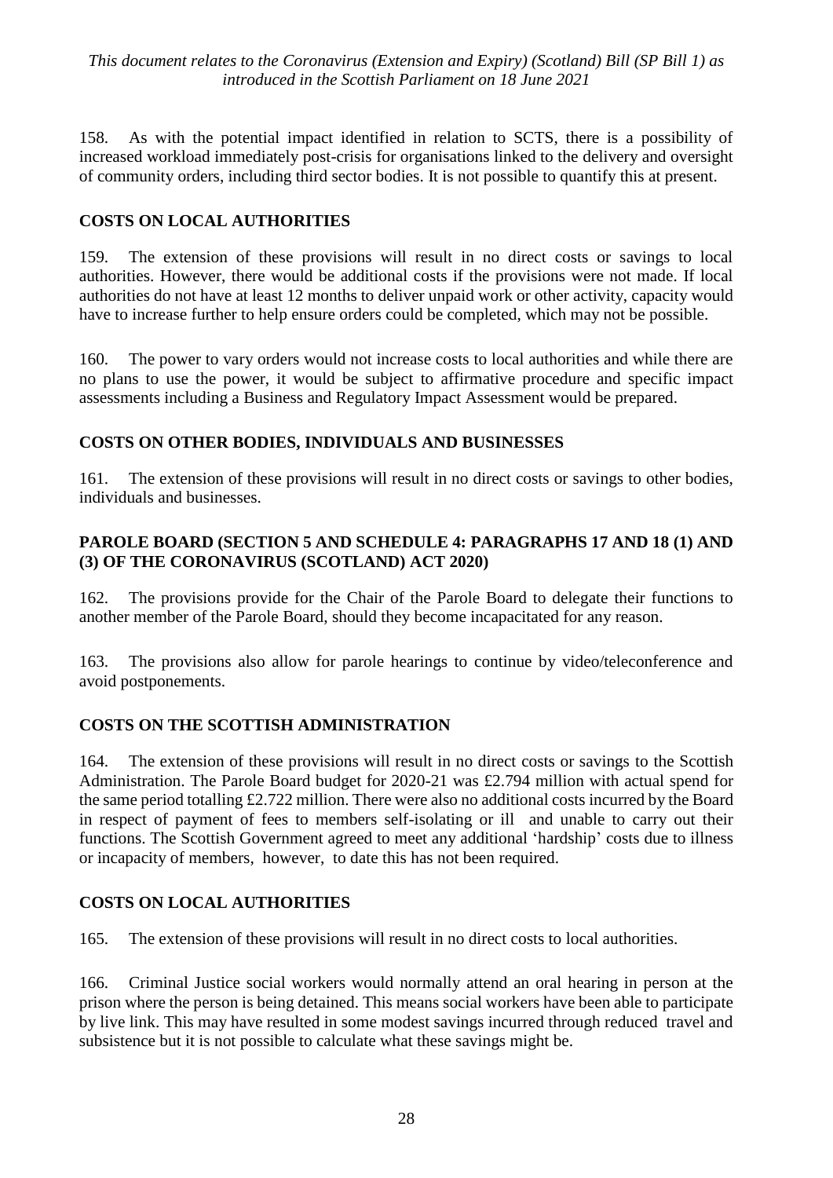158. As with the potential impact identified in relation to SCTS, there is a possibility of increased workload immediately post-crisis for organisations linked to the delivery and oversight of community orders, including third sector bodies. It is not possible to quantify this at present.

## COSTS ON LOCAL AUTHORITIES

159. The extension of these provisions will result in no direct costs or savings to local authorities. However, there would be additional costs if the provisions were not made. If local authorities do not have at least 12 months to deliver unpaid work or other activity, capacity would have to increase further to help ensure orders could be completed, which may not be possible.

160. The power to vary orders would not increase costs to local authorities and while there are no plans to use the power, it would be subject to affirmative procedure and specific impact assessments including a Business and Regulatory Impact Assessment would be prepared.

## COSTS ON OTHER BODIES, INDIVIDUALS AND BUSINESSES

161. The extension of these provisions will result in no direct costs or savings to other bodies, individuals and businesses.

## PAROLE BOARD (SECTION 5 AND SCHEDULE 4: PARAGRAPHS 17 AND 18 (1) AND (3) OF THE CORONAVIRUS (SCOTLAND) ACT 2020)

162. The provisions provide for the Chair of the Parole Board to delegate their functions to another member of the Parole Board, should they become incapacitated for any reason.

163. The provisions also allow for parole hearings to continue by video/teleconference and avoid postponements.

## COSTS ON THE SCOTTISH ADMINISTRATION

164. The extension of these provisions will result in no direct costs or savings to the Scottish Administration. The Parole Board budget for 2020-21 was £2.794 million with actual spend for the same period totalling £2.722 million. There were also no additional costs incurred by the Board in respect of payment of fees to members self-isolating or ill and unable to carry out their functions. The Scottish Government agreed to meet any additional 'hardship' costs due to illness or incapacity of members, however, to date this has not been required.

## COSTS ON LOCAL AUTHORITIES

165. The extension of these provisions will result in no direct costs to local authorities.

166. Criminal Justice social workers would normally attend an oral hearing in person at the prison where the person is being detained. This means social workers have been able to participate by live link. This may have resulted in some modest savings incurred through reduced travel and subsistence but it is not possible to calculate what these savings might be.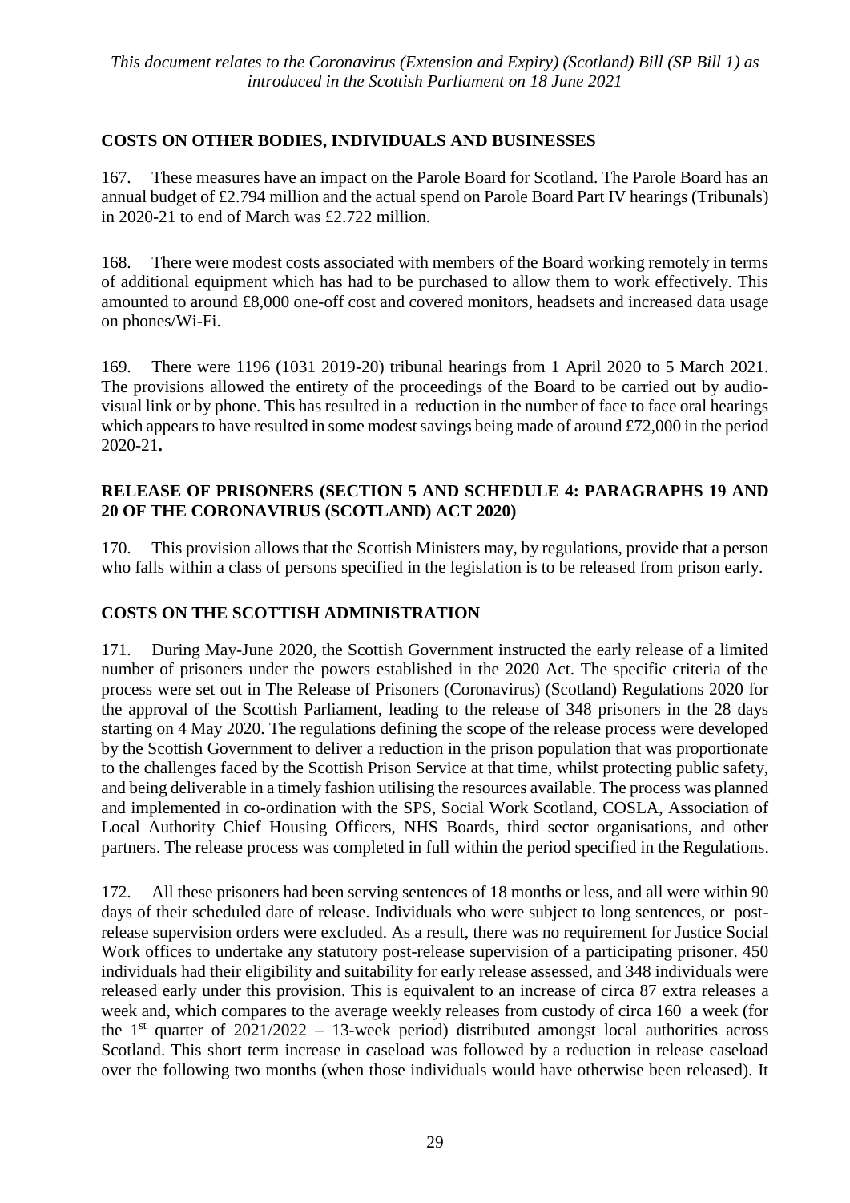## COSTS ON OTHER BODIES, INDIVIDUALS AND BUSINESSES

167. These measures have an impact on the Parole Board for Scotland. The Parole Board has an annual budget of £2.794 million and the actual spend on Parole Board Part IV hearings (Tribunals) in 2020-21 to end of March was £2.722 million.

168. There were modest costs associated with members of the Board working remotely in terms of additional equipment which has had to be purchased to allow them to work effectively. This amounted to around £8,000 one-off cost and covered monitors, headsets and increased data usage on phones/Wi-Fi.

169. There were 1196 (1031 2019-20) tribunal hearings from 1 April 2020 to 5 March 2021. The provisions allowed the entirety of the proceedings of the Board to be carried out by audio-visual link or by phone. This has resulted in a reduction in the number of face to face oral hearings which appears to have resulted in some modest savings being made of around £72,000 in the period 2020-21**.**

## RELEASE OF PRISONERS (SECTION 5 AND SCHEDULE 4: PARAGRAPHS 19 AND 20 OF THE CORONAVIRUS (SCOTLAND) ACT 2020)

170. This provision allows that the Scottish Ministers may, by regulations, provide that a person who falls within a class of persons specified in the legislation is to be released from prison early.

## COSTS ON THE SCOTTISH ADMINISTRATION

171. During May-June 2020, the Scottish Government instructed the early release of a limited number of prisoners under the powers established in the 2020 Act. The specific criteria of the process were set out in The Release of Prisoners (Coronavirus) (Scotland) Regulations 2020 for the approval of the Scottish Parliament, leading to the release of 348 prisoners in the 28 days starting on 4 May 2020. The regulations defining the scope of the release process were developed by the Scottish Government to deliver a reduction in the prison population that was proportionate to the challenges faced by the Scottish Prison Service at that time, whilst protecting public safety, and being deliverable in a timely fashion utilising the resources available. The process was planned and implemented in co-ordination with the SPS, Social Work Scotland, COSLA, Association of Local Authority Chief Housing Officers, NHS Boards, third sector organisations, and other partners. The release process was completed in full within the period specified in the Regulations.

172. All these prisoners had been serving sentences of 18 months or less, and all were within 90 days of their scheduled date of release. Individuals who were subject to long sentences, or post-release supervision orders were excluded. As a result, there was no requirement for Justice Social Work offices to undertake any statutory post-release supervision of a participating prisoner. 450 individuals had their eligibility and suitability for early release assessed, and 348 individuals were released early under this provision. This is equivalent to an increase of circa 87 extra releases a week and, which compares to the average weekly releases from custody of circa 160 a week (for the 1st quarter of 2021/2022 – 13-week period) distributed amongst local authorities across Scotland. This short term increase in caseload was followed by a reduction in release caseload over the following two months (when those individuals would have otherwise been released). It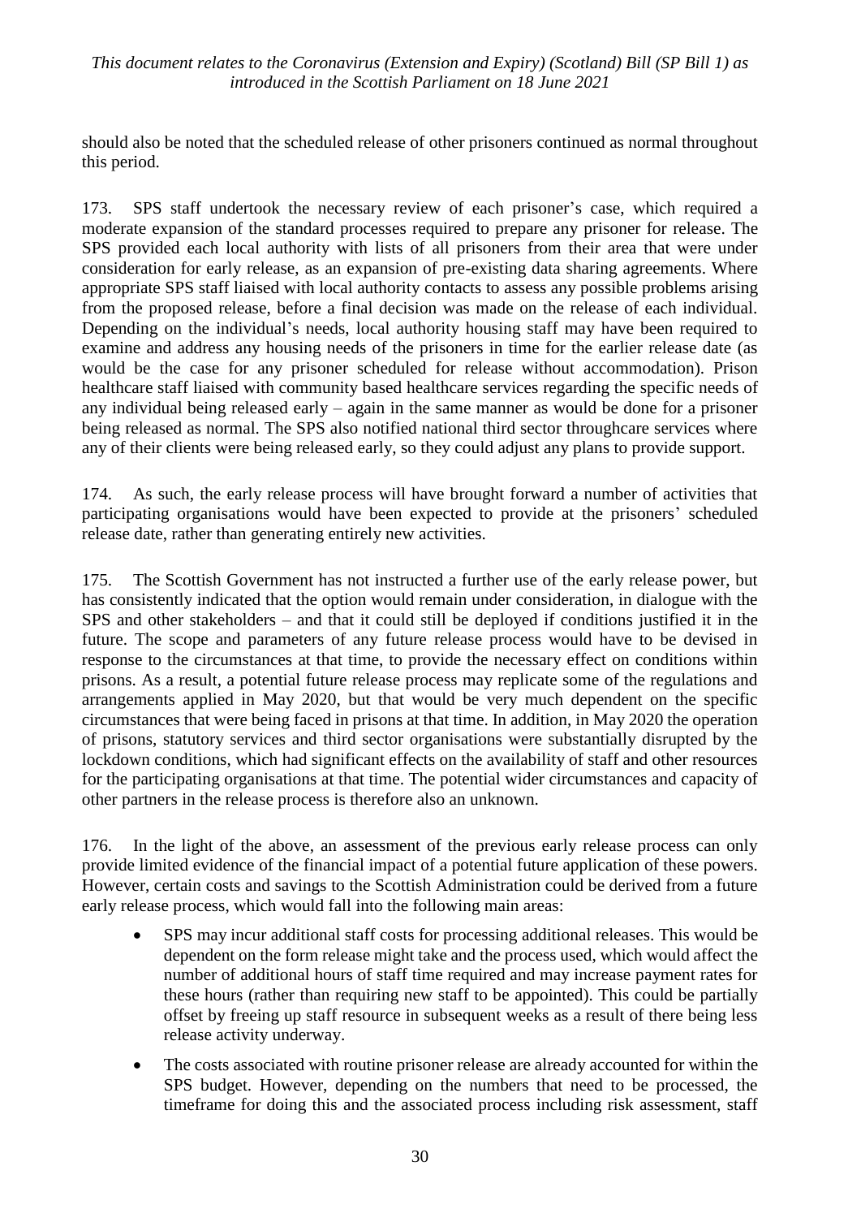should also be noted that the scheduled release of other prisoners continued as normal throughout this period.

173. SPS staff undertook the necessary review of each prisoner's case, which required a moderate expansion of the standard processes required to prepare any prisoner for release. The SPS provided each local authority with lists of all prisoners from their area that were under consideration for early release, as an expansion of pre-existing data sharing agreements. Where appropriate SPS staff liaised with local authority contacts to assess any possible problems arising from the proposed release, before a final decision was made on the release of each individual. Depending on the individual's needs, local authority housing staff may have been required to examine and address any housing needs of the prisoners in time for the earlier release date (as would be the case for any prisoner scheduled for release without accommodation). Prison healthcare staff liaised with community based healthcare services regarding the specific needs of any individual being released early – again in the same manner as would be done for a prisoner being released as normal. The SPS also notified national third sector throughcare services where any of their clients were being released early, so they could adjust any plans to provide support.

174. As such, the early release process will have brought forward a number of activities that participating organisations would have been expected to provide at the prisoners' scheduled release date, rather than generating entirely new activities.

175. The Scottish Government has not instructed a further use of the early release power, but has consistently indicated that the option would remain under consideration, in dialogue with the SPS and other stakeholders – and that it could still be deployed if conditions justified it in the future. The scope and parameters of any future release process would have to be devised in response to the circumstances at that time, to provide the necessary effect on conditions within prisons. As a result, a potential future release process may replicate some of the regulations and arrangements applied in May 2020, but that would be very much dependent on the specific circumstances that were being faced in prisons at that time. In addition, in May 2020 the operation of prisons, statutory services and third sector organisations were substantially disrupted by the lockdown conditions, which had significant effects on the availability of staff and other resources for the participating organisations at that time. The potential wider circumstances and capacity of other partners in the release process is therefore also an unknown.

176. In the light of the above, an assessment of the previous early release process can only provide limited evidence of the financial impact of a potential future application of these powers. However, certain costs and savings to the Scottish Administration could be derived from a future early release process, which would fall into the following main areas:

- SPS may incur additional staff costs for processing additional releases. This would be dependent on the form release might take and the process used, which would affect the number of additional hours of staff time required and may increase payment rates for these hours (rather than requiring new staff to be appointed). This could be partially offset by freeing up staff resource in subsequent weeks as a result of there being less release activity underway.
- The costs associated with routine prisoner release are already accounted for within the SPS budget. However, depending on the numbers that need to be processed, the timeframe for doing this and the associated process including risk assessment, staff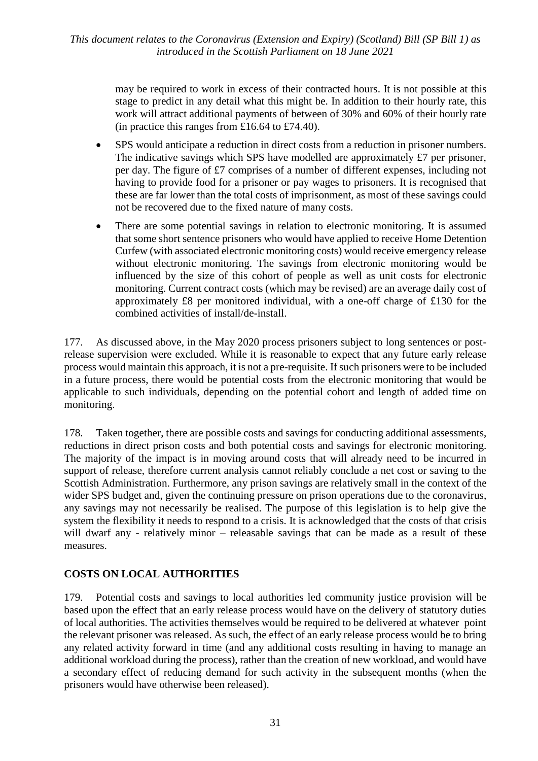may be required to work in excess of their contracted hours. It is not possible at this stage to predict in any detail what this might be. In addition to their hourly rate, this work will attract additional payments of between of 30% and 60% of their hourly rate (in practice this ranges from £16.64 to £74.40).

- SPS would anticipate a reduction in direct costs from a reduction in prisoner numbers. The indicative savings which SPS have modelled are approximately £7 per prisoner, per day. The figure of £7 comprises of a number of different expenses, including not having to provide food for a prisoner or pay wages to prisoners. It is recognised that these are far lower than the total costs of imprisonment, as most of these savings could not be recovered due to the fixed nature of many costs.
- There are some potential savings in relation to electronic monitoring. It is assumed that some short sentence prisoners who would have applied to receive Home Detention Curfew (with associated electronic monitoring costs) would receive emergency release without electronic monitoring. The savings from electronic monitoring would be influenced by the size of this cohort of people as well as unit costs for electronic monitoring. Current contract costs (which may be revised) are an average daily cost of approximately £8 per monitored individual, with a one-off charge of £130 for the combined activities of install/de-install.

177. As discussed above, in the May 2020 process prisoners subject to long sentences or post-release supervision were excluded. While it is reasonable to expect that any future early release process would maintain this approach, it is not a pre-requisite. If such prisoners were to be included in a future process, there would be potential costs from the electronic monitoring that would be applicable to such individuals, depending on the potential cohort and length of added time on monitoring.

178. Taken together, there are possible costs and savings for conducting additional assessments, reductions in direct prison costs and both potential costs and savings for electronic monitoring. The majority of the impact is in moving around costs that will already need to be incurred in support of release, therefore current analysis cannot reliably conclude a net cost or saving to the Scottish Administration. Furthermore, any prison savings are relatively small in the context of the wider SPS budget and, given the continuing pressure on prison operations due to the coronavirus, any savings may not necessarily be realised. The purpose of this legislation is to help give the system the flexibility it needs to respond to a crisis. It is acknowledged that the costs of that crisis will dwarf any - relatively minor – releasable savings that can be made as a result of these measures.

## COSTS ON LOCAL AUTHORITIES

179. Potential costs and savings to local authorities led community justice provision will be based upon the effect that an early release process would have on the delivery of statutory duties of local authorities. The activities themselves would be required to be delivered at whatever point the relevant prisoner was released. As such, the effect of an early release process would be to bring any related activity forward in time (and any additional costs resulting in having to manage an additional workload during the process), rather than the creation of new workload, and would have a secondary effect of reducing demand for such activity in the subsequent months (when the prisoners would have otherwise been released).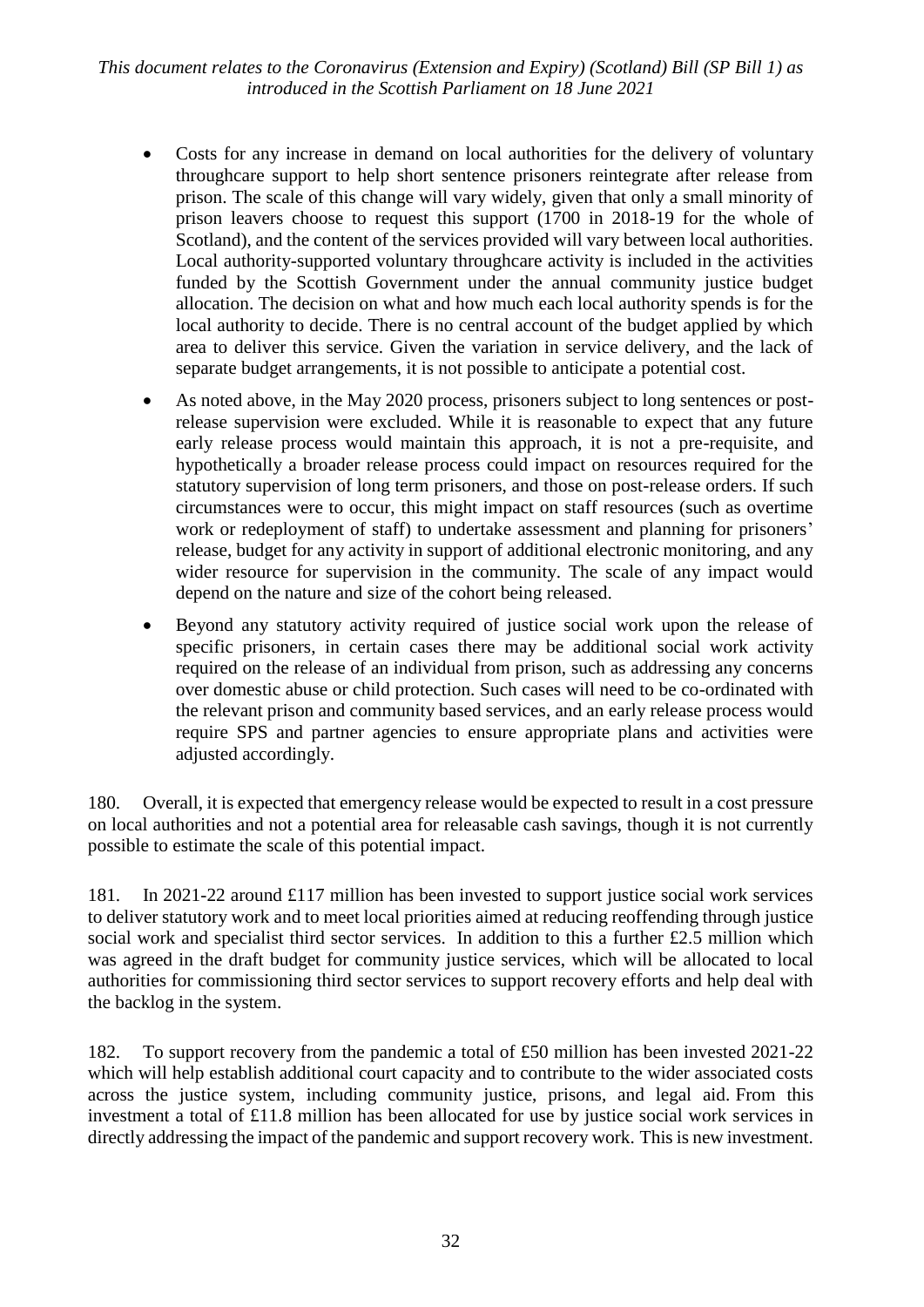- Costs for any increase in demand on local authorities for the delivery of voluntary throughcare support to help short sentence prisoners reintegrate after release from prison. The scale of this change will vary widely, given that only a small minority of prison leavers choose to request this support (1700 in 2018-19 for the whole of Scotland), and the content of the services provided will vary between local authorities. Local authority-supported voluntary throughcare activity is included in the activities funded by the Scottish Government under the annual community justice budget allocation. The decision on what and how much each local authority spends is for the local authority to decide. There is no central account of the budget applied by which area to deliver this service. Given the variation in service delivery, and the lack of separate budget arrangements, it is not possible to anticipate a potential cost.
- As noted above, in the May 2020 process, prisoners subject to long sentences or post-release supervision were excluded. While it is reasonable to expect that any future early release process would maintain this approach, it is not a pre-requisite, and hypothetically a broader release process could impact on resources required for the statutory supervision of long term prisoners, and those on post-release orders. If such circumstances were to occur, this might impact on staff resources (such as overtime work or redeployment of staff) to undertake assessment and planning for prisoners' release, budget for any activity in support of additional electronic monitoring, and any wider resource for supervision in the community. The scale of any impact would depend on the nature and size of the cohort being released.
- Beyond any statutory activity required of justice social work upon the release of specific prisoners, in certain cases there may be additional social work activity required on the release of an individual from prison, such as addressing any concerns over domestic abuse or child protection. Such cases will need to be co-ordinated with the relevant prison and community based services, and an early release process would require SPS and partner agencies to ensure appropriate plans and activities were adjusted accordingly.

180. Overall, it is expected that emergency release would be expected to result in a cost pressure on local authorities and not a potential area for releasable cash savings, though it is not currently possible to estimate the scale of this potential impact.

181. In 2021-22 around £117 million has been invested to support justice social work services to deliver statutory work and to meet local priorities aimed at reducing reoffending through justice social work and specialist third sector services. In addition to this a further £2.5 million which was agreed in the draft budget for community justice services, which will be allocated to local authorities for commissioning third sector services to support recovery efforts and help deal with the backlog in the system.

182. To support recovery from the pandemic a total of £50 million has been invested 2021-22 which will help establish additional court capacity and to contribute to the wider associated costs across the justice system, including community justice, prisons, and legal aid. From this investment a total of £11.8 million has been allocated for use by justice social work services in directly addressing the impact of the pandemic and support recovery work. This is new investment.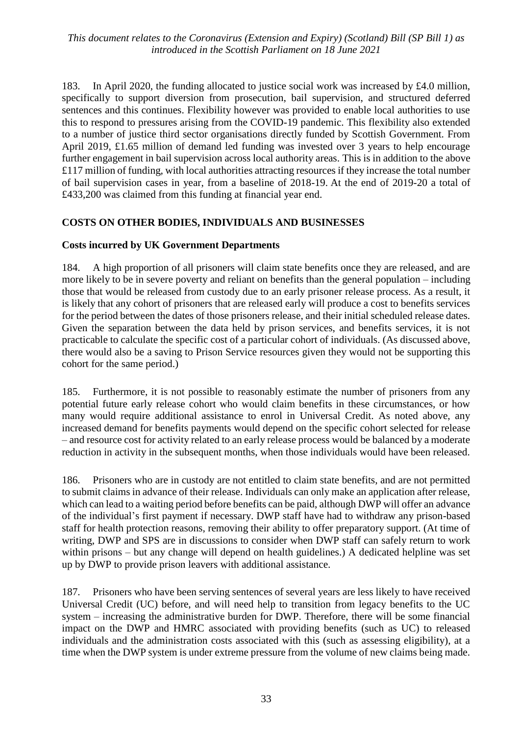183. In April 2020, the funding allocated to justice social work was increased by £4.0 million, specifically to support diversion from prosecution, bail supervision, and structured deferred sentences and this continues. Flexibility however was provided to enable local authorities to use this to respond to pressures arising from the COVID-19 pandemic. This flexibility also extended to a number of justice third sector organisations directly funded by Scottish Government. From April 2019, £1.65 million of demand led funding was invested over 3 years to help encourage further engagement in bail supervision across local authority areas. This is in addition to the above £117 million of funding, with local authorities attracting resources if they increase the total number of bail supervision cases in year, from a baseline of 2018-19. At the end of 2019-20 a total of £433,200 was claimed from this funding at financial year end.

## COSTS ON OTHER BODIES, INDIVIDUALS AND BUSINESSES

### Costs incurred by UK Government Departments

184. A high proportion of all prisoners will claim state benefits once they are released, and are more likely to be in severe poverty and reliant on benefits than the general population – including those that would be released from custody due to an early prisoner release process. As a result, it is likely that any cohort of prisoners that are released early will produce a cost to benefits services for the period between the dates of those prisoners release, and their initial scheduled release dates. Given the separation between the data held by prison services, and benefits services, it is not practicable to calculate the specific cost of a particular cohort of individuals. (As discussed above, there would also be a saving to Prison Service resources given they would not be supporting this cohort for the same period.)

185. Furthermore, it is not possible to reasonably estimate the number of prisoners from any potential future early release cohort who would claim benefits in these circumstances, or how many would require additional assistance to enrol in Universal Credit. As noted above, any increased demand for benefits payments would depend on the specific cohort selected for release – and resource cost for activity related to an early release process would be balanced by a moderate reduction in activity in the subsequent months, when those individuals would have been released.

186. Prisoners who are in custody are not entitled to claim state benefits, and are not permitted to submit claims in advance of their release. Individuals can only make an application after release, which can lead to a waiting period before benefits can be paid, although DWP will offer an advance of the individual's first payment if necessary. DWP staff have had to withdraw any prison-based staff for health protection reasons, removing their ability to offer preparatory support. (At time of writing, DWP and SPS are in discussions to consider when DWP staff can safely return to work within prisons – but any change will depend on health guidelines.) A dedicated helpline was set up by DWP to provide prison leavers with additional assistance.

187. Prisoners who have been serving sentences of several years are less likely to have received Universal Credit (UC) before, and will need help to transition from legacy benefits to the UC system – increasing the administrative burden for DWP. Therefore, there will be some financial impact on the DWP and HMRC associated with providing benefits (such as UC) to released individuals and the administration costs associated with this (such as assessing eligibility), at a time when the DWP system is under extreme pressure from the volume of new claims being made.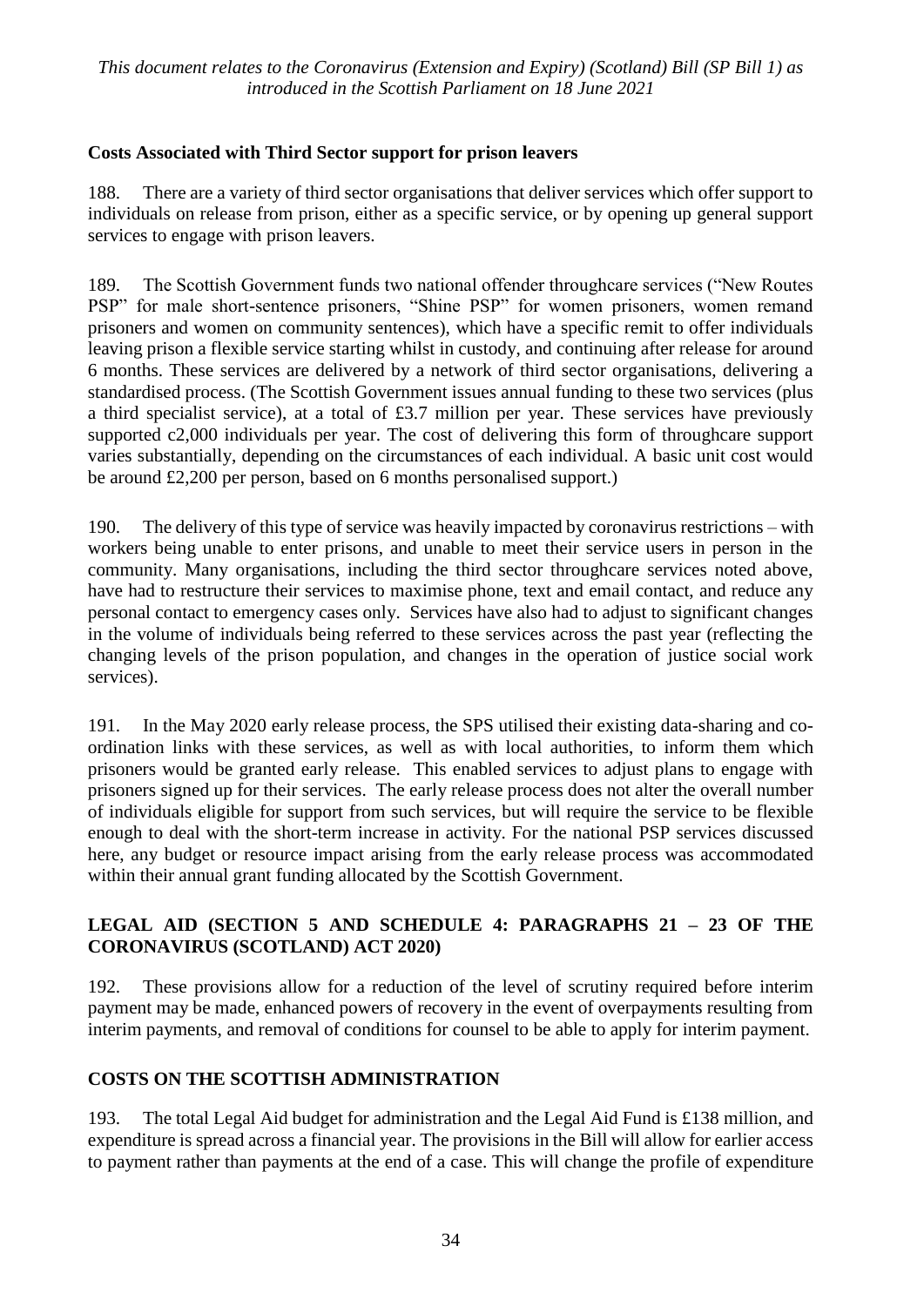**Costs Associated with Third Sector support for prison leavers**

188. There are a variety of third sector organisations that deliver services which offer support to individuals on release from prison, either as a specific service, or by opening up general support services to engage with prison leavers.

189. The Scottish Government funds two national offender throughcare services ("New Routes PSP" for male short-sentence prisoners, "Shine PSP" for women prisoners, women remand prisoners and women on community sentences), which have a specific remit to offer individuals leaving prison a flexible service starting whilst in custody, and continuing after release for around 6 months. These services are delivered by a network of third sector organisations, delivering a standardised process. (The Scottish Government issues annual funding to these two services (plus a third specialist service), at a total of £3.7 million per year. These services have previously supported c2,000 individuals per year. The cost of delivering this form of throughcare support varies substantially, depending on the circumstances of each individual. A basic unit cost would be around £2,200 per person, based on 6 months personalised support.)

190. The delivery of this type of service was heavily impacted by coronavirus restrictions – with workers being unable to enter prisons, and unable to meet their service users in person in the community. Many organisations, including the third sector throughcare services noted above, have had to restructure their services to maximise phone, text and email contact, and reduce any personal contact to emergency cases only. Services have also had to adjust to significant changes in the volume of individuals being referred to these services across the past year (reflecting the changing levels of the prison population, and changes in the operation of justice social work services).

191. In the May 2020 early release process, the SPS utilised their existing data-sharing and co-ordination links with these services, as well as with local authorities, to inform them which prisoners would be granted early release. This enabled services to adjust plans to engage with prisoners signed up for their services. The early release process does not alter the overall number of individuals eligible for support from such services, but will require the service to be flexible enough to deal with the short-term increase in activity. For the national PSP services discussed here, any budget or resource impact arising from the early release process was accommodated within their annual grant funding allocated by the Scottish Government.

## LEGAL AID (SECTION 5 AND SCHEDULE 4: PARAGRAPHS 21 – 23 OF THE CORONAVIRUS (SCOTLAND) ACT 2020)

192. These provisions allow for a reduction of the level of scrutiny required before interim payment may be made, enhanced powers of recovery in the event of overpayments resulting from interim payments, and removal of conditions for counsel to be able to apply for interim payment.

## COSTS ON THE SCOTTISH ADMINISTRATION

193. The total Legal Aid budget for administration and the Legal Aid Fund is £138 million, and expenditure is spread across a financial year. The provisions in the Bill will allow for earlier access to payment rather than payments at the end of a case. This will change the profile of expenditure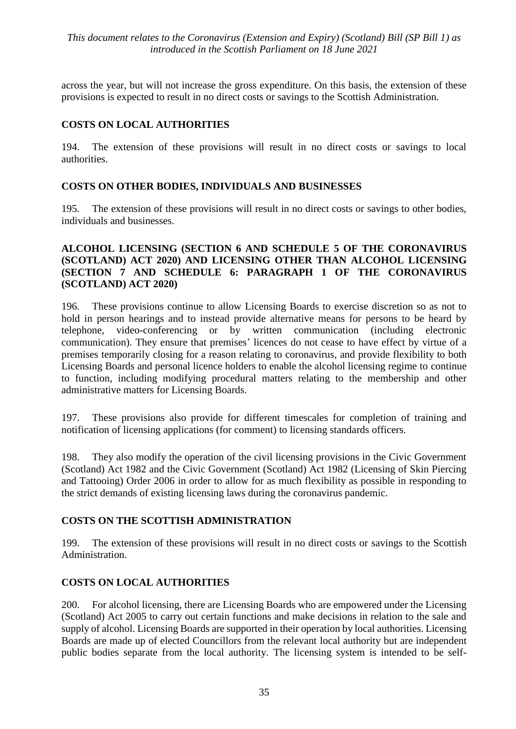across the year, but will not increase the gross expenditure. On this basis, the extension of these provisions is expected to result in no direct costs or savings to the Scottish Administration.

### COSTS ON LOCAL AUTHORITIES

194. The extension of these provisions will result in no direct costs or savings to local authorities.

### COSTS ON OTHER BODIES, INDIVIDUALS AND BUSINESSES

195. The extension of these provisions will result in no direct costs or savings to other bodies, individuals and businesses.

### ALCOHOL LICENSING (SECTION 6 AND SCHEDULE 5 OF THE CORONAVIRUS (SCOTLAND) ACT 2020) AND LICENSING OTHER THAN ALCOHOL LICENSING (SECTION 7 AND SCHEDULE 6: PARAGRAPH 1 OF THE CORONAVIRUS (SCOTLAND) ACT 2020)

196. These provisions continue to allow Licensing Boards to exercise discretion so as not to hold in person hearings and to instead provide alternative means for persons to be heard by telephone, video-conferencing or by written communication (including electronic communication). They ensure that premises' licences do not cease to have effect by virtue of a premises temporarily closing for a reason relating to coronavirus, and provide flexibility to both Licensing Boards and personal licence holders to enable the alcohol licensing regime to continue to function, including modifying procedural matters relating to the membership and other administrative matters for Licensing Boards.

197. These provisions also provide for different timescales for completion of training and notification of licensing applications (for comment) to licensing standards officers.

198. They also modify the operation of the civil licensing provisions in the Civic Government (Scotland) Act 1982 and the Civic Government (Scotland) Act 1982 (Licensing of Skin Piercing and Tattooing) Order 2006 in order to allow for as much flexibility as possible in responding to the strict demands of existing licensing laws during the coronavirus pandemic.

### COSTS ON THE SCOTTISH ADMINISTRATION

199. The extension of these provisions will result in no direct costs or savings to the Scottish Administration.

### COSTS ON LOCAL AUTHORITIES

200. For alcohol licensing, there are Licensing Boards who are empowered under the Licensing (Scotland) Act 2005 to carry out certain functions and make decisions in relation to the sale and supply of alcohol. Licensing Boards are supported in their operation by local authorities. Licensing Boards are made up of elected Councillors from the relevant local authority but are independent public bodies separate from the local authority. The licensing system is intended to be self-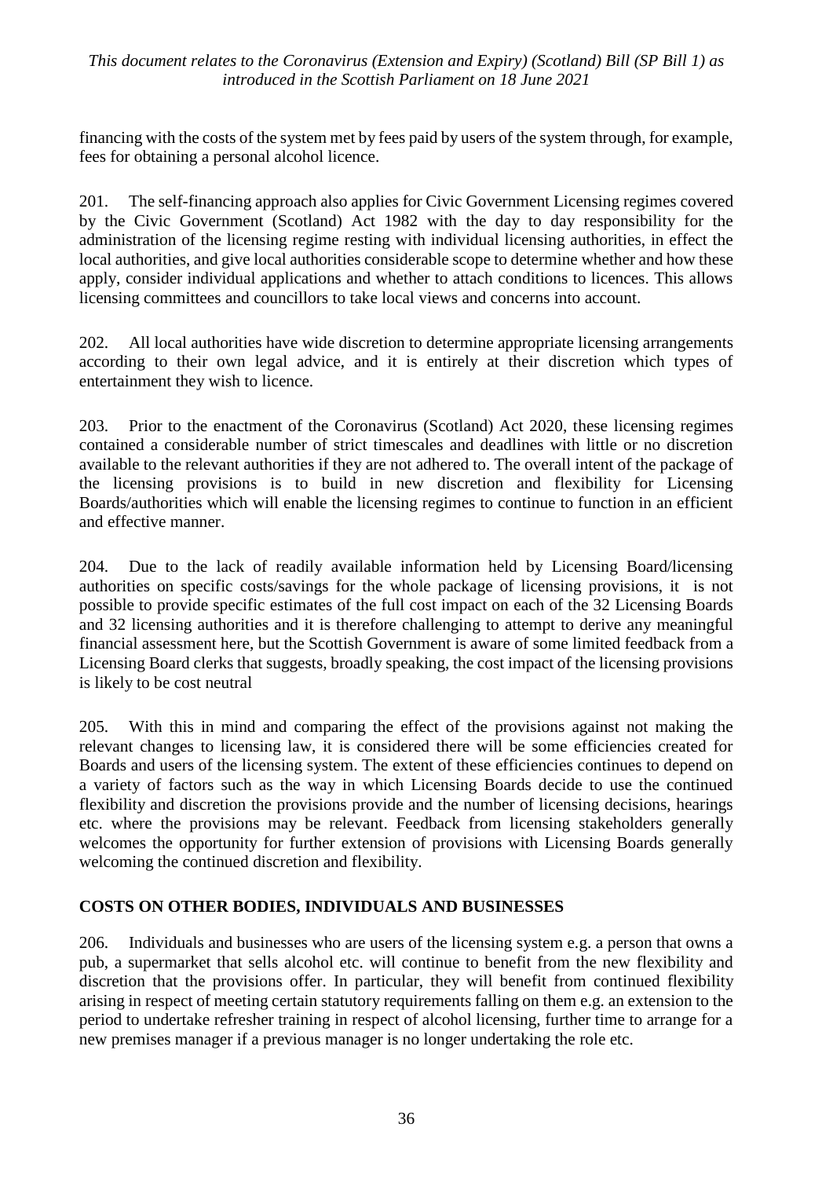financing with the costs of the system met by fees paid by users of the system through, for example, fees for obtaining a personal alcohol licence.

201. The self-financing approach also applies for Civic Government Licensing regimes covered by the Civic Government (Scotland) Act 1982 with the day to day responsibility for the administration of the licensing regime resting with individual licensing authorities, in effect the local authorities, and give local authorities considerable scope to determine whether and how these apply, consider individual applications and whether to attach conditions to licences. This allows licensing committees and councillors to take local views and concerns into account.

202. All local authorities have wide discretion to determine appropriate licensing arrangements according to their own legal advice, and it is entirely at their discretion which types of entertainment they wish to licence.

203. Prior to the enactment of the Coronavirus (Scotland) Act 2020, these licensing regimes contained a considerable number of strict timescales and deadlines with little or no discretion available to the relevant authorities if they are not adhered to. The overall intent of the package of the licensing provisions is to build in new discretion and flexibility for Licensing Boards/authorities which will enable the licensing regimes to continue to function in an efficient and effective manner.

204. Due to the lack of readily available information held by Licensing Board/licensing authorities on specific costs/savings for the whole package of licensing provisions, it is not possible to provide specific estimates of the full cost impact on each of the 32 Licensing Boards and 32 licensing authorities and it is therefore challenging to attempt to derive any meaningful financial assessment here, but the Scottish Government is aware of some limited feedback from a Licensing Board clerks that suggests, broadly speaking, the cost impact of the licensing provisions is likely to be cost neutral

205. With this in mind and comparing the effect of the provisions against not making the relevant changes to licensing law, it is considered there will be some efficiencies created for Boards and users of the licensing system. The extent of these efficiencies continues to depend on a variety of factors such as the way in which Licensing Boards decide to use the continued flexibility and discretion the provisions provide and the number of licensing decisions, hearings etc. where the provisions may be relevant. Feedback from licensing stakeholders generally welcomes the opportunity for further extension of provisions with Licensing Boards generally welcoming the continued discretion and flexibility.

## COSTS ON OTHER BODIES, INDIVIDUALS AND BUSINESSES

206. Individuals and businesses who are users of the licensing system e.g. a person that owns a pub, a supermarket that sells alcohol etc. will continue to benefit from the new flexibility and discretion that the provisions offer. In particular, they will benefit from continued flexibility arising in respect of meeting certain statutory requirements falling on them e.g. an extension to the period to undertake refresher training in respect of alcohol licensing, further time to arrange for a new premises manager if a previous manager is no longer undertaking the role etc.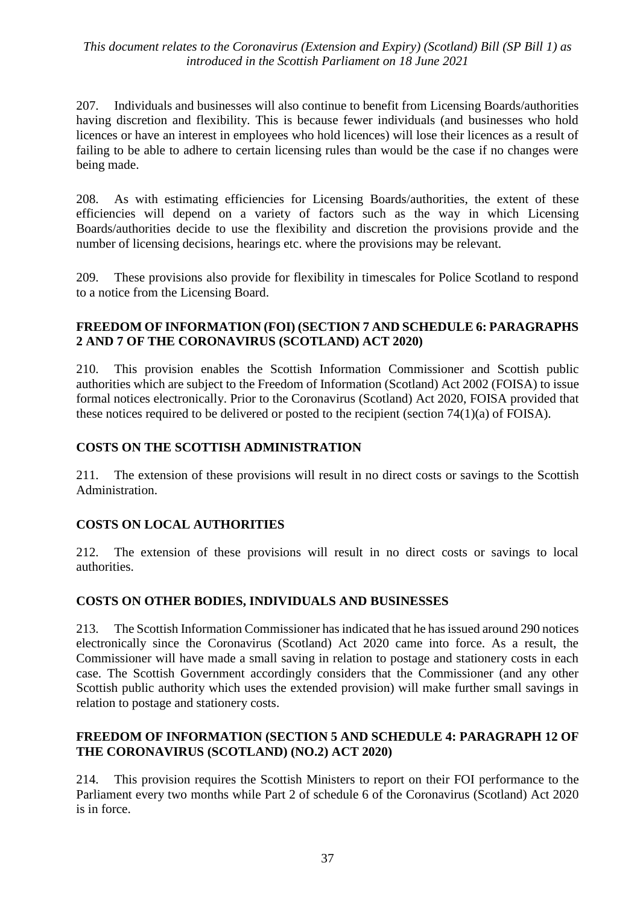207. Individuals and businesses will also continue to benefit from Licensing Boards/authorities having discretion and flexibility. This is because fewer individuals (and businesses who hold licences or have an interest in employees who hold licences) will lose their licences as a result of failing to be able to adhere to certain licensing rules than would be the case if no changes were being made.

208. As with estimating efficiencies for Licensing Boards/authorities, the extent of these efficiencies will depend on a variety of factors such as the way in which Licensing Boards/authorities decide to use the flexibility and discretion the provisions provide and the number of licensing decisions, hearings etc. where the provisions may be relevant.

209. These provisions also provide for flexibility in timescales for Police Scotland to respond to a notice from the Licensing Board.

## FREEDOM OF INFORMATION (FOI) (SECTION 7 AND SCHEDULE 6: PARAGRAPHS 2 AND 7 OF THE CORONAVIRUS (SCOTLAND) ACT 2020)

210. This provision enables the Scottish Information Commissioner and Scottish public authorities which are subject to the Freedom of Information (Scotland) Act 2002 (FOISA) to issue formal notices electronically. Prior to the Coronavirus (Scotland) Act 2020, FOISA provided that these notices required to be delivered or posted to the recipient (section 74(1)(a) of FOISA).

## COSTS ON THE SCOTTISH ADMINISTRATION

211. The extension of these provisions will result in no direct costs or savings to the Scottish Administration.

## COSTS ON LOCAL AUTHORITIES

212. The extension of these provisions will result in no direct costs or savings to local authorities.

## COSTS ON OTHER BODIES, INDIVIDUALS AND BUSINESSES

213. The Scottish Information Commissioner has indicated that he has issued around 290 notices electronically since the Coronavirus (Scotland) Act 2020 came into force. As a result, the Commissioner will have made a small saving in relation to postage and stationery costs in each case. The Scottish Government accordingly considers that the Commissioner (and any other Scottish public authority which uses the extended provision) will make further small savings in relation to postage and stationery costs.

## FREEDOM OF INFORMATION (SECTION 5 AND SCHEDULE 4: PARAGRAPH 12 OF THE CORONAVIRUS (SCOTLAND) (NO.2) ACT 2020)

214. This provision requires the Scottish Ministers to report on their FOI performance to the Parliament every two months while Part 2 of schedule 6 of the Coronavirus (Scotland) Act 2020 is in force.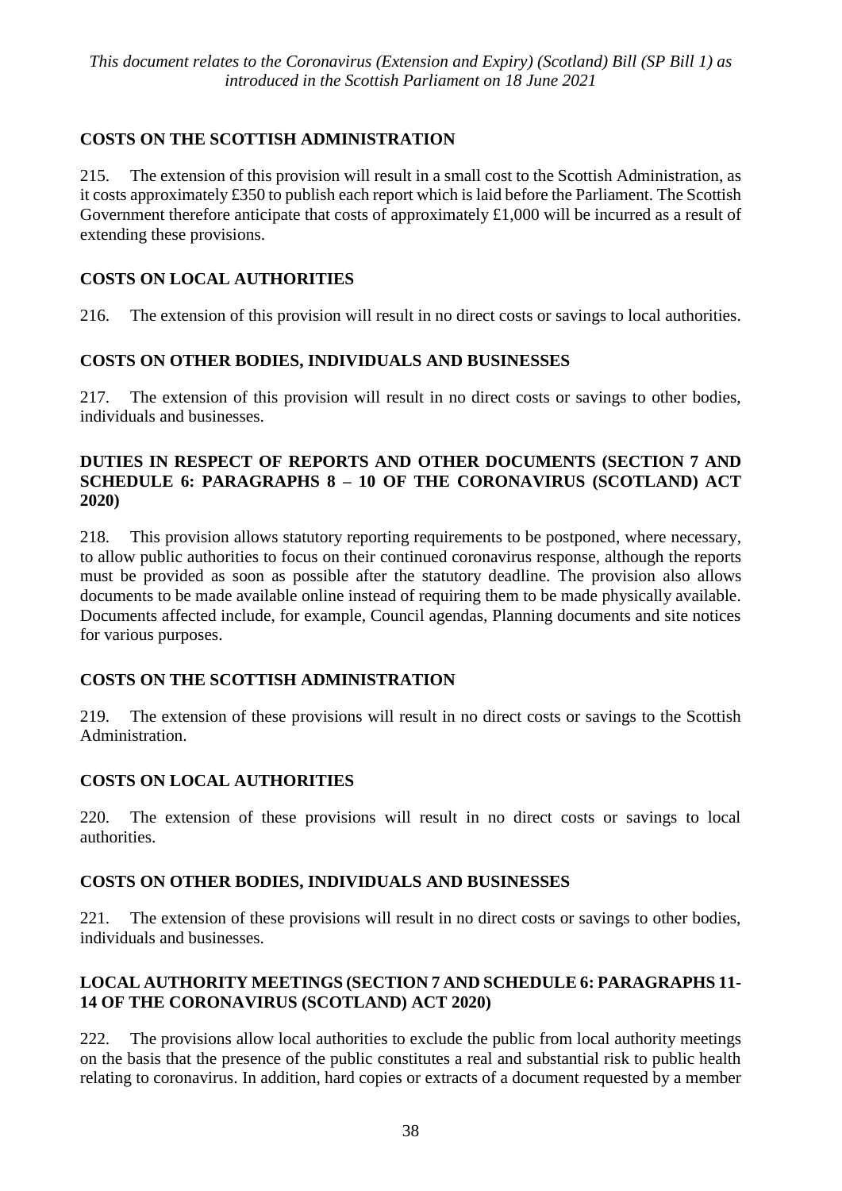### COSTS ON THE SCOTTISH ADMINISTRATION

215. The extension of this provision will result in a small cost to the Scottish Administration, as it costs approximately £350 to publish each report which is laid before the Parliament. The Scottish Government therefore anticipate that costs of approximately £1,000 will be incurred as a result of extending these provisions.

### COSTS ON LOCAL AUTHORITIES

216. The extension of this provision will result in no direct costs or savings to local authorities.

### COSTS ON OTHER BODIES, INDIVIDUALS AND BUSINESSES

217. The extension of this provision will result in no direct costs or savings to other bodies, individuals and businesses.

## DUTIES IN RESPECT OF REPORTS AND OTHER DOCUMENTS (SECTION 7 AND SCHEDULE 6: PARAGRAPHS 8 – 10 OF THE CORONAVIRUS (SCOTLAND) ACT 2020)

218. This provision allows statutory reporting requirements to be postponed, where necessary, to allow public authorities to focus on their continued coronavirus response, although the reports must be provided as soon as possible after the statutory deadline. The provision also allows documents to be made available online instead of requiring them to be made physically available. Documents affected include, for example, Council agendas, Planning documents and site notices for various purposes.

### COSTS ON THE SCOTTISH ADMINISTRATION

219. The extension of these provisions will result in no direct costs or savings to the Scottish Administration.

### COSTS ON LOCAL AUTHORITIES

220. The extension of these provisions will result in no direct costs or savings to local authorities.

### COSTS ON OTHER BODIES, INDIVIDUALS AND BUSINESSES

221. The extension of these provisions will result in no direct costs or savings to other bodies, individuals and businesses.

## LOCAL AUTHORITY MEETINGS (SECTION 7 AND SCHEDULE 6: PARAGRAPHS 11-14 OF THE CORONAVIRUS (SCOTLAND) ACT 2020)

222. The provisions allow local authorities to exclude the public from local authority meetings on the basis that the presence of the public constitutes a real and substantial risk to public health relating to coronavirus. In addition, hard copies or extracts of a document requested by a member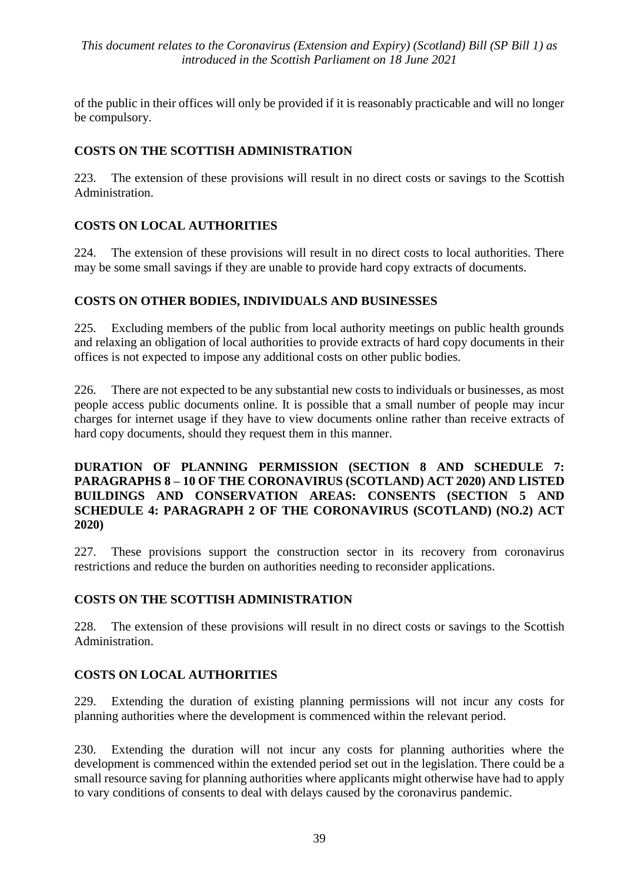of the public in their offices will only be provided if it is reasonably practicable and will no longer be compulsory.

### COSTS ON THE SCOTTISH ADMINISTRATION

223. The extension of these provisions will result in no direct costs or savings to the Scottish Administration.

### COSTS ON LOCAL AUTHORITIES

224. The extension of these provisions will result in no direct costs to local authorities. There may be some small savings if they are unable to provide hard copy extracts of documents.

### COSTS ON OTHER BODIES, INDIVIDUALS AND BUSINESSES

225. Excluding members of the public from local authority meetings on public health grounds and relaxing an obligation of local authorities to provide extracts of hard copy documents in their offices is not expected to impose any additional costs on other public bodies.

226. There are not expected to be any substantial new costs to individuals or businesses, as most people access public documents online. It is possible that a small number of people may incur charges for internet usage if they have to view documents online rather than receive extracts of hard copy documents, should they request them in this manner.

### DURATION OF PLANNING PERMISSION (SECTION 8 AND SCHEDULE 7: PARAGRAPHS 8 – 10 OF THE CORONAVIRUS (SCOTLAND) ACT 2020) AND LISTED BUILDINGS AND CONSERVATION AREAS: CONSENTS (SECTION 5 AND SCHEDULE 4: PARAGRAPH 2 OF THE CORONAVIRUS (SCOTLAND) (NO.2) ACT 2020)

227. These provisions support the construction sector in its recovery from coronavirus restrictions and reduce the burden on authorities needing to reconsider applications.

### COSTS ON THE SCOTTISH ADMINISTRATION

228. The extension of these provisions will result in no direct costs or savings to the Scottish Administration.

### COSTS ON LOCAL AUTHORITIES

229. Extending the duration of existing planning permissions will not incur any costs for planning authorities where the development is commenced within the relevant period.

230. Extending the duration will not incur any costs for planning authorities where the development is commenced within the extended period set out in the legislation. There could be a small resource saving for planning authorities where applicants might otherwise have had to apply to vary conditions of consents to deal with delays caused by the coronavirus pandemic.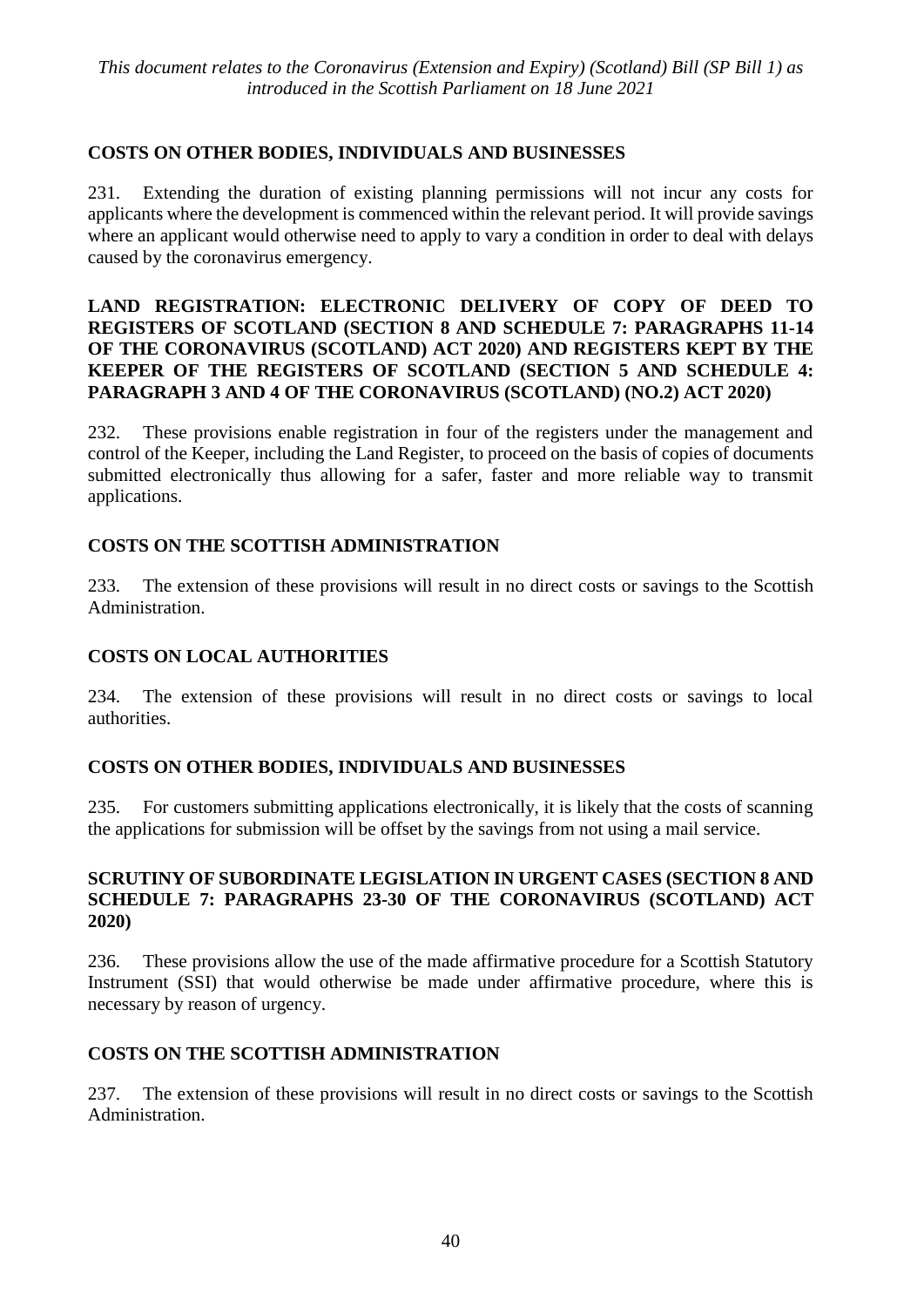**COSTS ON OTHER BODIES, INDIVIDUALS AND BUSINESSES**

231. Extending the duration of existing planning permissions will not incur any costs for applicants where the development is commenced within the relevant period. It will provide savings where an applicant would otherwise need to apply to vary a condition in order to deal with delays caused by the coronavirus emergency.

**LAND REGISTRATION: ELECTRONIC DELIVERY OF COPY OF DEED TO REGISTERS OF SCOTLAND (SECTION 8 AND SCHEDULE 7: PARAGRAPHS 11-14 OF THE CORONAVIRUS (SCOTLAND) ACT 2020) AND REGISTERS KEPT BY THE KEEPER OF THE REGISTERS OF SCOTLAND (SECTION 5 AND SCHEDULE 4: PARAGRAPH 3 AND 4 OF THE CORONAVIRUS (SCOTLAND) (NO.2) ACT 2020)**

232. These provisions enable registration in four of the registers under the management and control of the Keeper, including the Land Register, to proceed on the basis of copies of documents submitted electronically thus allowing for a safer, faster and more reliable way to transmit applications.

**COSTS ON THE SCOTTISH ADMINISTRATION**

233. The extension of these provisions will result in no direct costs or savings to the Scottish Administration.

**COSTS ON LOCAL AUTHORITIES**

234. The extension of these provisions will result in no direct costs or savings to local authorities.

**COSTS ON OTHER BODIES, INDIVIDUALS AND BUSINESSES**

235. For customers submitting applications electronically, it is likely that the costs of scanning the applications for submission will be offset by the savings from not using a mail service.

**SCRUTINY OF SUBORDINATE LEGISLATION IN URGENT CASES (SECTION 8 AND SCHEDULE 7: PARAGRAPHS 23-30 OF THE CORONAVIRUS (SCOTLAND) ACT 2020)**

236. These provisions allow the use of the made affirmative procedure for a Scottish Statutory Instrument (SSI) that would otherwise be made under affirmative procedure, where this is necessary by reason of urgency.

**COSTS ON THE SCOTTISH ADMINISTRATION**

237. The extension of these provisions will result in no direct costs or savings to the Scottish Administration.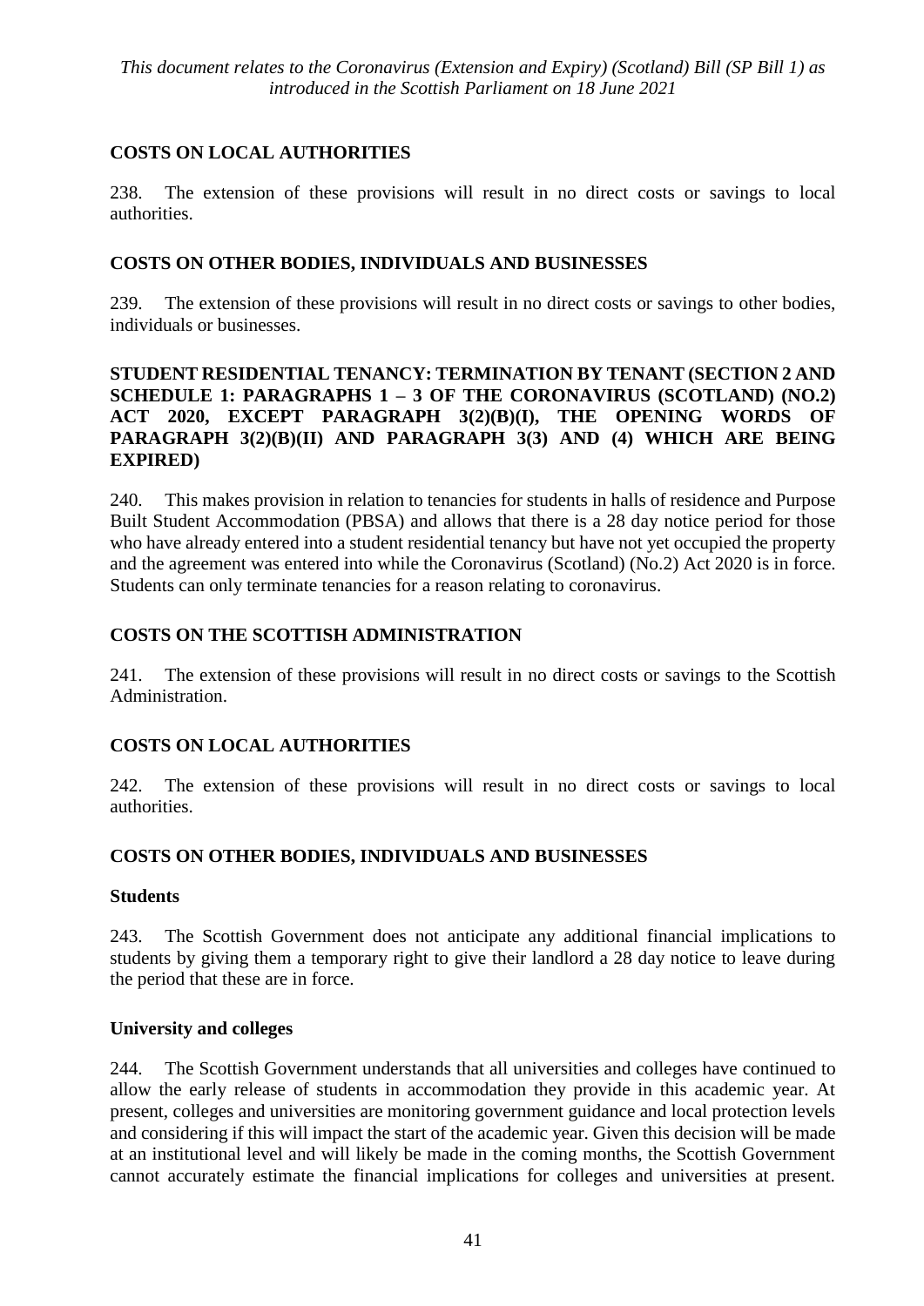### COSTS ON LOCAL AUTHORITIES

238. The extension of these provisions will result in no direct costs or savings to local authorities.

### COSTS ON OTHER BODIES, INDIVIDUALS AND BUSINESSES

239. The extension of these provisions will result in no direct costs or savings to other bodies, individuals or businesses.

### STUDENT RESIDENTIAL TENANCY: TERMINATION BY TENANT (SECTION 2 AND SCHEDULE 1: PARAGRAPHS 1 – 3 OF THE CORONAVIRUS (SCOTLAND) (NO.2) ACT 2020, EXCEPT PARAGRAPH 3(2)(B)(I), THE OPENING WORDS OF PARAGRAPH 3(2)(B)(II) AND PARAGRAPH 3(3) AND (4) WHICH ARE BEING EXPIRED)

240. This makes provision in relation to tenancies for students in halls of residence and Purpose Built Student Accommodation (PBSA) and allows that there is a 28 day notice period for those who have already entered into a student residential tenancy but have not yet occupied the property and the agreement was entered into while the Coronavirus (Scotland) (No.2) Act 2020 is in force. Students can only terminate tenancies for a reason relating to coronavirus.

### COSTS ON THE SCOTTISH ADMINISTRATION

241. The extension of these provisions will result in no direct costs or savings to the Scottish Administration.

### COSTS ON LOCAL AUTHORITIES

242. The extension of these provisions will result in no direct costs or savings to local authorities.

### COSTS ON OTHER BODIES, INDIVIDUALS AND BUSINESSES

**Students**

243. The Scottish Government does not anticipate any additional financial implications to students by giving them a temporary right to give their landlord a 28 day notice to leave during the period that these are in force.

**University and colleges**

244. The Scottish Government understands that all universities and colleges have continued to allow the early release of students in accommodation they provide in this academic year. At present, colleges and universities are monitoring government guidance and local protection levels and considering if this will impact the start of the academic year. Given this decision will be made at an institutional level and will likely be made in the coming months, the Scottish Government cannot accurately estimate the financial implications for colleges and universities at present.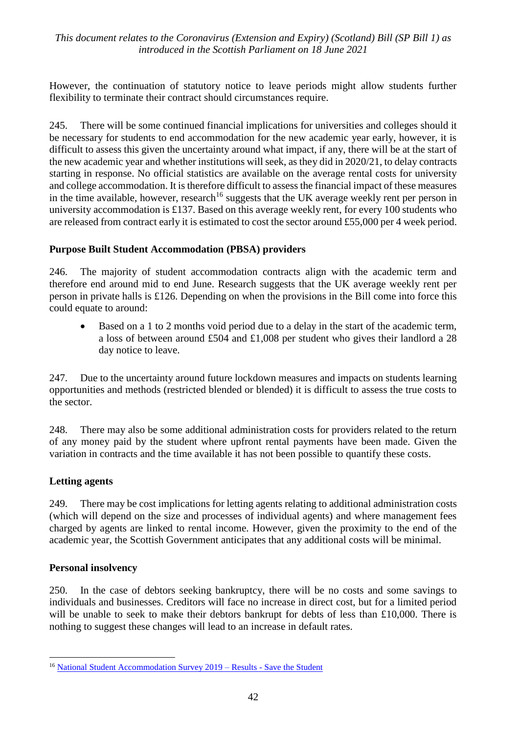However, the continuation of statutory notice to leave periods might allow students further flexibility to terminate their contract should circumstances require.

245. There will be some continued financial implications for universities and colleges should it be necessary for students to end accommodation for the new academic year early, however, it is difficult to assess this given the uncertainty around what impact, if any, there will be at the start of the new academic year and whether institutions will seek, as they did in 2020/21, to delay contracts starting in response. No official statistics are available on the average rental costs for university and college accommodation. It is therefore difficult to assess the financial impact of these measures in the time available, however, research[16] suggests that the UK average weekly rent per person in university accommodation is £137. Based on this average weekly rent, for every 100 students who are released from contract early it is estimated to cost the sector around £55,000 per 4 week period.

**Purpose Built Student Accommodation (PBSA) providers**

246. The majority of student accommodation contracts align with the academic term and therefore end around mid to end June. Research suggests that the UK average weekly rent per person in private halls is £126. Depending on when the provisions in the Bill come into force this could equate to around:

- Based on a 1 to 2 months void period due to a delay in the start of the academic term, a loss of between around £504 and £1,008 per student who gives their landlord a 28 day notice to leave.

247. Due to the uncertainty around future lockdown measures and impacts on students learning opportunities and methods (restricted blended or blended) it is difficult to assess the true costs to the sector.

248. There may also be some additional administration costs for providers related to the return of any money paid by the student where upfront rental payments have been made. Given the variation in contracts and the time available it has not been possible to quantify these costs.

**Letting agents**

249. There may be cost implications for letting agents relating to additional administration costs (which will depend on the size and processes of individual agents) and where management fees charged by agents are linked to rental income. However, given the proximity to the end of the academic year, the Scottish Government anticipates that any additional costs will be minimal.

**Personal insolvency**

250. In the case of debtors seeking bankruptcy, there will be no costs and some savings to individuals and businesses. Creditors will face no increase in direct cost, but for a limited period will be unable to seek to make their debtors bankrupt for debts of less than £10,000. There is nothing to suggest these changes will lead to an increase in default rates.

[16] National Student Accommodation Survey 2019 – Results - Save the Student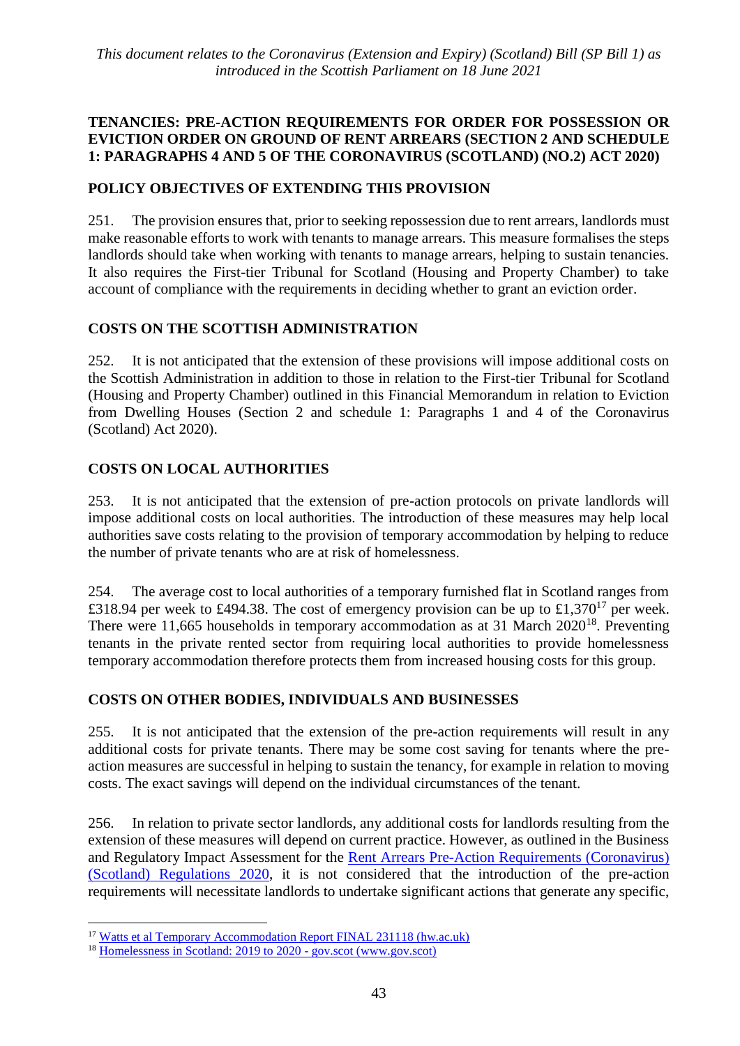**TENANCIES: PRE-ACTION REQUIREMENTS FOR ORDER FOR POSSESSION OR EVICTION ORDER ON GROUND OF RENT ARREARS (SECTION 2 AND SCHEDULE 1: PARAGRAPHS 4 AND 5 OF THE CORONAVIRUS (SCOTLAND) (NO.2) ACT 2020)**

**POLICY OBJECTIVES OF EXTENDING THIS PROVISION**

251. The provision ensures that, prior to seeking repossession due to rent arrears, landlords must make reasonable efforts to work with tenants to manage arrears. This measure formalises the steps landlords should take when working with tenants to manage arrears, helping to sustain tenancies. It also requires the First-tier Tribunal for Scotland (Housing and Property Chamber) to take account of compliance with the requirements in deciding whether to grant an eviction order.

**COSTS ON THE SCOTTISH ADMINISTRATION**

252. It is not anticipated that the extension of these provisions will impose additional costs on the Scottish Administration in addition to those in relation to the First-tier Tribunal for Scotland (Housing and Property Chamber) outlined in this Financial Memorandum in relation to Eviction from Dwelling Houses (Section 2 and schedule 1: Paragraphs 1 and 4 of the Coronavirus (Scotland) Act 2020).

**COSTS ON LOCAL AUTHORITIES**

253. It is not anticipated that the extension of pre-action protocols on private landlords will impose additional costs on local authorities. The introduction of these measures may help local authorities save costs relating to the provision of temporary accommodation by helping to reduce the number of private tenants who are at risk of homelessness.

254. The average cost to local authorities of a temporary furnished flat in Scotland ranges from £318.94 per week to £494.38. The cost of emergency provision can be up to £1,370[17] per week. There were 11,665 households in temporary accommodation as at 31 March 2020[18]. Preventing tenants in the private rented sector from requiring local authorities to provide homelessness temporary accommodation therefore protects them from increased housing costs for this group.

**COSTS ON OTHER BODIES, INDIVIDUALS AND BUSINESSES**

255. It is not anticipated that the extension of the pre-action requirements will result in any additional costs for private tenants. There may be some cost saving for tenants where the pre-action measures are successful in helping to sustain the tenancy, for example in relation to moving costs. The exact savings will depend on the individual circumstances of the tenant.

256. In relation to private sector landlords, any additional costs for landlords resulting from the extension of these measures will depend on current practice. However, as outlined in the Business and Regulatory Impact Assessment for the Rent Arrears Pre-Action Requirements (Coronavirus) (Scotland) Regulations 2020, it is not considered that the introduction of the pre-action requirements will necessitate landlords to undertake significant actions that generate any specific,

[17] Watts et al Temporary Accommodation Report FINAL 231118 (hw.ac.uk)

[18] Homelessness in Scotland: 2019 to 2020 - gov.scot (www.gov.scot)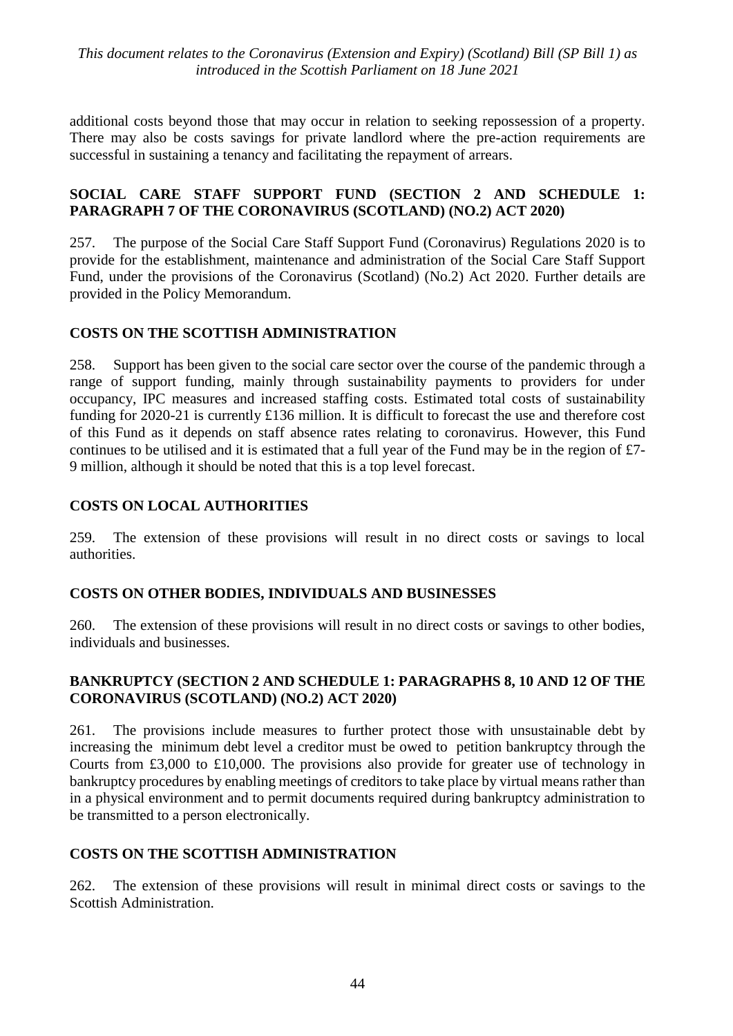additional costs beyond those that may occur in relation to seeking repossession of a property. There may also be costs savings for private landlord where the pre-action requirements are successful in sustaining a tenancy and facilitating the repayment of arrears.

### SOCIAL CARE STAFF SUPPORT FUND (SECTION 2 AND SCHEDULE 1: PARAGRAPH 7 OF THE CORONAVIRUS (SCOTLAND) (NO.2) ACT 2020)

257. The purpose of the Social Care Staff Support Fund (Coronavirus) Regulations 2020 is to provide for the establishment, maintenance and administration of the Social Care Staff Support Fund, under the provisions of the Coronavirus (Scotland) (No.2) Act 2020. Further details are provided in the Policy Memorandum.

### COSTS ON THE SCOTTISH ADMINISTRATION

258. Support has been given to the social care sector over the course of the pandemic through a range of support funding, mainly through sustainability payments to providers for under occupancy, IPC measures and increased staffing costs. Estimated total costs of sustainability funding for 2020-21 is currently £136 million. It is difficult to forecast the use and therefore cost of this Fund as it depends on staff absence rates relating to coronavirus. However, this Fund continues to be utilised and it is estimated that a full year of the Fund may be in the region of £7-9 million, although it should be noted that this is a top level forecast.

### COSTS ON LOCAL AUTHORITIES

259. The extension of these provisions will result in no direct costs or savings to local authorities.

### COSTS ON OTHER BODIES, INDIVIDUALS AND BUSINESSES

260. The extension of these provisions will result in no direct costs or savings to other bodies, individuals and businesses.

### BANKRUPTCY (SECTION 2 AND SCHEDULE 1: PARAGRAPHS 8, 10 AND 12 OF THE CORONAVIRUS (SCOTLAND) (NO.2) ACT 2020)

261. The provisions include measures to further protect those with unsustainable debt by increasing the minimum debt level a creditor must be owed to petition bankruptcy through the Courts from £3,000 to £10,000. The provisions also provide for greater use of technology in bankruptcy procedures by enabling meetings of creditors to take place by virtual means rather than in a physical environment and to permit documents required during bankruptcy administration to be transmitted to a person electronically.

### COSTS ON THE SCOTTISH ADMINISTRATION

262. The extension of these provisions will result in minimal direct costs or savings to the Scottish Administration.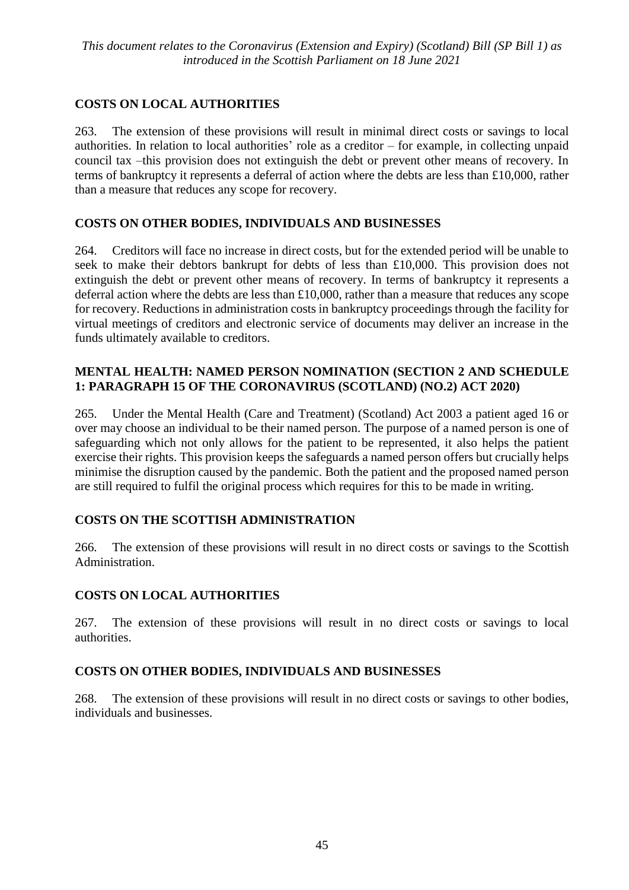## COSTS ON LOCAL AUTHORITIES

263. The extension of these provisions will result in minimal direct costs or savings to local authorities. In relation to local authorities' role as a creditor – for example, in collecting unpaid council tax –this provision does not extinguish the debt or prevent other means of recovery. In terms of bankruptcy it represents a deferral of action where the debts are less than £10,000, rather than a measure that reduces any scope for recovery.

## COSTS ON OTHER BODIES, INDIVIDUALS AND BUSINESSES

264. Creditors will face no increase in direct costs, but for the extended period will be unable to seek to make their debtors bankrupt for debts of less than £10,000. This provision does not extinguish the debt or prevent other means of recovery. In terms of bankruptcy it represents a deferral action where the debts are less than £10,000, rather than a measure that reduces any scope for recovery. Reductions in administration costs in bankruptcy proceedings through the facility for virtual meetings of creditors and electronic service of documents may deliver an increase in the funds ultimately available to creditors.

## MENTAL HEALTH: NAMED PERSON NOMINATION (SECTION 2 AND SCHEDULE 1: PARAGRAPH 15 OF THE CORONAVIRUS (SCOTLAND) (NO.2) ACT 2020)

265. Under the Mental Health (Care and Treatment) (Scotland) Act 2003 a patient aged 16 or over may choose an individual to be their named person. The purpose of a named person is one of safeguarding which not only allows for the patient to be represented, it also helps the patient exercise their rights. This provision keeps the safeguards a named person offers but crucially helps minimise the disruption caused by the pandemic. Both the patient and the proposed named person are still required to fulfil the original process which requires for this to be made in writing.

## COSTS ON THE SCOTTISH ADMINISTRATION

266. The extension of these provisions will result in no direct costs or savings to the Scottish Administration.

## COSTS ON LOCAL AUTHORITIES

267. The extension of these provisions will result in no direct costs or savings to local authorities.

## COSTS ON OTHER BODIES, INDIVIDUALS AND BUSINESSES

268. The extension of these provisions will result in no direct costs or savings to other bodies, individuals and businesses.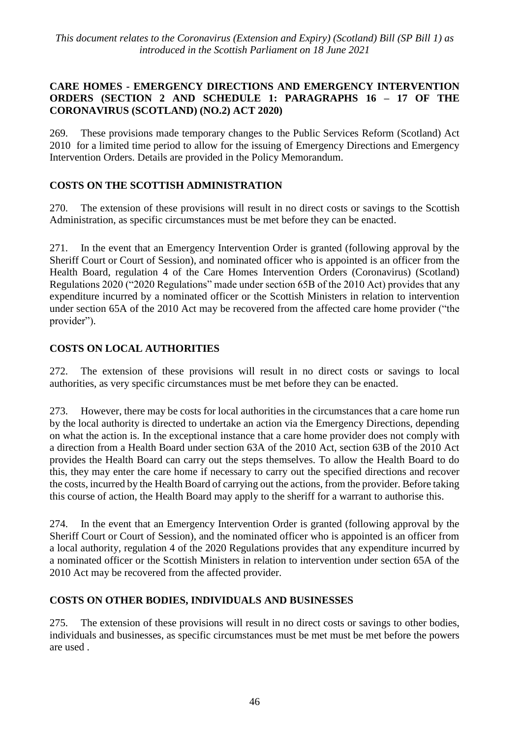**CARE HOMES - EMERGENCY DIRECTIONS AND EMERGENCY INTERVENTION ORDERS (SECTION 2 AND SCHEDULE 1: PARAGRAPHS 16 – 17 OF THE CORONAVIRUS (SCOTLAND) (NO.2) ACT 2020)**

269. These provisions made temporary changes to the Public Services Reform (Scotland) Act 2010 for a limited time period to allow for the issuing of Emergency Directions and Emergency Intervention Orders. Details are provided in the Policy Memorandum.

**COSTS ON THE SCOTTISH ADMINISTRATION**

270. The extension of these provisions will result in no direct costs or savings to the Scottish Administration, as specific circumstances must be met before they can be enacted.

271. In the event that an Emergency Intervention Order is granted (following approval by the Sheriff Court or Court of Session), and nominated officer who is appointed is an officer from the Health Board, regulation 4 of the Care Homes Intervention Orders (Coronavirus) (Scotland) Regulations 2020 ("2020 Regulations" made under section 65B of the 2010 Act) provides that any expenditure incurred by a nominated officer or the Scottish Ministers in relation to intervention under section 65A of the 2010 Act may be recovered from the affected care home provider ("the provider").

**COSTS ON LOCAL AUTHORITIES**

272. The extension of these provisions will result in no direct costs or savings to local authorities, as very specific circumstances must be met before they can be enacted.

273. However, there may be costs for local authorities in the circumstances that a care home run by the local authority is directed to undertake an action via the Emergency Directions, depending on what the action is. In the exceptional instance that a care home provider does not comply with a direction from a Health Board under section 63A of the 2010 Act, section 63B of the 2010 Act provides the Health Board can carry out the steps themselves. To allow the Health Board to do this, they may enter the care home if necessary to carry out the specified directions and recover the costs, incurred by the Health Board of carrying out the actions, from the provider. Before taking this course of action, the Health Board may apply to the sheriff for a warrant to authorise this.

274. In the event that an Emergency Intervention Order is granted (following approval by the Sheriff Court or Court of Session), and the nominated officer who is appointed is an officer from a local authority, regulation 4 of the 2020 Regulations provides that any expenditure incurred by a nominated officer or the Scottish Ministers in relation to intervention under section 65A of the 2010 Act may be recovered from the affected provider.

**COSTS ON OTHER BODIES, INDIVIDUALS AND BUSINESSES**

275. The extension of these provisions will result in no direct costs or savings to other bodies, individuals and businesses, as specific circumstances must be met must be met before the powers are used .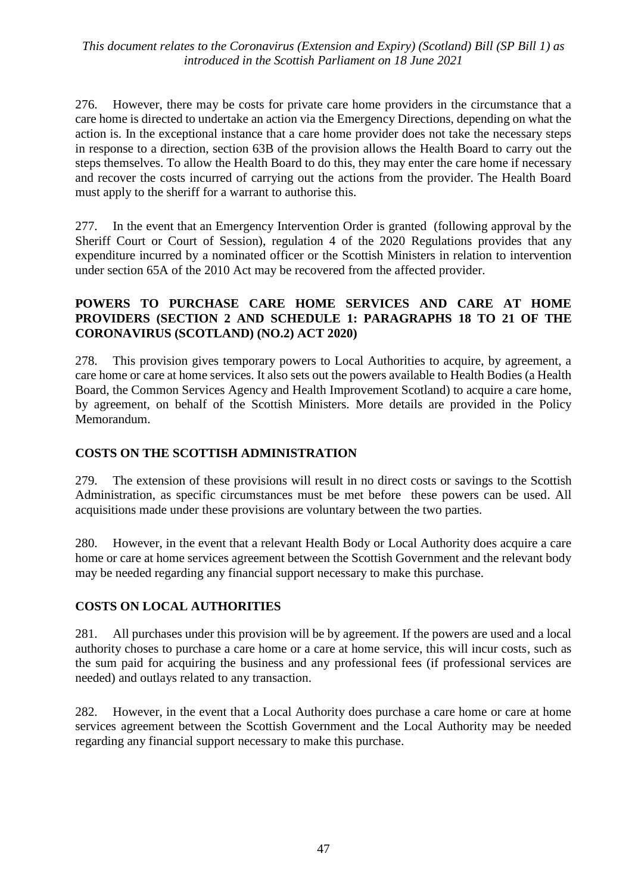276. However, there may be costs for private care home providers in the circumstance that a care home is directed to undertake an action via the Emergency Directions, depending on what the action is. In the exceptional instance that a care home provider does not take the necessary steps in response to a direction, section 63B of the provision allows the Health Board to carry out the steps themselves. To allow the Health Board to do this, they may enter the care home if necessary and recover the costs incurred of carrying out the actions from the provider. The Health Board must apply to the sheriff for a warrant to authorise this.

277. In the event that an Emergency Intervention Order is granted (following approval by the Sheriff Court or Court of Session), regulation 4 of the 2020 Regulations provides that any expenditure incurred by a nominated officer or the Scottish Ministers in relation to intervention under section 65A of the 2010 Act may be recovered from the affected provider.

**POWERS TO PURCHASE CARE HOME SERVICES AND CARE AT HOME PROVIDERS (SECTION 2 AND SCHEDULE 1: PARAGRAPHS 18 TO 21 OF THE CORONAVIRUS (SCOTLAND) (NO.2) ACT 2020)**

278. This provision gives temporary powers to Local Authorities to acquire, by agreement, a care home or care at home services. It also sets out the powers available to Health Bodies (a Health Board, the Common Services Agency and Health Improvement Scotland) to acquire a care home, by agreement, on behalf of the Scottish Ministers. More details are provided in the Policy Memorandum.

**COSTS ON THE SCOTTISH ADMINISTRATION**

279. The extension of these provisions will result in no direct costs or savings to the Scottish Administration, as specific circumstances must be met before these powers can be used. All acquisitions made under these provisions are voluntary between the two parties.

280. However, in the event that a relevant Health Body or Local Authority does acquire a care home or care at home services agreement between the Scottish Government and the relevant body may be needed regarding any financial support necessary to make this purchase.

**COSTS ON LOCAL AUTHORITIES**

281. All purchases under this provision will be by agreement. If the powers are used and a local authority choses to purchase a care home or a care at home service, this will incur costs, such as the sum paid for acquiring the business and any professional fees (if professional services are needed) and outlays related to any transaction.

282. However, in the event that a Local Authority does purchase a care home or care at home services agreement between the Scottish Government and the Local Authority may be needed regarding any financial support necessary to make this purchase.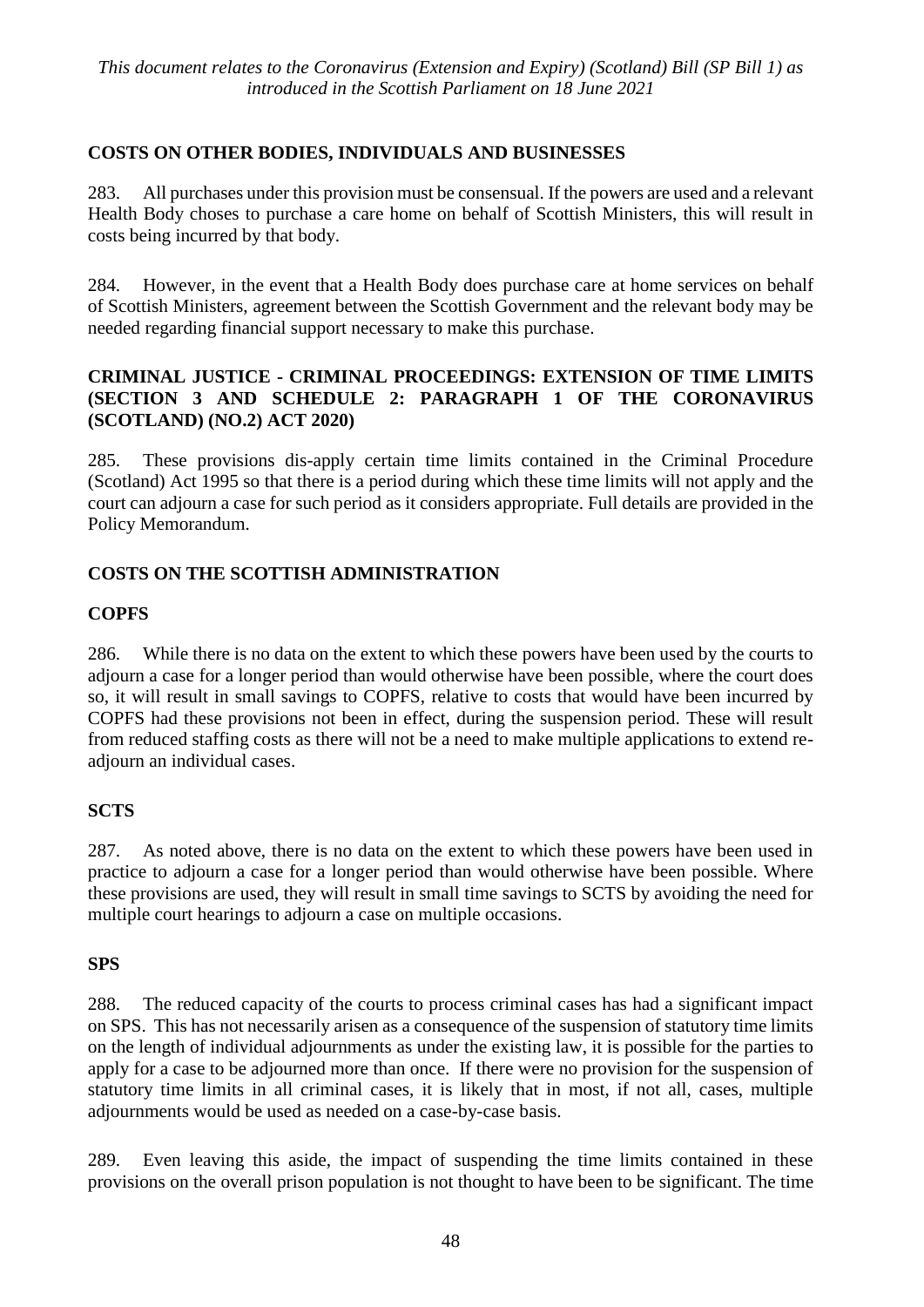## COSTS ON OTHER BODIES, INDIVIDUALS AND BUSINESSES

283. All purchases under this provision must be consensual. If the powers are used and a relevant Health Body choses to purchase a care home on behalf of Scottish Ministers, this will result in costs being incurred by that body.

284. However, in the event that a Health Body does purchase care at home services on behalf of Scottish Ministers, agreement between the Scottish Government and the relevant body may be needed regarding financial support necessary to make this purchase.

## CRIMINAL JUSTICE - CRIMINAL PROCEEDINGS: EXTENSION OF TIME LIMITS (SECTION 3 AND SCHEDULE 2: PARAGRAPH 1 OF THE CORONAVIRUS (SCOTLAND) (NO.2) ACT 2020)

285. These provisions dis-apply certain time limits contained in the Criminal Procedure (Scotland) Act 1995 so that there is a period during which these time limits will not apply and the court can adjourn a case for such period as it considers appropriate. Full details are provided in the Policy Memorandum.

## COSTS ON THE SCOTTISH ADMINISTRATION

### COPFS

286. While there is no data on the extent to which these powers have been used by the courts to adjourn a case for a longer period than would otherwise have been possible, where the court does so, it will result in small savings to COPFS, relative to costs that would have been incurred by COPFS had these provisions not been in effect, during the suspension period. These will result from reduced staffing costs as there will not be a need to make multiple applications to extend re-adjourn an individual cases.

### SCTS

287. As noted above, there is no data on the extent to which these powers have been used in practice to adjourn a case for a longer period than would otherwise have been possible. Where these provisions are used, they will result in small time savings to SCTS by avoiding the need for multiple court hearings to adjourn a case on multiple occasions.

### SPS

288. The reduced capacity of the courts to process criminal cases has had a significant impact on SPS. This has not necessarily arisen as a consequence of the suspension of statutory time limits on the length of individual adjournments as under the existing law, it is possible for the parties to apply for a case to be adjourned more than once. If there were no provision for the suspension of statutory time limits in all criminal cases, it is likely that in most, if not all, cases, multiple adjournments would be used as needed on a case-by-case basis.

289. Even leaving this aside, the impact of suspending the time limits contained in these provisions on the overall prison population is not thought to have been to be significant. The time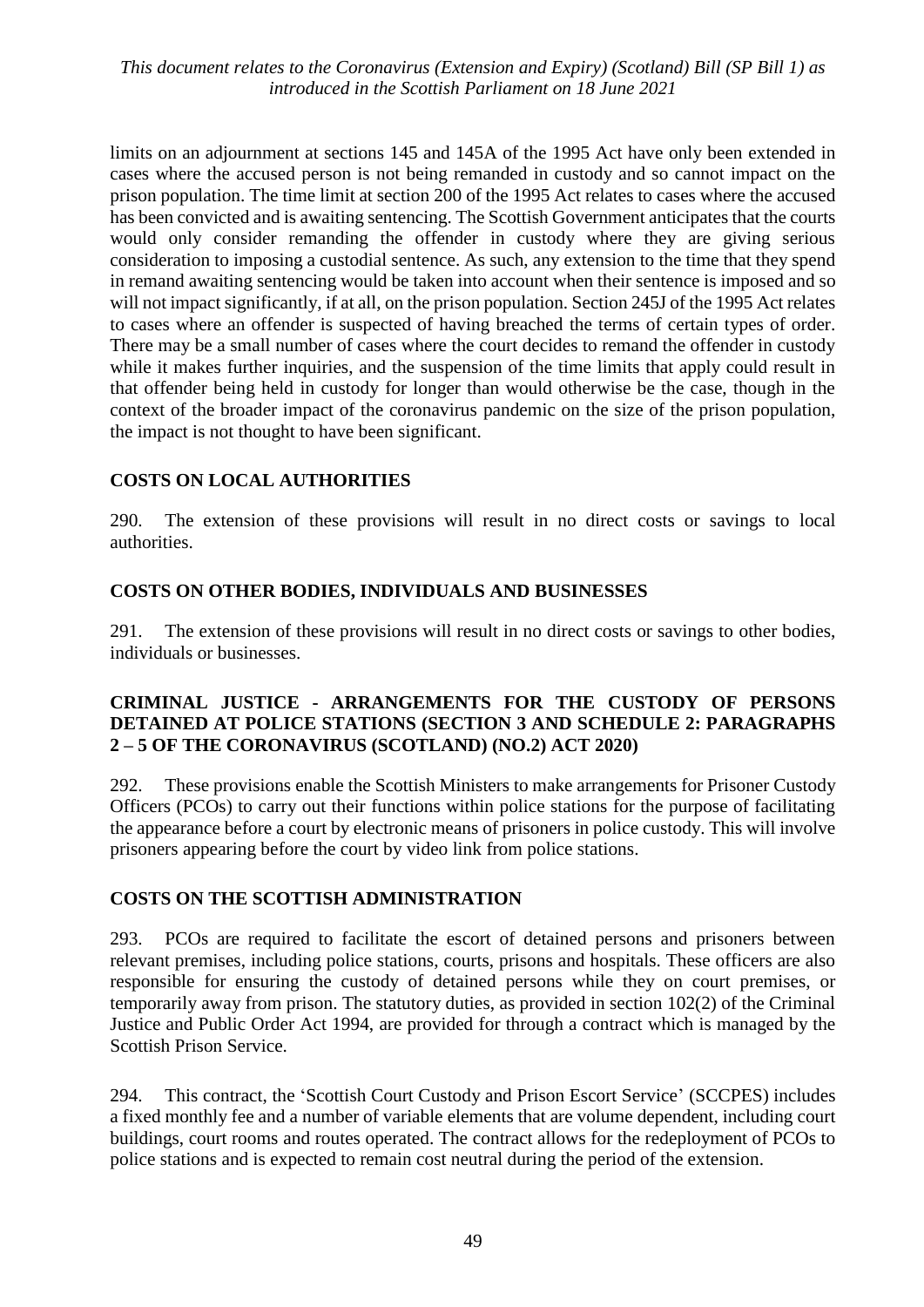limits on an adjournment at sections 145 and 145A of the 1995 Act have only been extended in cases where the accused person is not being remanded in custody and so cannot impact on the prison population. The time limit at section 200 of the 1995 Act relates to cases where the accused has been convicted and is awaiting sentencing. The Scottish Government anticipates that the courts would only consider remanding the offender in custody where they are giving serious consideration to imposing a custodial sentence. As such, any extension to the time that they spend in remand awaiting sentencing would be taken into account when their sentence is imposed and so will not impact significantly, if at all, on the prison population. Section 245J of the 1995 Act relates to cases where an offender is suspected of having breached the terms of certain types of order. There may be a small number of cases where the court decides to remand the offender in custody while it makes further inquiries, and the suspension of the time limits that apply could result in that offender being held in custody for longer than would otherwise be the case, though in the context of the broader impact of the coronavirus pandemic on the size of the prison population, the impact is not thought to have been significant.

## COSTS ON LOCAL AUTHORITIES

290. The extension of these provisions will result in no direct costs or savings to local authorities.

## COSTS ON OTHER BODIES, INDIVIDUALS AND BUSINESSES

291. The extension of these provisions will result in no direct costs or savings to other bodies, individuals or businesses.

## CRIMINAL JUSTICE - ARRANGEMENTS FOR THE CUSTODY OF PERSONS DETAINED AT POLICE STATIONS (SECTION 3 AND SCHEDULE 2: PARAGRAPHS 2 – 5 OF THE CORONAVIRUS (SCOTLAND) (NO.2) ACT 2020)

292. These provisions enable the Scottish Ministers to make arrangements for Prisoner Custody Officers (PCOs) to carry out their functions within police stations for the purpose of facilitating the appearance before a court by electronic means of prisoners in police custody. This will involve prisoners appearing before the court by video link from police stations.

## COSTS ON THE SCOTTISH ADMINISTRATION

293. PCOs are required to facilitate the escort of detained persons and prisoners between relevant premises, including police stations, courts, prisons and hospitals. These officers are also responsible for ensuring the custody of detained persons while they on court premises, or temporarily away from prison. The statutory duties, as provided in section 102(2) of the Criminal Justice and Public Order Act 1994, are provided for through a contract which is managed by the Scottish Prison Service.

294. This contract, the 'Scottish Court Custody and Prison Escort Service' (SCCPES) includes a fixed monthly fee and a number of variable elements that are volume dependent, including court buildings, court rooms and routes operated. The contract allows for the redeployment of PCOs to police stations and is expected to remain cost neutral during the period of the extension.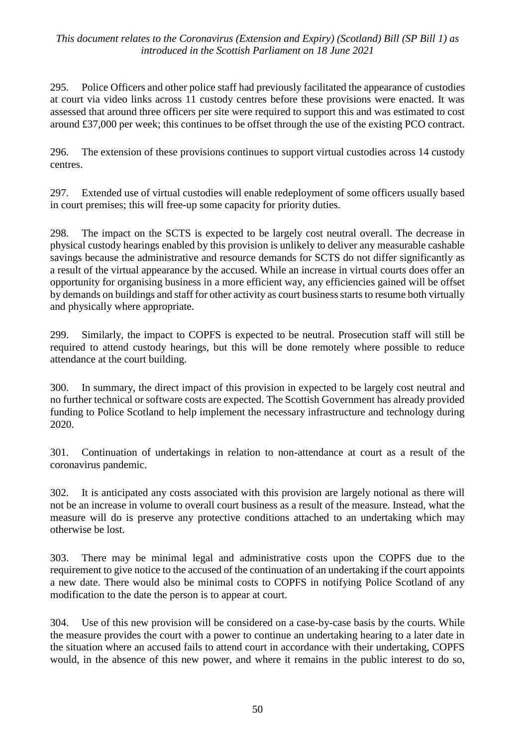295. Police Officers and other police staff had previously facilitated the appearance of custodies at court via video links across 11 custody centres before these provisions were enacted. It was assessed that around three officers per site were required to support this and was estimated to cost around £37,000 per week; this continues to be offset through the use of the existing PCO contract.

296. The extension of these provisions continues to support virtual custodies across 14 custody centres.

297. Extended use of virtual custodies will enable redeployment of some officers usually based in court premises; this will free-up some capacity for priority duties.

298. The impact on the SCTS is expected to be largely cost neutral overall. The decrease in physical custody hearings enabled by this provision is unlikely to deliver any measurable cashable savings because the administrative and resource demands for SCTS do not differ significantly as a result of the virtual appearance by the accused. While an increase in virtual courts does offer an opportunity for organising business in a more efficient way, any efficiencies gained will be offset by demands on buildings and staff for other activity as court business starts to resume both virtually and physically where appropriate.

299. Similarly, the impact to COPFS is expected to be neutral. Prosecution staff will still be required to attend custody hearings, but this will be done remotely where possible to reduce attendance at the court building.

300. In summary, the direct impact of this provision in expected to be largely cost neutral and no further technical or software costs are expected. The Scottish Government has already provided funding to Police Scotland to help implement the necessary infrastructure and technology during 2020.

301. Continuation of undertakings in relation to non-attendance at court as a result of the coronavirus pandemic.

302. It is anticipated any costs associated with this provision are largely notional as there will not be an increase in volume to overall court business as a result of the measure. Instead, what the measure will do is preserve any protective conditions attached to an undertaking which may otherwise be lost.

303. There may be minimal legal and administrative costs upon the COPFS due to the requirement to give notice to the accused of the continuation of an undertaking if the court appoints a new date. There would also be minimal costs to COPFS in notifying Police Scotland of any modification to the date the person is to appear at court.

304. Use of this new provision will be considered on a case-by-case basis by the courts. While the measure provides the court with a power to continue an undertaking hearing to a later date in the situation where an accused fails to attend court in accordance with their undertaking, COPFS would, in the absence of this new power, and where it remains in the public interest to do so,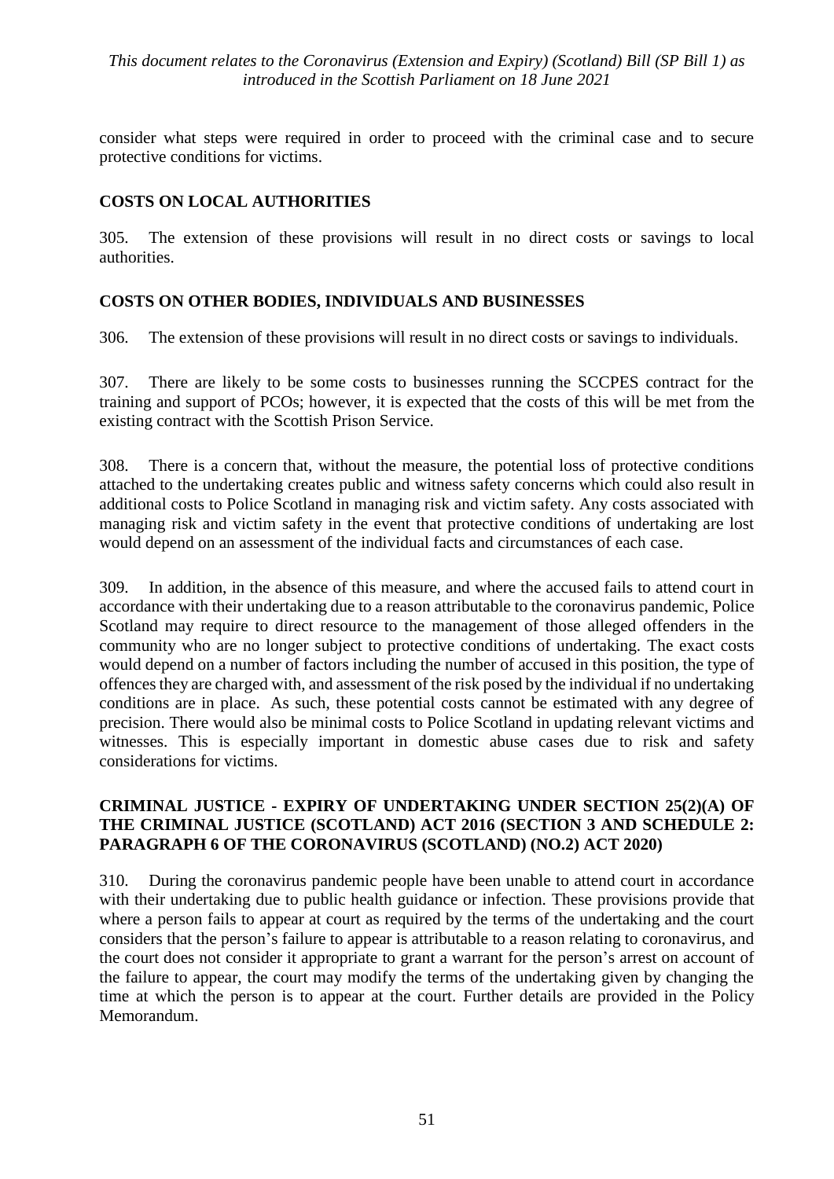consider what steps were required in order to proceed with the criminal case and to secure protective conditions for victims.

## COSTS ON LOCAL AUTHORITIES

305. The extension of these provisions will result in no direct costs or savings to local authorities.

## COSTS ON OTHER BODIES, INDIVIDUALS AND BUSINESSES

306. The extension of these provisions will result in no direct costs or savings to individuals.

307. There are likely to be some costs to businesses running the SCCPES contract for the training and support of PCOs; however, it is expected that the costs of this will be met from the existing contract with the Scottish Prison Service.

308. There is a concern that, without the measure, the potential loss of protective conditions attached to the undertaking creates public and witness safety concerns which could also result in additional costs to Police Scotland in managing risk and victim safety. Any costs associated with managing risk and victim safety in the event that protective conditions of undertaking are lost would depend on an assessment of the individual facts and circumstances of each case.

309. In addition, in the absence of this measure, and where the accused fails to attend court in accordance with their undertaking due to a reason attributable to the coronavirus pandemic, Police Scotland may require to direct resource to the management of those alleged offenders in the community who are no longer subject to protective conditions of undertaking. The exact costs would depend on a number of factors including the number of accused in this position, the type of offences they are charged with, and assessment of the risk posed by the individual if no undertaking conditions are in place. As such, these potential costs cannot be estimated with any degree of precision. There would also be minimal costs to Police Scotland in updating relevant victims and witnesses. This is especially important in domestic abuse cases due to risk and safety considerations for victims.

## CRIMINAL JUSTICE - EXPIRY OF UNDERTAKING UNDER SECTION 25(2)(A) OF THE CRIMINAL JUSTICE (SCOTLAND) ACT 2016 (SECTION 3 AND SCHEDULE 2: PARAGRAPH 6 OF THE CORONAVIRUS (SCOTLAND) (NO.2) ACT 2020)

310. During the coronavirus pandemic people have been unable to attend court in accordance with their undertaking due to public health guidance or infection. These provisions provide that where a person fails to appear at court as required by the terms of the undertaking and the court considers that the person's failure to appear is attributable to a reason relating to coronavirus, and the court does not consider it appropriate to grant a warrant for the person's arrest on account of the failure to appear, the court may modify the terms of the undertaking given by changing the time at which the person is to appear at the court. Further details are provided in the Policy Memorandum.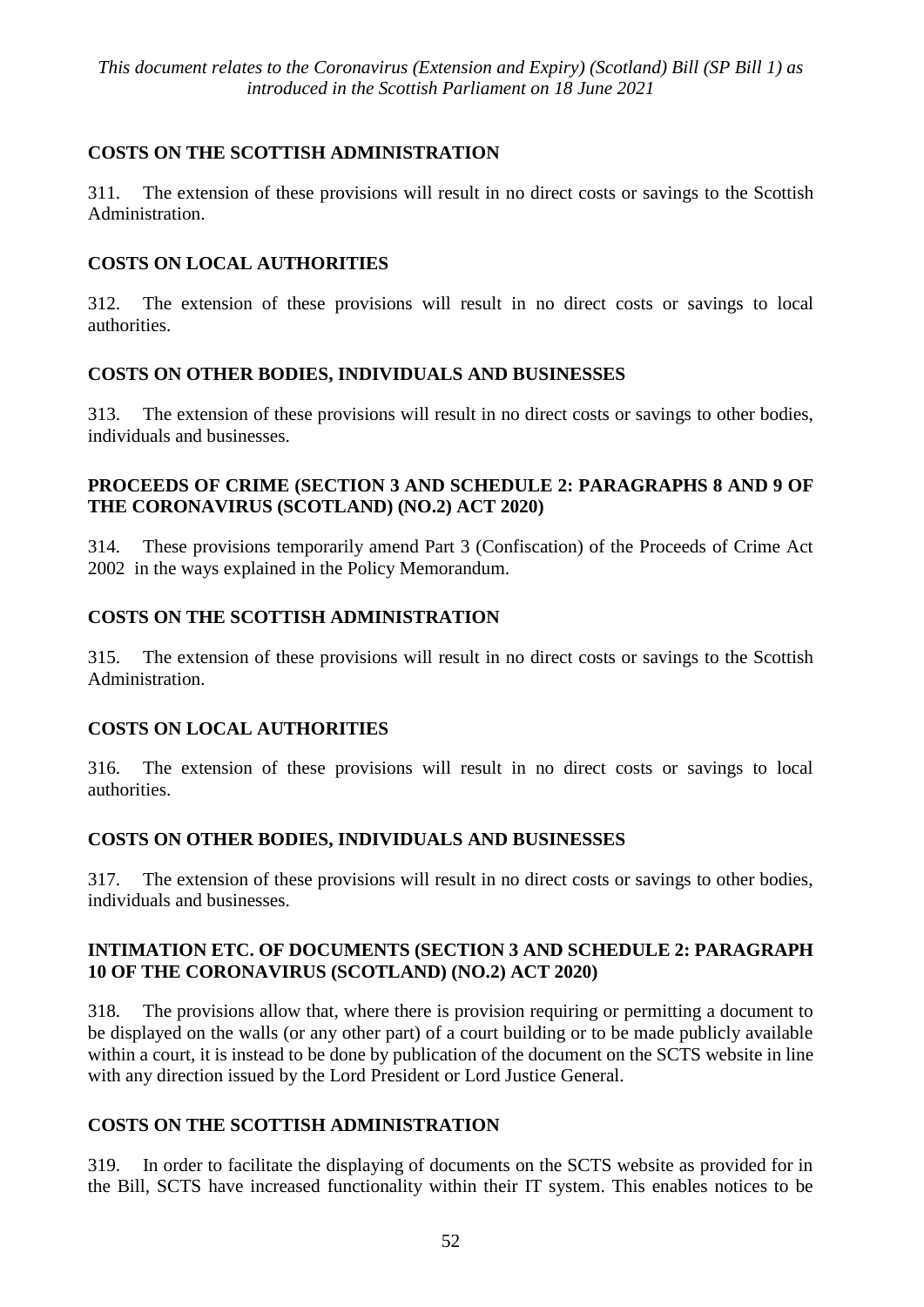### COSTS ON THE SCOTTISH ADMINISTRATION

311. The extension of these provisions will result in no direct costs or savings to the Scottish Administration.

### COSTS ON LOCAL AUTHORITIES

312. The extension of these provisions will result in no direct costs or savings to local authorities.

### COSTS ON OTHER BODIES, INDIVIDUALS AND BUSINESSES

313. The extension of these provisions will result in no direct costs or savings to other bodies, individuals and businesses.

## PROCEEDS OF CRIME (SECTION 3 AND SCHEDULE 2: PARAGRAPHS 8 AND 9 OF THE CORONAVIRUS (SCOTLAND) (NO.2) ACT 2020)

314. These provisions temporarily amend Part 3 (Confiscation) of the Proceeds of Crime Act 2002 in the ways explained in the Policy Memorandum.

### COSTS ON THE SCOTTISH ADMINISTRATION

315. The extension of these provisions will result in no direct costs or savings to the Scottish Administration.

### COSTS ON LOCAL AUTHORITIES

316. The extension of these provisions will result in no direct costs or savings to local authorities.

### COSTS ON OTHER BODIES, INDIVIDUALS AND BUSINESSES

317. The extension of these provisions will result in no direct costs or savings to other bodies, individuals and businesses.

## INTIMATION ETC. OF DOCUMENTS (SECTION 3 AND SCHEDULE 2: PARAGRAPH 10 OF THE CORONAVIRUS (SCOTLAND) (NO.2) ACT 2020)

318. The provisions allow that, where there is provision requiring or permitting a document to be displayed on the walls (or any other part) of a court building or to be made publicly available within a court, it is instead to be done by publication of the document on the SCTS website in line with any direction issued by the Lord President or Lord Justice General.

### COSTS ON THE SCOTTISH ADMINISTRATION

319. In order to facilitate the displaying of documents on the SCTS website as provided for in the Bill, SCTS have increased functionality within their IT system. This enables notices to be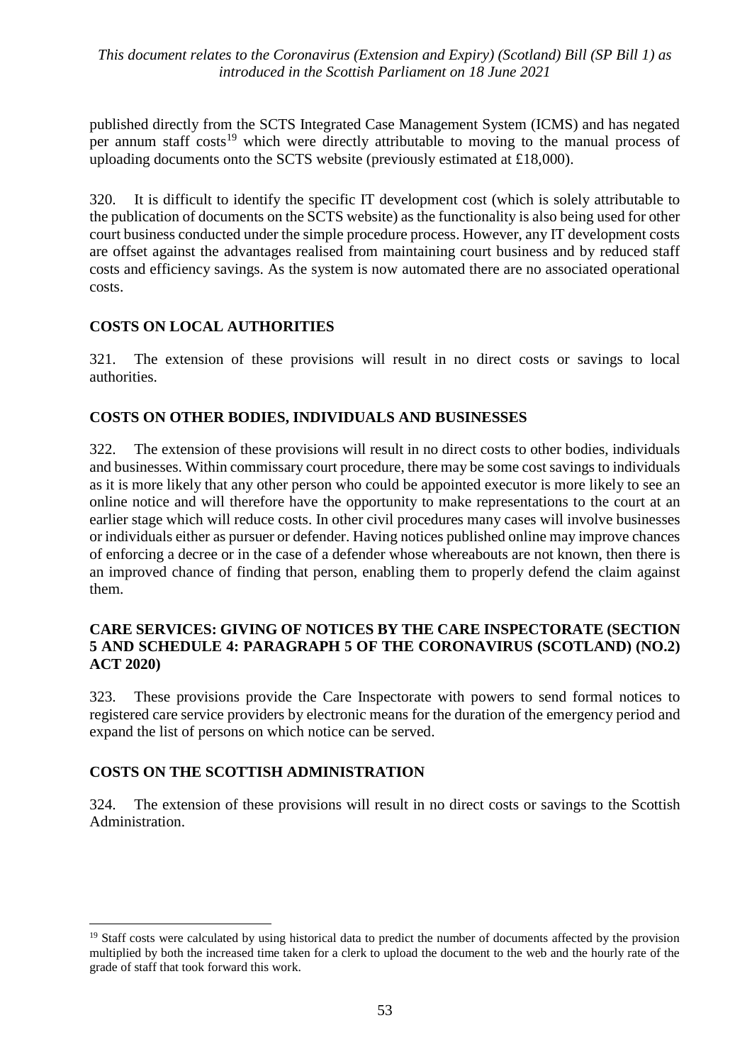published directly from the SCTS Integrated Case Management System (ICMS) and has negated per annum staff costs[19] which were directly attributable to moving to the manual process of uploading documents onto the SCTS website (previously estimated at £18,000).

320. It is difficult to identify the specific IT development cost (which is solely attributable to the publication of documents on the SCTS website) as the functionality is also being used for other court business conducted under the simple procedure process. However, any IT development costs are offset against the advantages realised from maintaining court business and by reduced staff costs and efficiency savings. As the system is now automated there are no associated operational costs.

## COSTS ON LOCAL AUTHORITIES

321. The extension of these provisions will result in no direct costs or savings to local authorities.

## COSTS ON OTHER BODIES, INDIVIDUALS AND BUSINESSES

322. The extension of these provisions will result in no direct costs to other bodies, individuals and businesses. Within commissary court procedure, there may be some cost savings to individuals as it is more likely that any other person who could be appointed executor is more likely to see an online notice and will therefore have the opportunity to make representations to the court at an earlier stage which will reduce costs. In other civil procedures many cases will involve businesses or individuals either as pursuer or defender. Having notices published online may improve chances of enforcing a decree or in the case of a defender whose whereabouts are not known, then there is an improved chance of finding that person, enabling them to properly defend the claim against them.

## CARE SERVICES: GIVING OF NOTICES BY THE CARE INSPECTORATE (SECTION 5 AND SCHEDULE 4: PARAGRAPH 5 OF THE CORONAVIRUS (SCOTLAND) (NO.2) ACT 2020)

323. These provisions provide the Care Inspectorate with powers to send formal notices to registered care service providers by electronic means for the duration of the emergency period and expand the list of persons on which notice can be served.

## COSTS ON THE SCOTTISH ADMINISTRATION

324. The extension of these provisions will result in no direct costs or savings to the Scottish Administration.

---

[19] Staff costs were calculated by using historical data to predict the number of documents affected by the provision multiplied by both the increased time taken for a clerk to upload the document to the web and the hourly rate of the grade of staff that took forward this work.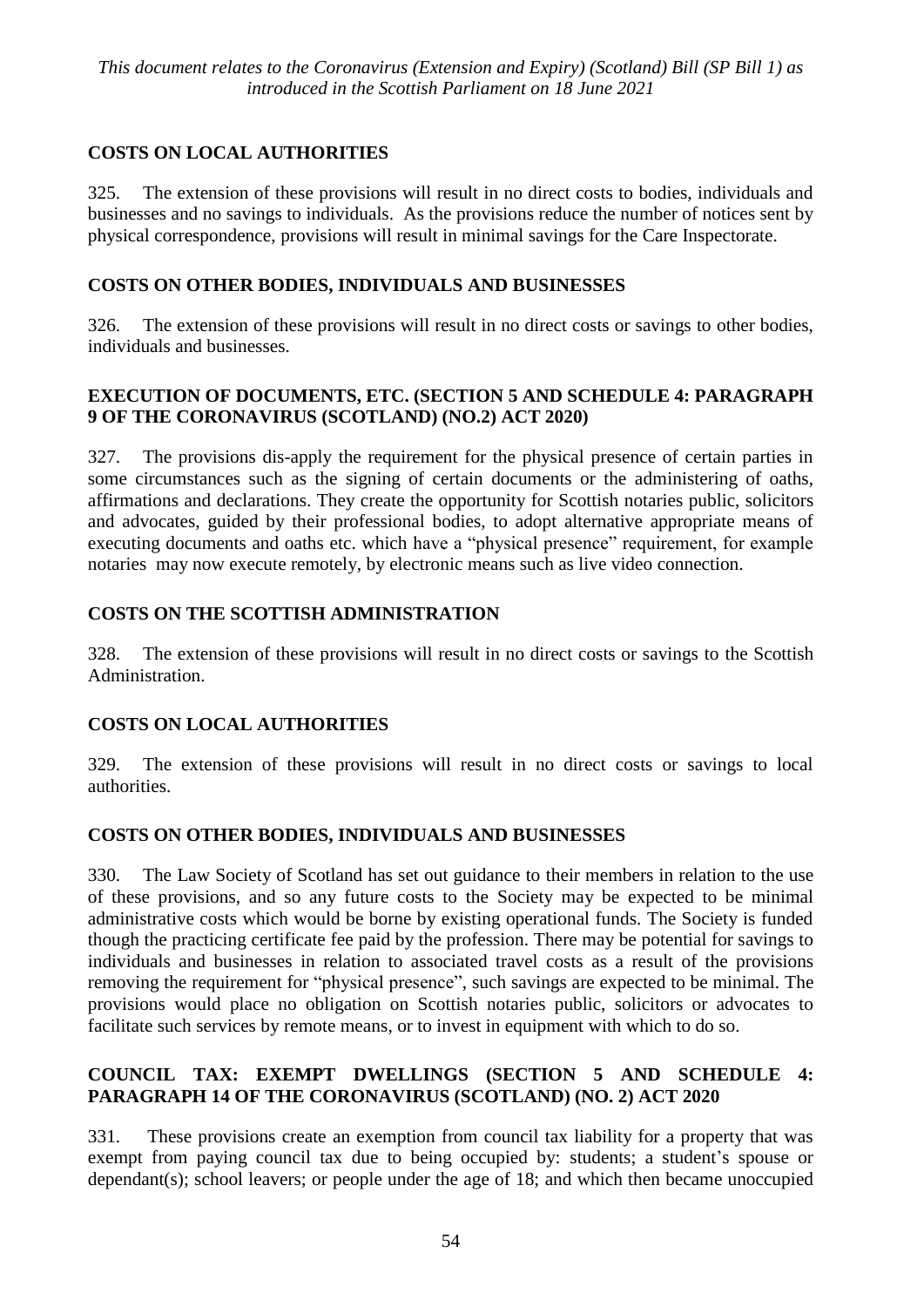## COSTS ON LOCAL AUTHORITIES

325. The extension of these provisions will result in no direct costs to bodies, individuals and businesses and no savings to individuals. As the provisions reduce the number of notices sent by physical correspondence, provisions will result in minimal savings for the Care Inspectorate.

## COSTS ON OTHER BODIES, INDIVIDUALS AND BUSINESSES

326. The extension of these provisions will result in no direct costs or savings to other bodies, individuals and businesses.

## EXECUTION OF DOCUMENTS, ETC. (SECTION 5 AND SCHEDULE 4: PARAGRAPH 9 OF THE CORONAVIRUS (SCOTLAND) (NO.2) ACT 2020)

327. The provisions dis-apply the requirement for the physical presence of certain parties in some circumstances such as the signing of certain documents or the administering of oaths, affirmations and declarations. They create the opportunity for Scottish notaries public, solicitors and advocates, guided by their professional bodies, to adopt alternative appropriate means of executing documents and oaths etc. which have a "physical presence" requirement, for example notaries may now execute remotely, by electronic means such as live video connection.

## COSTS ON THE SCOTTISH ADMINISTRATION

328. The extension of these provisions will result in no direct costs or savings to the Scottish Administration.

## COSTS ON LOCAL AUTHORITIES

329. The extension of these provisions will result in no direct costs or savings to local authorities.

## COSTS ON OTHER BODIES, INDIVIDUALS AND BUSINESSES

330. The Law Society of Scotland has set out guidance to their members in relation to the use of these provisions, and so any future costs to the Society may be expected to be minimal administrative costs which would be borne by existing operational funds. The Society is funded though the practicing certificate fee paid by the profession. There may be potential for savings to individuals and businesses in relation to associated travel costs as a result of the provisions removing the requirement for "physical presence", such savings are expected to be minimal. The provisions would place no obligation on Scottish notaries public, solicitors or advocates to facilitate such services by remote means, or to invest in equipment with which to do so.

## COUNCIL TAX: EXEMPT DWELLINGS (SECTION 5 AND SCHEDULE 4: PARAGRAPH 14 OF THE CORONAVIRUS (SCOTLAND) (NO. 2) ACT 2020

331. These provisions create an exemption from council tax liability for a property that was exempt from paying council tax due to being occupied by: students; a student's spouse or dependant(s); school leavers; or people under the age of 18; and which then became unoccupied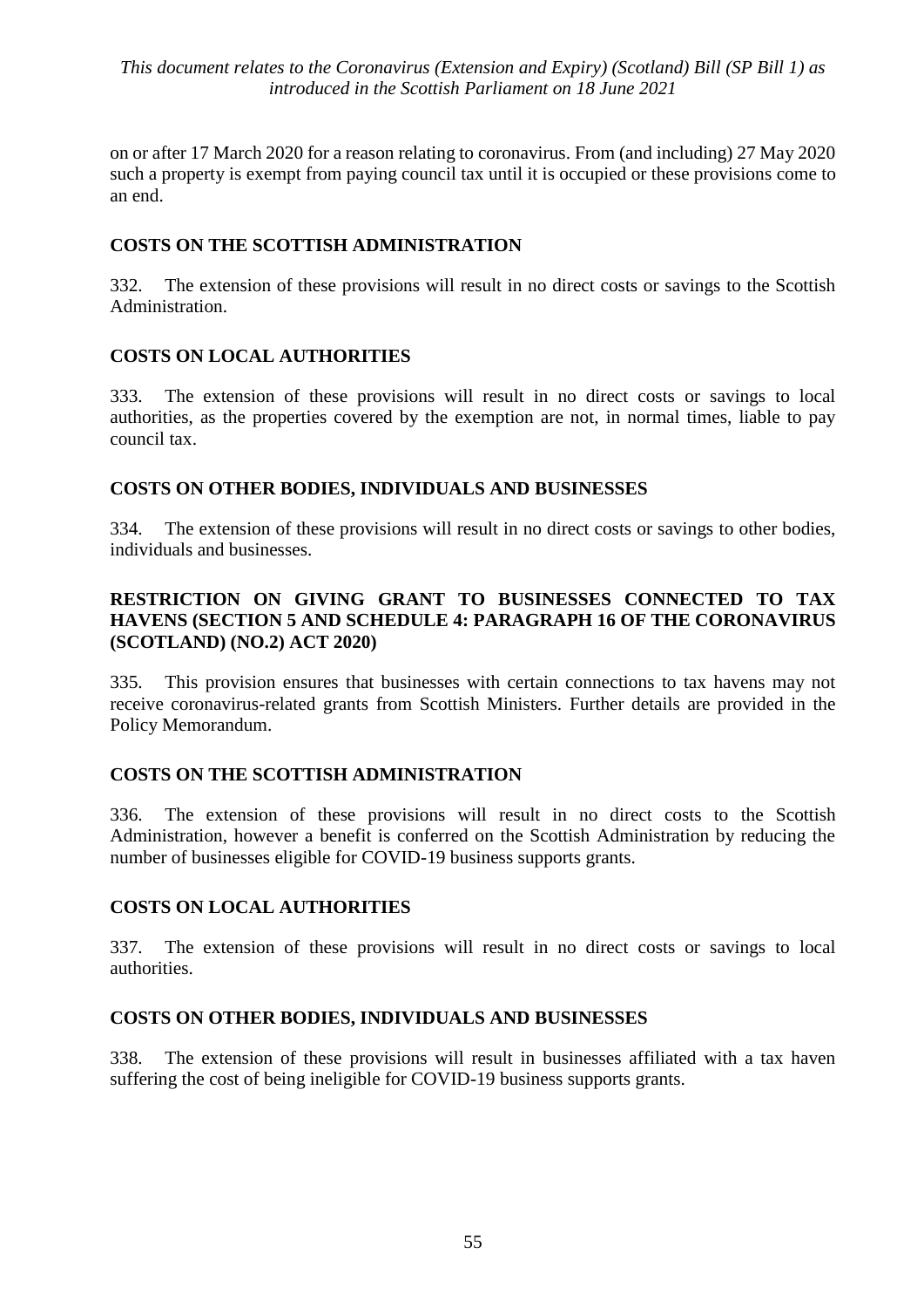on or after 17 March 2020 for a reason relating to coronavirus. From (and including) 27 May 2020 such a property is exempt from paying council tax until it is occupied or these provisions come to an end.

### COSTS ON THE SCOTTISH ADMINISTRATION

332. The extension of these provisions will result in no direct costs or savings to the Scottish Administration.

### COSTS ON LOCAL AUTHORITIES

333. The extension of these provisions will result in no direct costs or savings to local authorities, as the properties covered by the exemption are not, in normal times, liable to pay council tax.

### COSTS ON OTHER BODIES, INDIVIDUALS AND BUSINESSES

334. The extension of these provisions will result in no direct costs or savings to other bodies, individuals and businesses.

### RESTRICTION ON GIVING GRANT TO BUSINESSES CONNECTED TO TAX HAVENS (SECTION 5 AND SCHEDULE 4: PARAGRAPH 16 OF THE CORONAVIRUS (SCOTLAND) (NO.2) ACT 2020)

335. This provision ensures that businesses with certain connections to tax havens may not receive coronavirus-related grants from Scottish Ministers. Further details are provided in the Policy Memorandum.

### COSTS ON THE SCOTTISH ADMINISTRATION

336. The extension of these provisions will result in no direct costs to the Scottish Administration, however a benefit is conferred on the Scottish Administration by reducing the number of businesses eligible for COVID-19 business supports grants.

### COSTS ON LOCAL AUTHORITIES

337. The extension of these provisions will result in no direct costs or savings to local authorities.

### COSTS ON OTHER BODIES, INDIVIDUALS AND BUSINESSES

338. The extension of these provisions will result in businesses affiliated with a tax haven suffering the cost of being ineligible for COVID-19 business supports grants.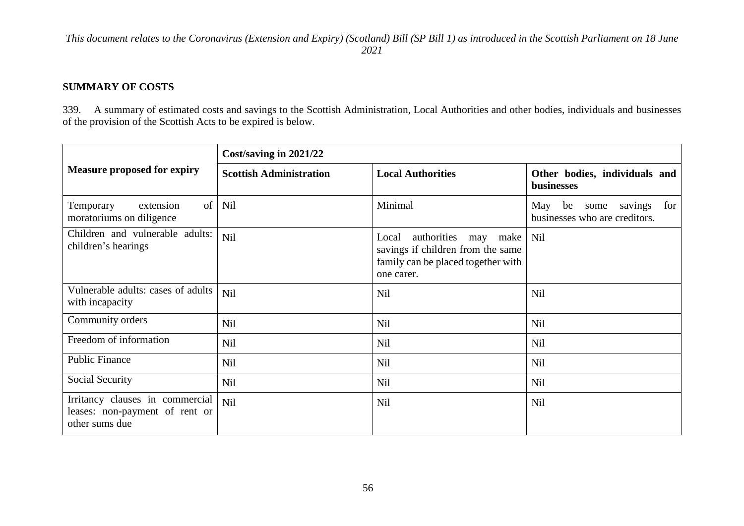## SUMMARY OF COSTS

339. A summary of estimated costs and savings to the Scottish Administration, Local Authorities and other bodies, individuals and businesses of the provision of the Scottish Acts to be expired is below.

| Measure proposed for expiry | Cost/saving in 2021/22 | | |
|---|---|---|---|
| | **Scottish Administration** | **Local Authorities** | **Other bodies, individuals and businesses** |
| Temporary extension of moratoriums on diligence | Nil | Minimal | May be some savings for businesses who are creditors. |
| Children and vulnerable adults: children's hearings | Nil | Local authorities may make savings if children from the same family can be placed together with one carer. | Nil |
| Vulnerable adults: cases of adults with incapacity | Nil | Nil | Nil |
| Community orders | Nil | Nil | Nil |
| Freedom of information | Nil | Nil | Nil |
| Public Finance | Nil | Nil | Nil |
| Social Security | Nil | Nil | Nil |
| Irritancy clauses in commercial leases: non-payment of rent or other sums due | Nil | Nil | Nil |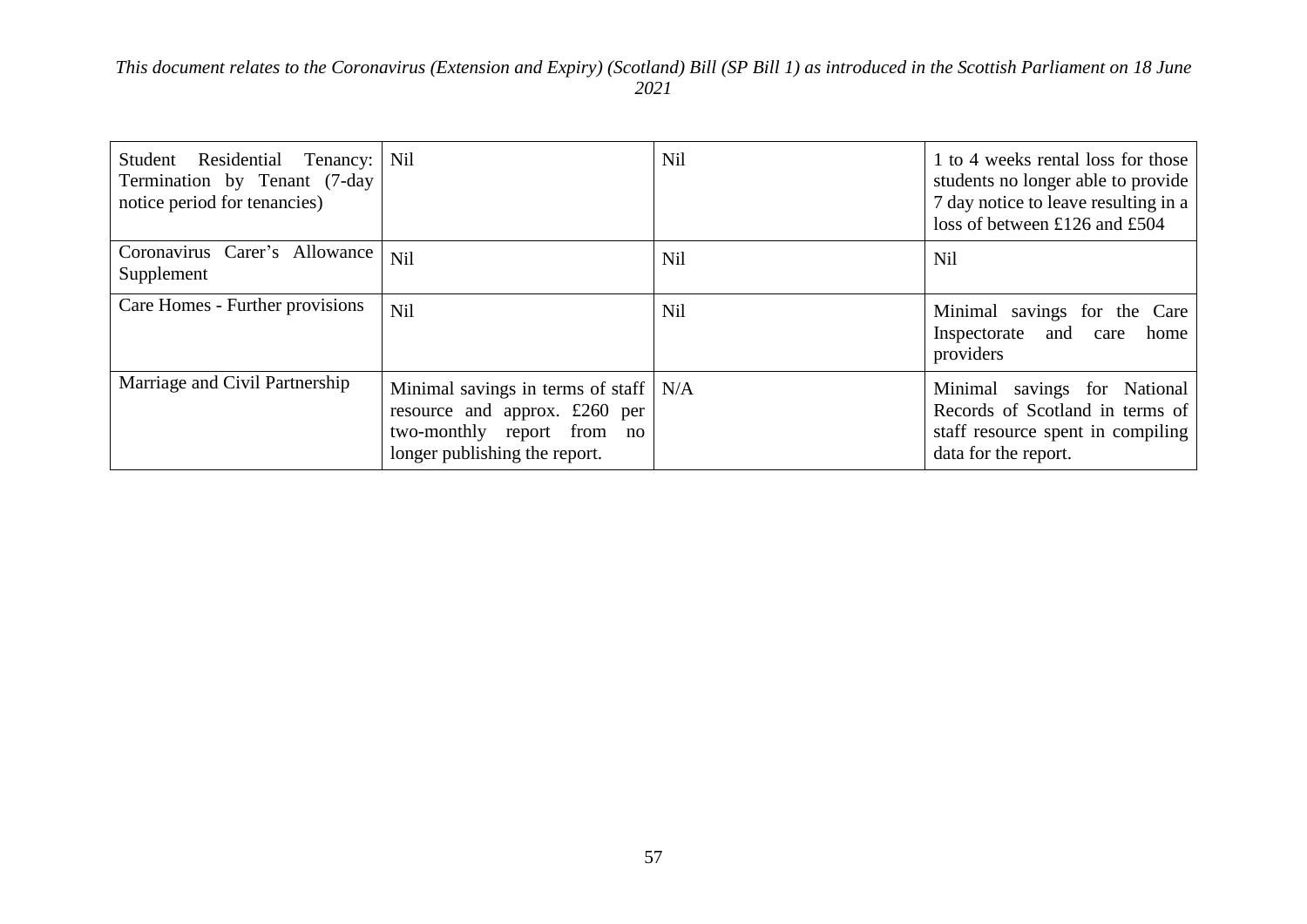| Student Residential Tenancy: Termination by Tenant (7-day notice period for tenancies) | Nil | Nil | 1 to 4 weeks rental loss for those students no longer able to provide 7 day notice to leave resulting in a loss of between £126 and £504 |
|---|---|---|---|
| Coronavirus Carer's Allowance Supplement | Nil | Nil | Nil |
| Care Homes - Further provisions | Nil | Nil | Minimal savings for the Care Inspectorate and care home providers |
| Marriage and Civil Partnership | Minimal savings in terms of staff resource and approx. £260 per two-monthly report from no longer publishing the report. | N/A | Minimal savings for National Records of Scotland in terms of staff resource spent in compiling data for the report. |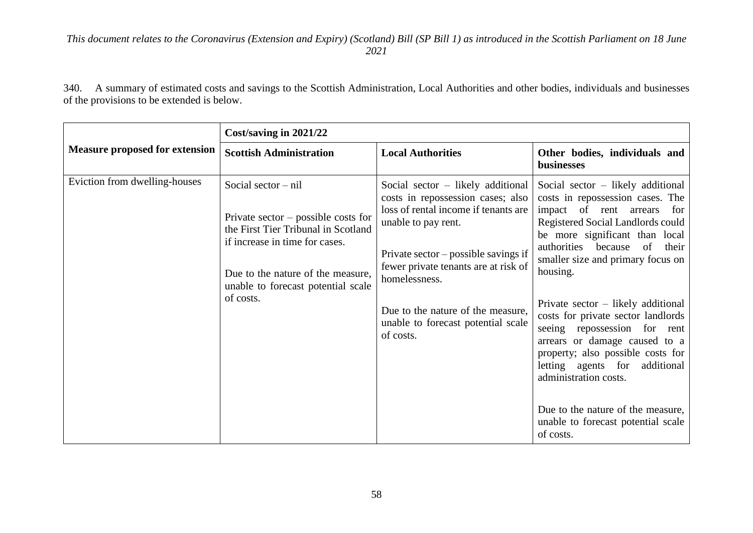340. A summary of estimated costs and savings to the Scottish Administration, Local Authorities and other bodies, individuals and businesses of the provisions to be extended is below.

| Measure proposed for extension | Cost/saving in 2021/22 | | |
|---|---|---|---|
| | **Scottish Administration** | **Local Authorities** | **Other bodies, individuals and businesses** |
| Eviction from dwelling-houses | Social sector – nil<br><br>Private sector – possible costs for the First Tier Tribunal in Scotland if increase in time for cases.<br><br>Due to the nature of the measure, unable to forecast potential scale of costs. | Social sector – likely additional costs in repossession cases; also loss of rental income if tenants are unable to pay rent.<br><br>Private sector – possible savings if fewer private tenants are at risk of homelessness.<br><br>Due to the nature of the measure, unable to forecast potential scale of costs. | Social sector – likely additional costs in repossession cases. The impact of rent arrears for Registered Social Landlords could be more significant than local authorities because of their smaller size and primary focus on housing.<br><br>Private sector – likely additional costs for private sector landlords seeing repossession for rent arrears or damage caused to a property; also possible costs for letting agents for additional administration costs.<br><br>Due to the nature of the measure, unable to forecast potential scale of costs. |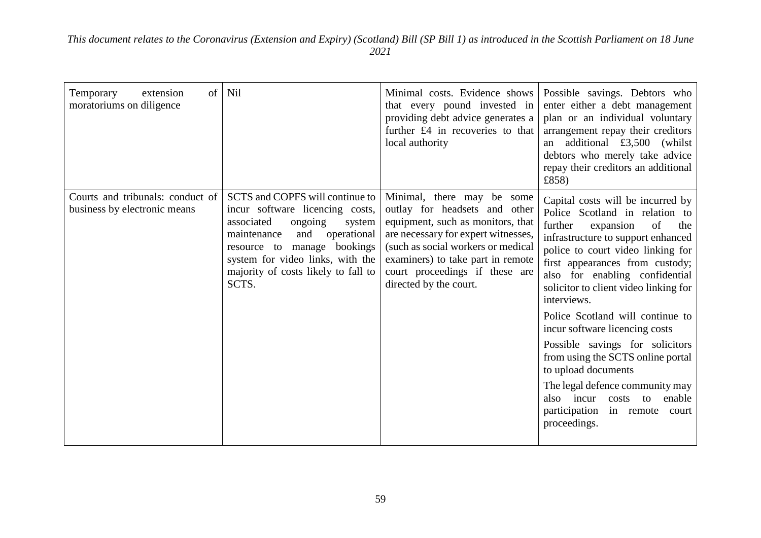| Temporary extension of moratoriums on diligence | Nil | Minimal costs. Evidence shows that every pound invested in providing debt advice generates a further £4 in recoveries to that local authority | Possible savings. Debtors who enter either a debt management plan or an individual voluntary arrangement repay their creditors an additional £3,500 (whilst debtors who merely take advice repay their creditors an additional £858) |
|---|---|---|---|
| Courts and tribunals: conduct of business by electronic means | SCTS and COPFS will continue to incur software licencing costs, associated ongoing system maintenance and operational resource to manage bookings system for video links, with the majority of costs likely to fall to SCTS. | Minimal, there may be some outlay for headsets and other equipment, such as monitors, that are necessary for expert witnesses, (such as social workers or medical examiners) to take part in remote court proceedings if these are directed by the court. | Capital costs will be incurred by Police Scotland in relation to further expansion of the infrastructure to support enhanced police to court video linking for first appearances from custody; also for enabling confidential solicitor to client video linking for interviews.<br><br>Police Scotland will continue to incur software licencing costs<br><br>Possible savings for solicitors from using the SCTS online portal to upload documents<br><br>The legal defence community may also incur costs to enable participation in remote court proceedings. |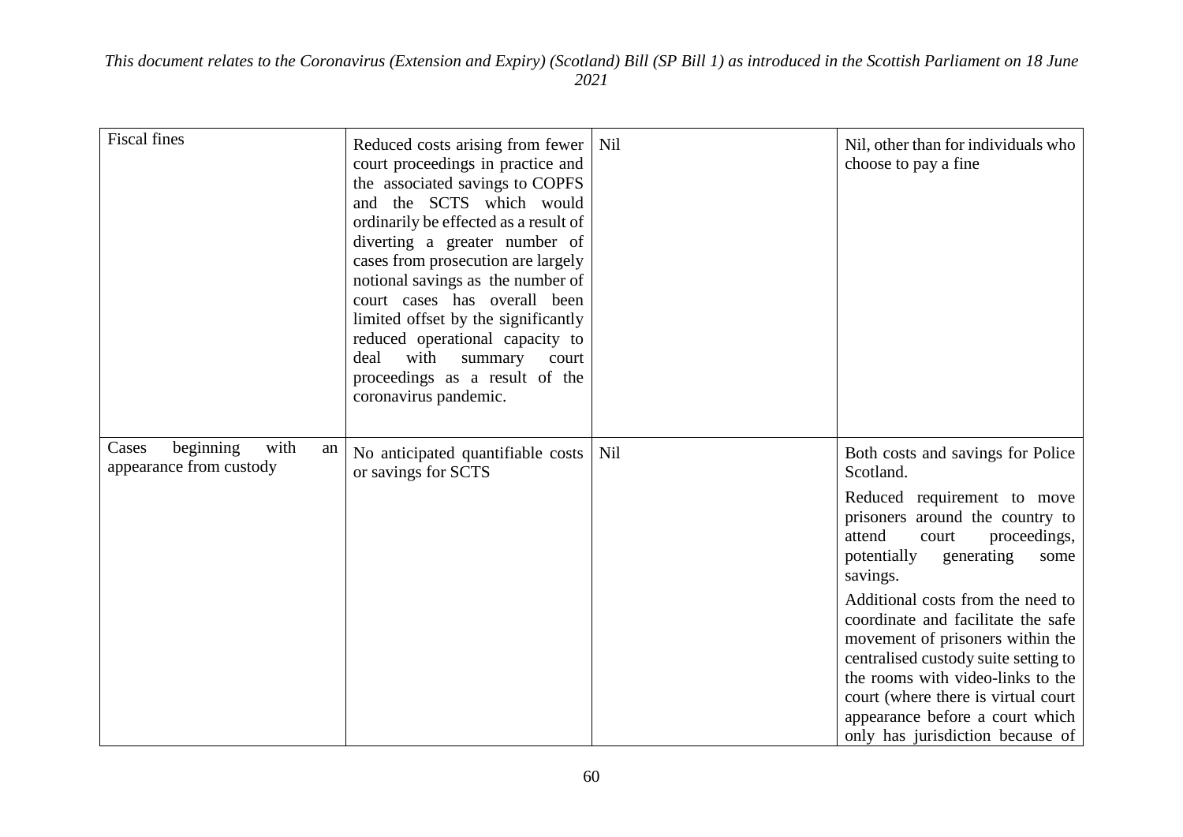| | | | |
|---|---|---|---|
| Fiscal fines | Reduced costs arising from fewer court proceedings in practice and the associated savings to COPFS and the SCTS which would ordinarily be effected as a result of diverting a greater number of cases from prosecution are largely notional savings as the number of court cases has overall been limited offset by the significantly reduced operational capacity to deal with summary court proceedings as a result of the coronavirus pandemic. | Nil | Nil, other than for individuals who choose to pay a fine |
| Cases beginning with an appearance from custody | No anticipated quantifiable costs or savings for SCTS | Nil | Both costs and savings for Police Scotland.<br><br>Reduced requirement to move prisoners around the country to attend court proceedings, potentially generating some savings.<br><br>Additional costs from the need to coordinate and facilitate the safe movement of prisoners within the centralised custody suite setting to the rooms with video-links to the court (where there is virtual court appearance before a court which only has jurisdiction because of |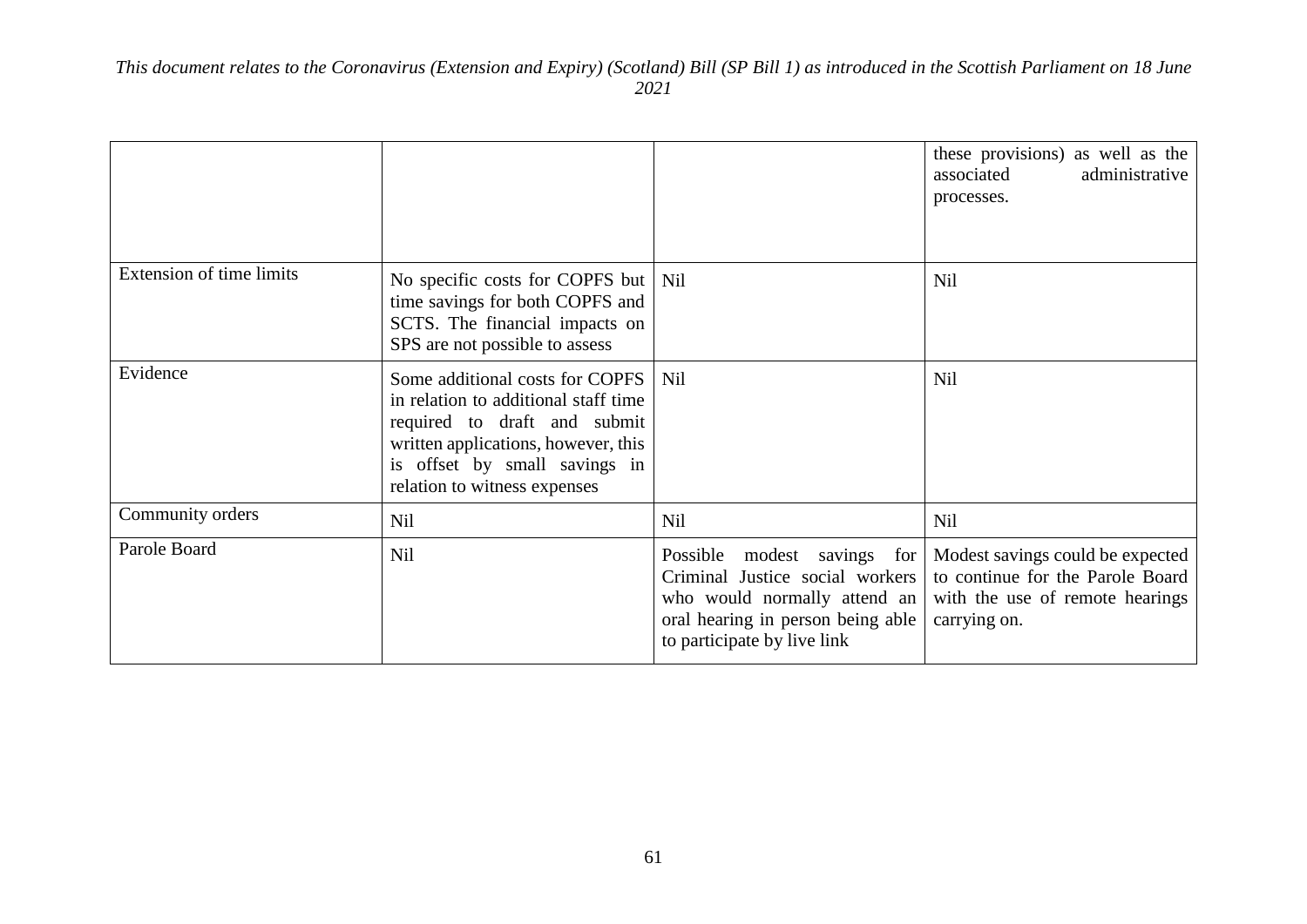| | | | |
|---|---|---|---|
| | | | these provisions) as well as the associated administrative processes. |
| Extension of time limits | No specific costs for COPFS but time savings for both COPFS and SCTS. The financial impacts on SPS are not possible to assess | Nil | Nil |
| Evidence | Some additional costs for COPFS in relation to additional staff time required to draft and submit written applications, however, this is offset by small savings in relation to witness expenses | Nil | Nil |
| Community orders | Nil | Nil | Nil |
| Parole Board | Nil | Possible modest savings for Criminal Justice social workers who would normally attend an oral hearing in person being able to participate by live link | Modest savings could be expected to continue for the Parole Board with the use of remote hearings carrying on. |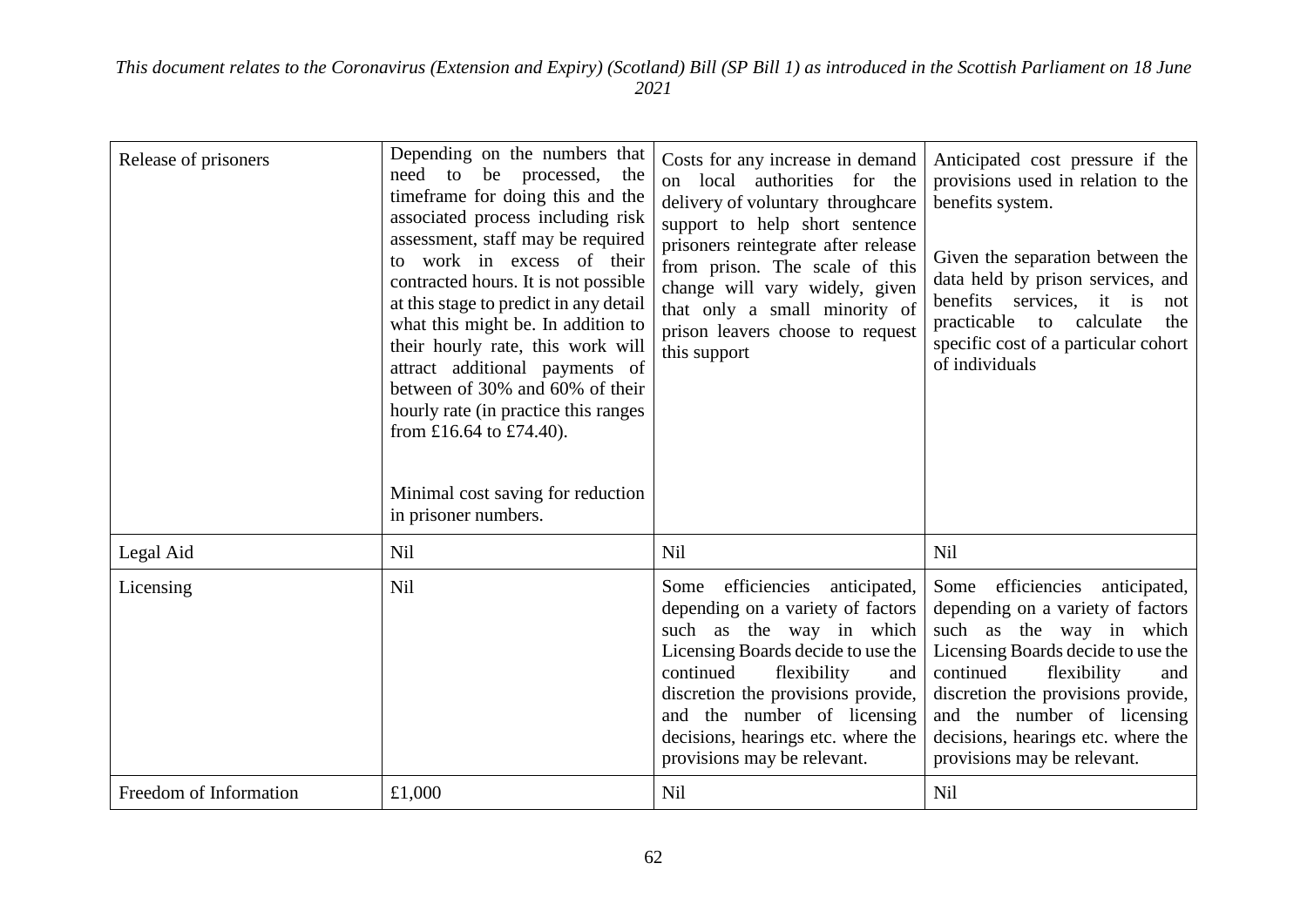| Release of prisoners | Depending on the numbers that need to be processed, the timeframe for doing this and the associated process including risk assessment, staff may be required to work in excess of their contracted hours. It is not possible at this stage to predict in any detail what this might be. In addition to their hourly rate, this work will attract additional payments of between of 30% and 60% of their hourly rate (in practice this ranges from £16.64 to £74.40).<br><br>Minimal cost saving for reduction in prisoner numbers. | Costs for any increase in demand on local authorities for the delivery of voluntary throughcare support to help short sentence prisoners reintegrate after release from prison. The scale of this change will vary widely, given that only a small minority of prison leavers choose to request this support | Anticipated cost pressure if the provisions used in relation to the benefits system.<br><br>Given the separation between the data held by prison services, and benefits services, it is not practicable to calculate the specific cost of a particular cohort of individuals |
|---|---|---|---|
| Legal Aid | Nil | Nil | Nil |
| Licensing | Nil | Some efficiencies anticipated, depending on a variety of factors such as the way in which Licensing Boards decide to use the continued flexibility and discretion the provisions provide, and the number of licensing decisions, hearings etc. where the provisions may be relevant. | Some efficiencies anticipated, depending on a variety of factors such as the way in which Licensing Boards decide to use the continued flexibility and discretion the provisions provide, and the number of licensing decisions, hearings etc. where the provisions may be relevant. |
| Freedom of Information | £1,000 | Nil | Nil |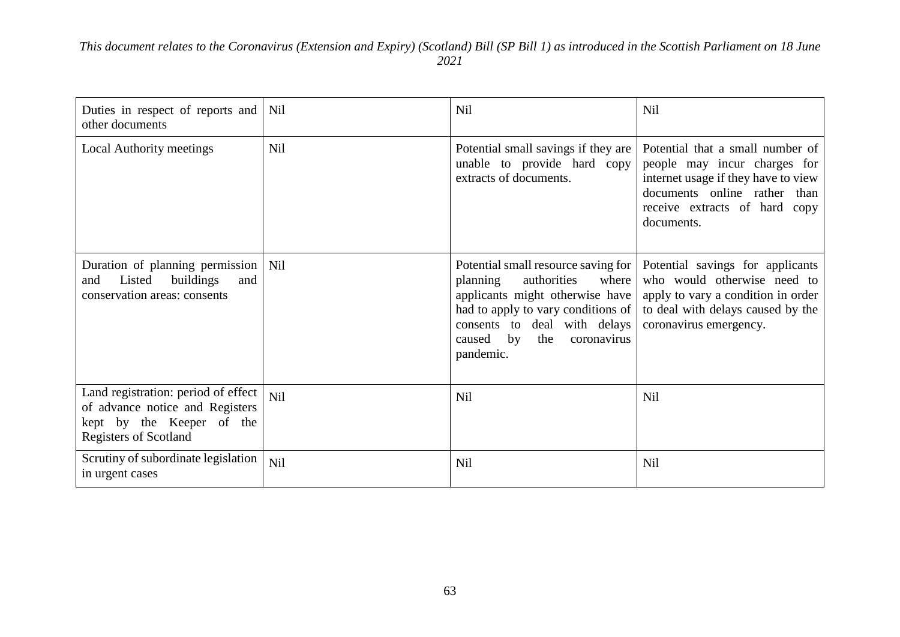| Duties in respect of reports and other documents | Nil | Nil | Nil |
|---|---|---|---|
| Local Authority meetings | Nil | Potential small savings if they are unable to provide hard copy extracts of documents. | Potential that a small number of people may incur charges for internet usage if they have to view documents online rather than receive extracts of hard copy documents. |
| Duration of planning permission and Listed buildings and conservation areas: consents | Nil | Potential small resource saving for planning authorities where applicants might otherwise have had to apply to vary conditions of consents to deal with delays caused by the coronavirus pandemic. | Potential savings for applicants who would otherwise need to apply to vary a condition in order to deal with delays caused by the coronavirus emergency. |
| Land registration: period of effect of advance notice and Registers kept by the Keeper of the Registers of Scotland | Nil | Nil | Nil |
| Scrutiny of subordinate legislation in urgent cases | Nil | Nil | Nil |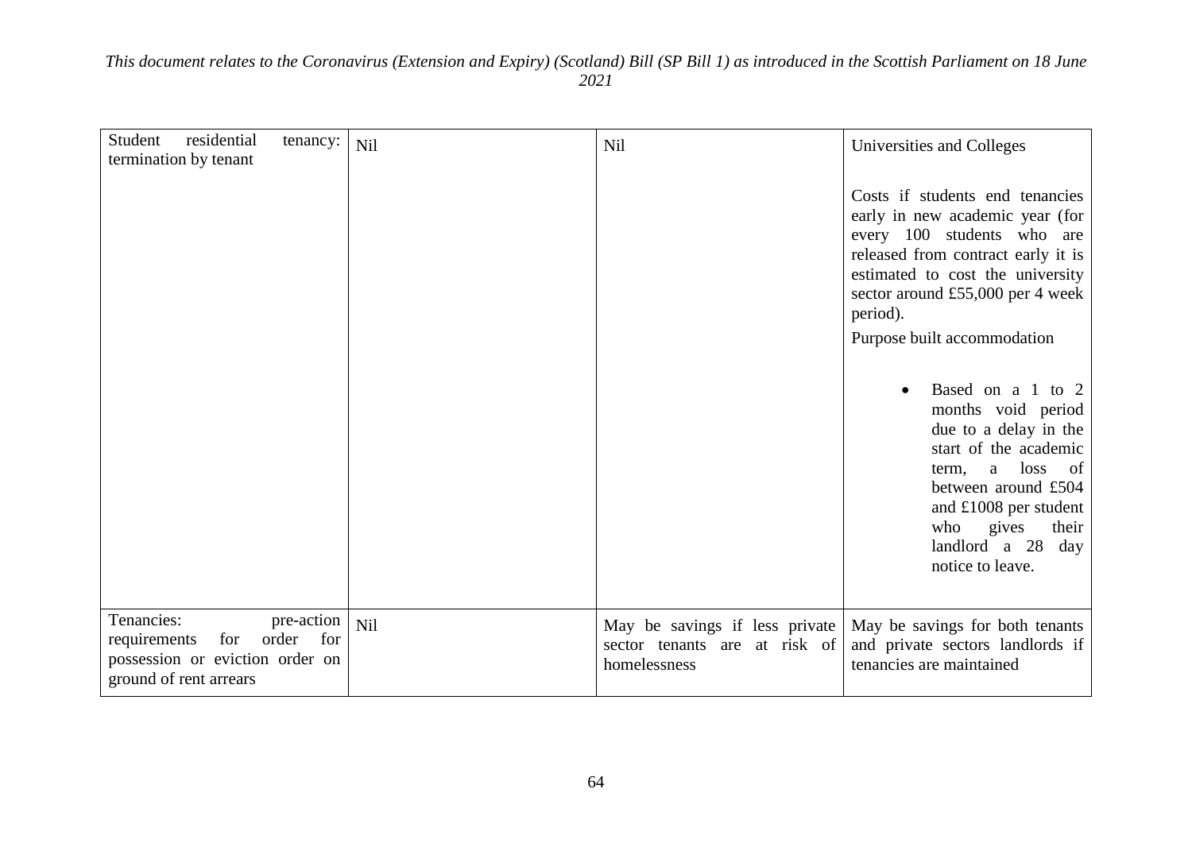| | | | |
|---|---|---|---|
| Student residential tenancy: termination by tenant | Nil | Nil | Universities and Colleges<br><br>Costs if students end tenancies early in new academic year (for every 100 students who are released from contract early it is estimated to cost the university sector around £55,000 per 4 week period).<br><br>Purpose built accommodation<br><br>• Based on a 1 to 2 months void period due to a delay in the start of the academic term, a loss of between around £504 and £1008 per student who gives their landlord a 28 day notice to leave. |
| Tenancies: pre-action requirements for order for possession or eviction order on ground of rent arrears | Nil | May be savings if less private sector tenants are at risk of homelessness | May be savings for both tenants and private sectors landlords if tenancies are maintained |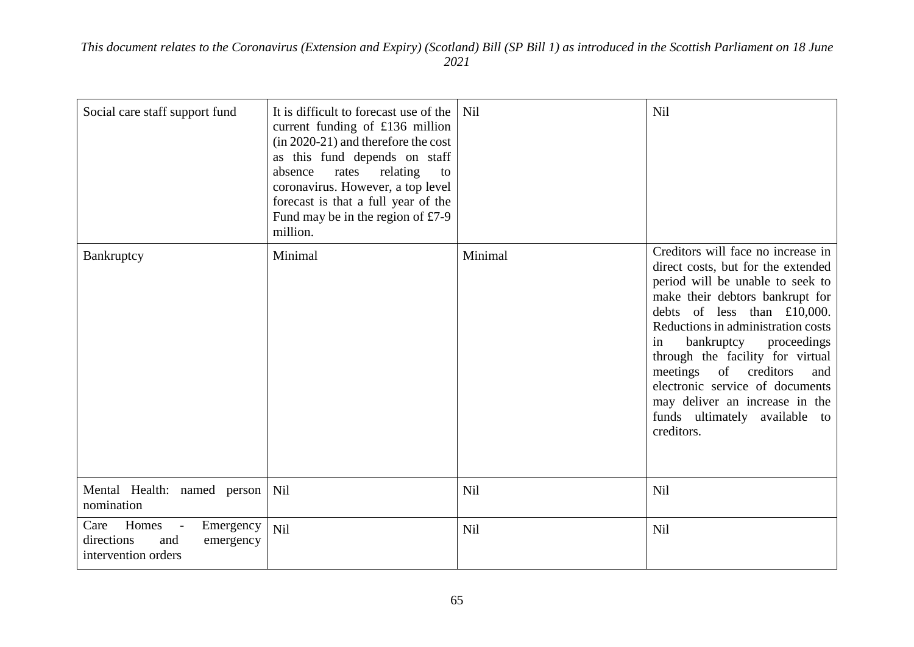| Social care staff support fund | It is difficult to forecast use of the current funding of £136 million (in 2020-21) and therefore the cost as this fund depends on staff absence rates relating to coronavirus. However, a top level forecast is that a full year of the Fund may be in the region of £7-9 million. | Nil | Nil |
|---|---|---|---|
| Bankruptcy | Minimal | Minimal | Creditors will face no increase in direct costs, but for the extended period will be unable to seek to make their debtors bankrupt for debts of less than £10,000. Reductions in administration costs in bankruptcy proceedings through the facility for virtual meetings of creditors and electronic service of documents may deliver an increase in the funds ultimately available to creditors. |
| Mental Health: named person nomination | Nil | Nil | Nil |
| Care Homes - Emergency directions and emergency intervention orders | Nil | Nil | Nil |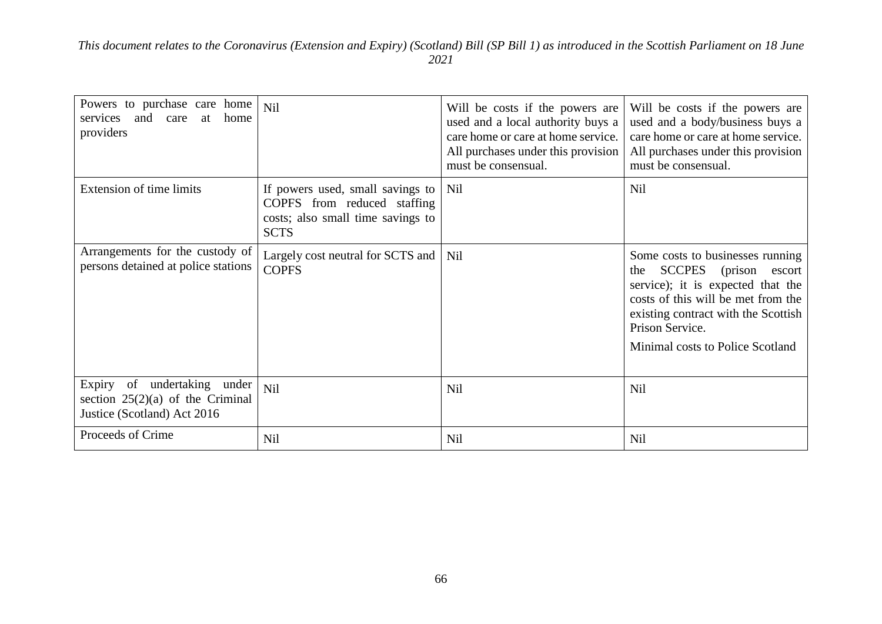| | | | |
|---|---|---|---|
| Powers to purchase care home services and care at home providers | Nil | Will be costs if the powers are used and a local authority buys a care home or care at home service. All purchases under this provision must be consensual. | Will be costs if the powers are used and a body/business buys a care home or care at home service. All purchases under this provision must be consensual. |
| Extension of time limits | If powers used, small savings to COPFS from reduced staffing costs; also small time savings to SCTS | Nil | Nil |
| Arrangements for the custody of persons detained at police stations | Largely cost neutral for SCTS and COPFS | Nil | Some costs to businesses running the SCCPES (prison escort service); it is expected that the costs of this will be met from the existing contract with the Scottish Prison Service.<br><br>Minimal costs to Police Scotland |
| Expiry of undertaking under section 25(2)(a) of the Criminal Justice (Scotland) Act 2016 | Nil | Nil | Nil |
| Proceeds of Crime | Nil | Nil | Nil |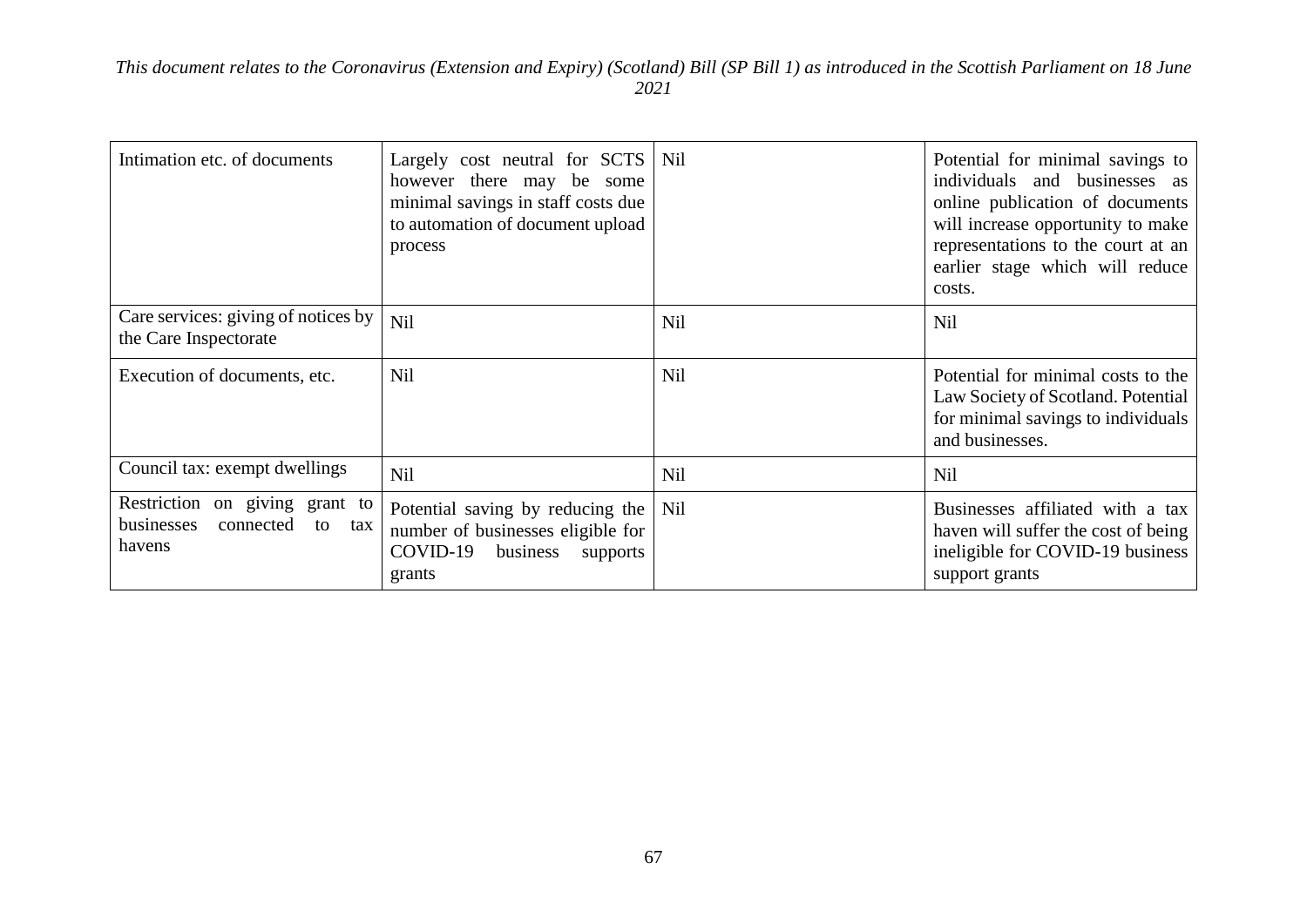| Intimation etc. of documents | Largely cost neutral for SCTS however there may be some minimal savings in staff costs due to automation of document upload process | Nil | Potential for minimal savings to individuals and businesses as online publication of documents will increase opportunity to make representations to the court at an earlier stage which will reduce costs. |
|---|---|---|---|
| Care services: giving of notices by the Care Inspectorate | Nil | Nil | Nil |
| Execution of documents, etc. | Nil | Nil | Potential for minimal costs to the Law Society of Scotland. Potential for minimal savings to individuals and businesses. |
| Council tax: exempt dwellings | Nil | Nil | Nil |
| Restriction on giving grant to businesses connected to tax havens | Potential saving by reducing the number of businesses eligible for COVID-19 business supports grants | Nil | Businesses affiliated with a tax haven will suffer the cost of being ineligible for COVID-19 business support grants |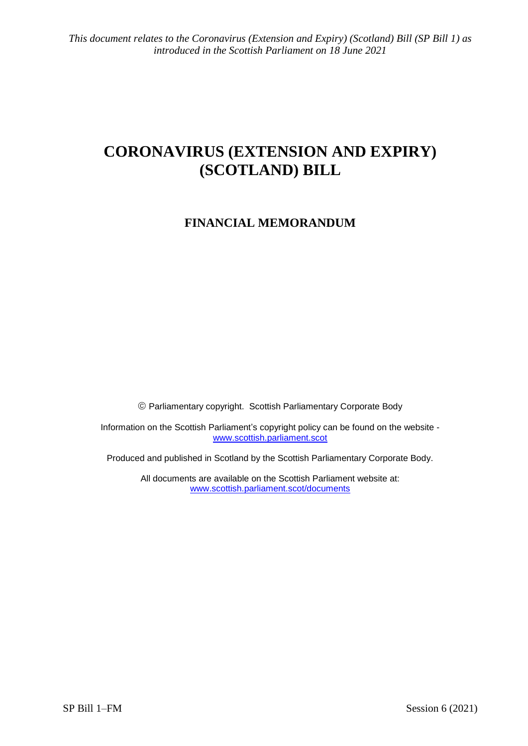*This document relates to the Coronavirus (Extension and Expiry) (Scotland) Bill (SP Bill 1) as introduced in the Scottish Parliament on 18 June 2021*

# CORONAVIRUS (EXTENSION AND EXPIRY) (SCOTLAND) BILL

## FINANCIAL MEMORANDUM

© Parliamentary copyright. Scottish Parliamentary Corporate Body

Information on the Scottish Parliament's copyright policy can be found on the website - www.scottish.parliament.scot

Produced and published in Scotland by the Scottish Parliamentary Corporate Body.

All documents are available on the Scottish Parliament website at: www.scottish.parliament.scot/documents

SP Bill 1–FM

Session 6 (2021)